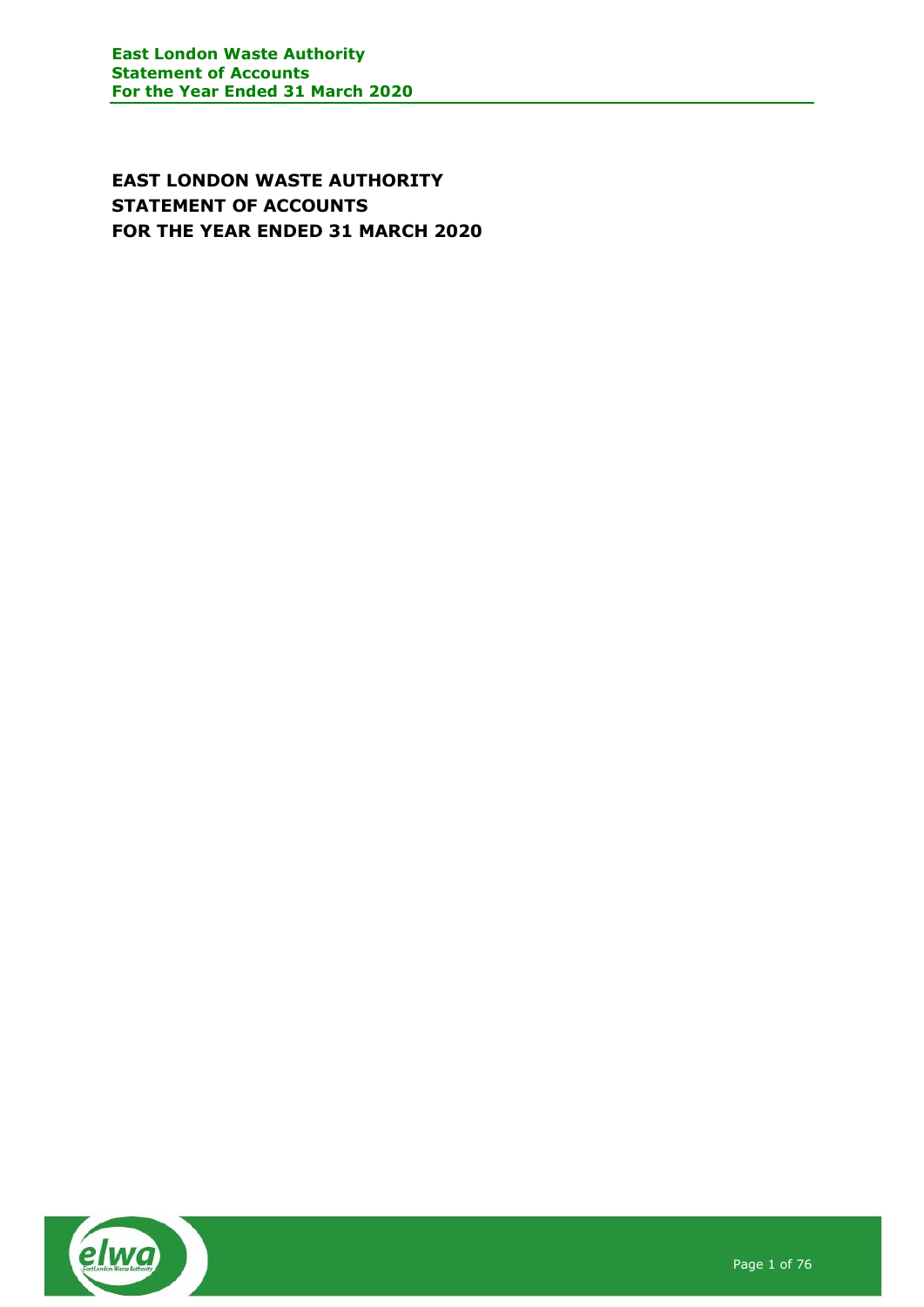# EAST LONDON WASTE AUTHORITY
# STATEMENT OF ACCOUNTS
# FOR THE YEAR ENDED 31 MARCH 2020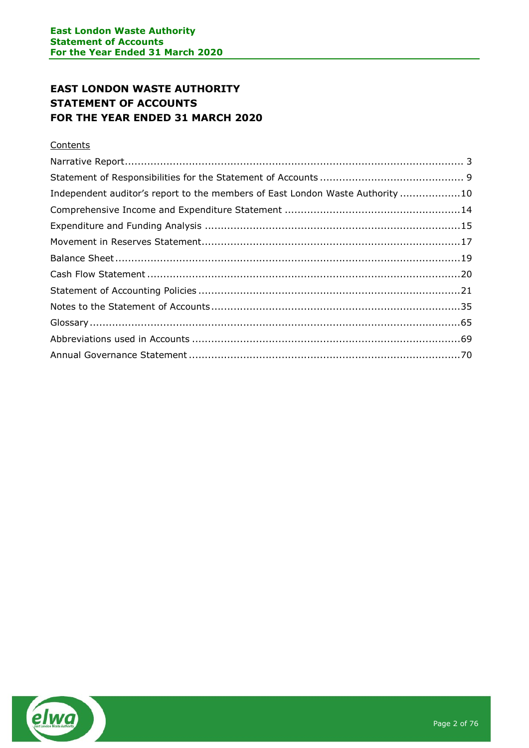# EAST LONDON WASTE AUTHORITY
# STATEMENT OF ACCOUNTS
# FOR THE YEAR ENDED 31 MARCH 2020

Contents

| | |
|---|---|
| Narrative Report | 3 |
| Statement of Responsibilities for the Statement of Accounts | 9 |
| Independent auditor's report to the members of East London Waste Authority | 10 |
| Comprehensive Income and Expenditure Statement | 14 |
| Expenditure and Funding Analysis | 15 |
| Movement in Reserves Statement | 17 |
| Balance Sheet | 19 |
| Cash Flow Statement | 20 |
| Statement of Accounting Policies | 21 |
| Notes to the Statement of Accounts | 35 |
| Glossary | 65 |
| Abbreviations used in Accounts | 69 |
| Annual Governance Statement | 70 |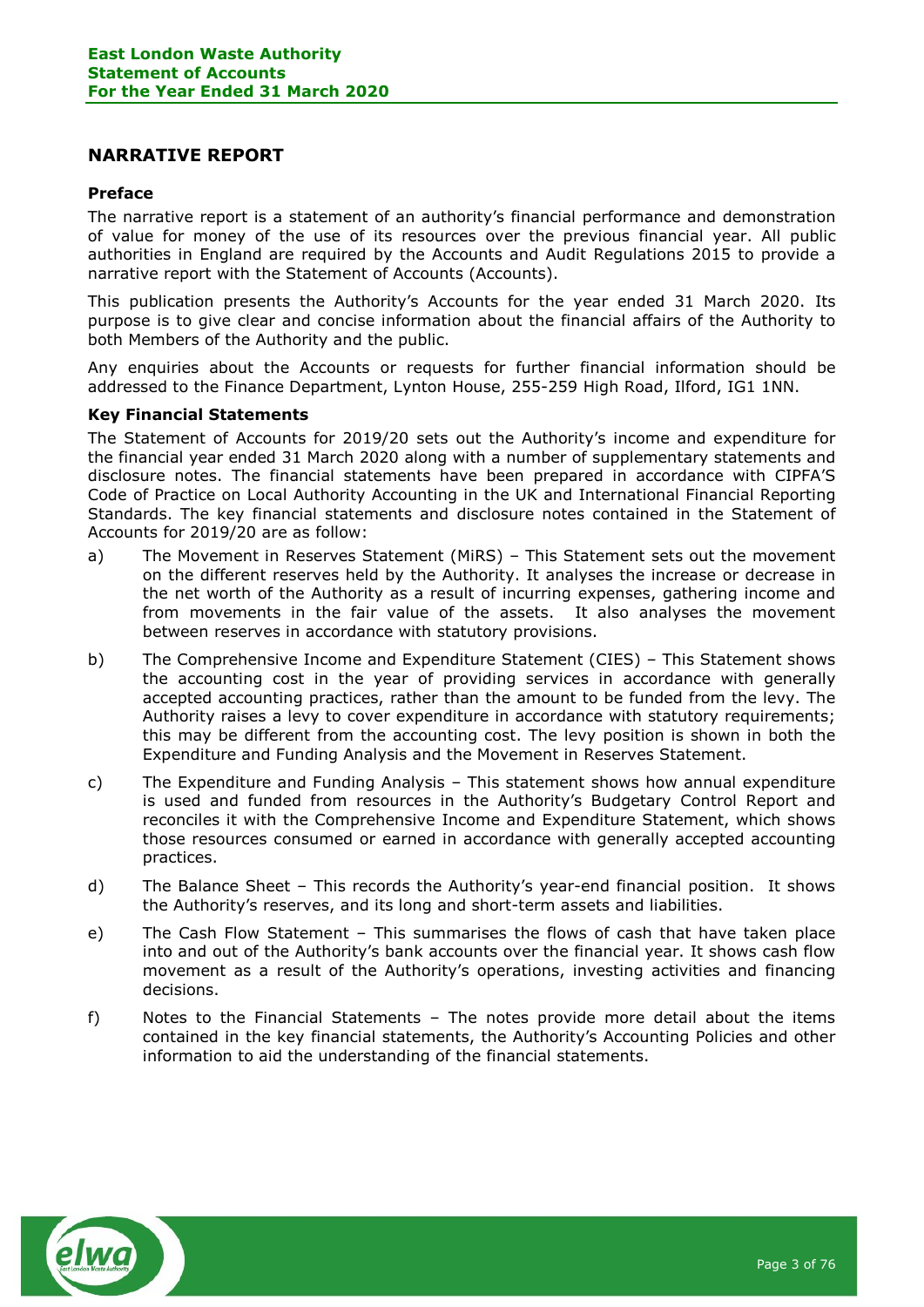## NARRATIVE REPORT

### Preface

The narrative report is a statement of an authority's financial performance and demonstration of value for money of the use of its resources over the previous financial year. All public authorities in England are required by the Accounts and Audit Regulations 2015 to provide a narrative report with the Statement of Accounts (Accounts).

This publication presents the Authority's Accounts for the year ended 31 March 2020. Its purpose is to give clear and concise information about the financial affairs of the Authority to both Members of the Authority and the public.

Any enquiries about the Accounts or requests for further financial information should be addressed to the Finance Department, Lynton House, 255-259 High Road, Ilford, IG1 1NN.

### Key Financial Statements

The Statement of Accounts for 2019/20 sets out the Authority's income and expenditure for the financial year ended 31 March 2020 along with a number of supplementary statements and disclosure notes. The financial statements have been prepared in accordance with CIPFA'S Code of Practice on Local Authority Accounting in the UK and International Financial Reporting Standards. The key financial statements and disclosure notes contained in the Statement of Accounts for 2019/20 are as follow:

a) The Movement in Reserves Statement (MiRS) – This Statement sets out the movement on the different reserves held by the Authority. It analyses the increase or decrease in the net worth of the Authority as a result of incurring expenses, gathering income and from movements in the fair value of the assets. It also analyses the movement between reserves in accordance with statutory provisions.

b) The Comprehensive Income and Expenditure Statement (CIES) – This Statement shows the accounting cost in the year of providing services in accordance with generally accepted accounting practices, rather than the amount to be funded from the levy. The Authority raises a levy to cover expenditure in accordance with statutory requirements; this may be different from the accounting cost. The levy position is shown in both the Expenditure and Funding Analysis and the Movement in Reserves Statement.

c) The Expenditure and Funding Analysis – This statement shows how annual expenditure is used and funded from resources in the Authority's Budgetary Control Report and reconciles it with the Comprehensive Income and Expenditure Statement, which shows those resources consumed or earned in accordance with generally accepted accounting practices.

d) The Balance Sheet – This records the Authority's year-end financial position. It shows the Authority's reserves, and its long and short-term assets and liabilities.

e) The Cash Flow Statement – This summarises the flows of cash that have taken place into and out of the Authority's bank accounts over the financial year. It shows cash flow movement as a result of the Authority's operations, investing activities and financing decisions.

f) Notes to the Financial Statements – The notes provide more detail about the items contained in the key financial statements, the Authority's Accounting Policies and other information to aid the understanding of the financial statements.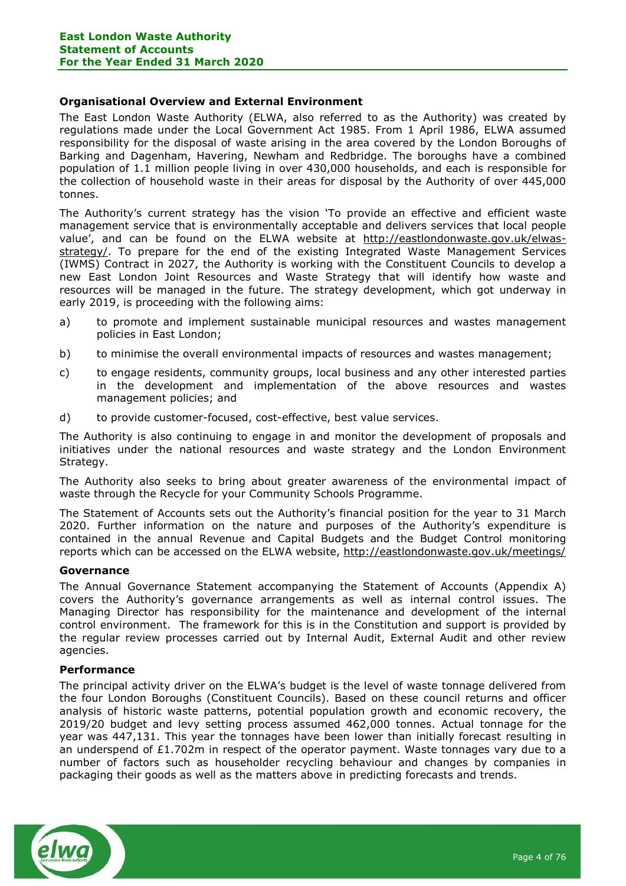## Organisational Overview and External Environment

The East London Waste Authority (ELWA, also referred to as the Authority) was created by regulations made under the Local Government Act 1985. From 1 April 1986, ELWA assumed responsibility for the disposal of waste arising in the area covered by the London Boroughs of Barking and Dagenham, Havering, Newham and Redbridge. The boroughs have a combined population of 1.1 million people living in over 430,000 households, and each is responsible for the collection of household waste in their areas for disposal by the Authority of over 445,000 tonnes.

The Authority's current strategy has the vision 'To provide an effective and efficient waste management service that is environmentally acceptable and delivers services that local people value', and can be found on the ELWA website at http://eastlondonwaste.gov.uk/elwas-strategy/. To prepare for the end of the existing Integrated Waste Management Services (IWMS) Contract in 2027, the Authority is working with the Constituent Councils to develop a new East London Joint Resources and Waste Strategy that will identify how waste and resources will be managed in the future. The strategy development, which got underway in early 2019, is proceeding with the following aims:

a) to promote and implement sustainable municipal resources and wastes management policies in East London;

b) to minimise the overall environmental impacts of resources and wastes management;

c) to engage residents, community groups, local business and any other interested parties in the development and implementation of the above resources and wastes management policies; and

d) to provide customer-focused, cost-effective, best value services.

The Authority is also continuing to engage in and monitor the development of proposals and initiatives under the national resources and waste strategy and the London Environment Strategy.

The Authority also seeks to bring about greater awareness of the environmental impact of waste through the Recycle for your Community Schools Programme.

The Statement of Accounts sets out the Authority's financial position for the year to 31 March 2020. Further information on the nature and purposes of the Authority's expenditure is contained in the annual Revenue and Capital Budgets and the Budget Control monitoring reports which can be accessed on the ELWA website, http://eastlondonwaste.gov.uk/meetings/

## Governance

The Annual Governance Statement accompanying the Statement of Accounts (Appendix A) covers the Authority's governance arrangements as well as internal control issues. The Managing Director has responsibility for the maintenance and development of the internal control environment. The framework for this is in the Constitution and support is provided by the regular review processes carried out by Internal Audit, External Audit and other review agencies.

## Performance

The principal activity driver on the ELWA's budget is the level of waste tonnage delivered from the four London Boroughs (Constituent Councils). Based on these council returns and officer analysis of historic waste patterns, potential population growth and economic recovery, the 2019/20 budget and levy setting process assumed 462,000 tonnes. Actual tonnage for the year was 447,131. This year the tonnages have been lower than initially forecast resulting in an underspend of £1.702m in respect of the operator payment. Waste tonnages vary due to a number of factors such as householder recycling behaviour and changes by companies in packaging their goods as well as the matters above in predicting forecasts and trends.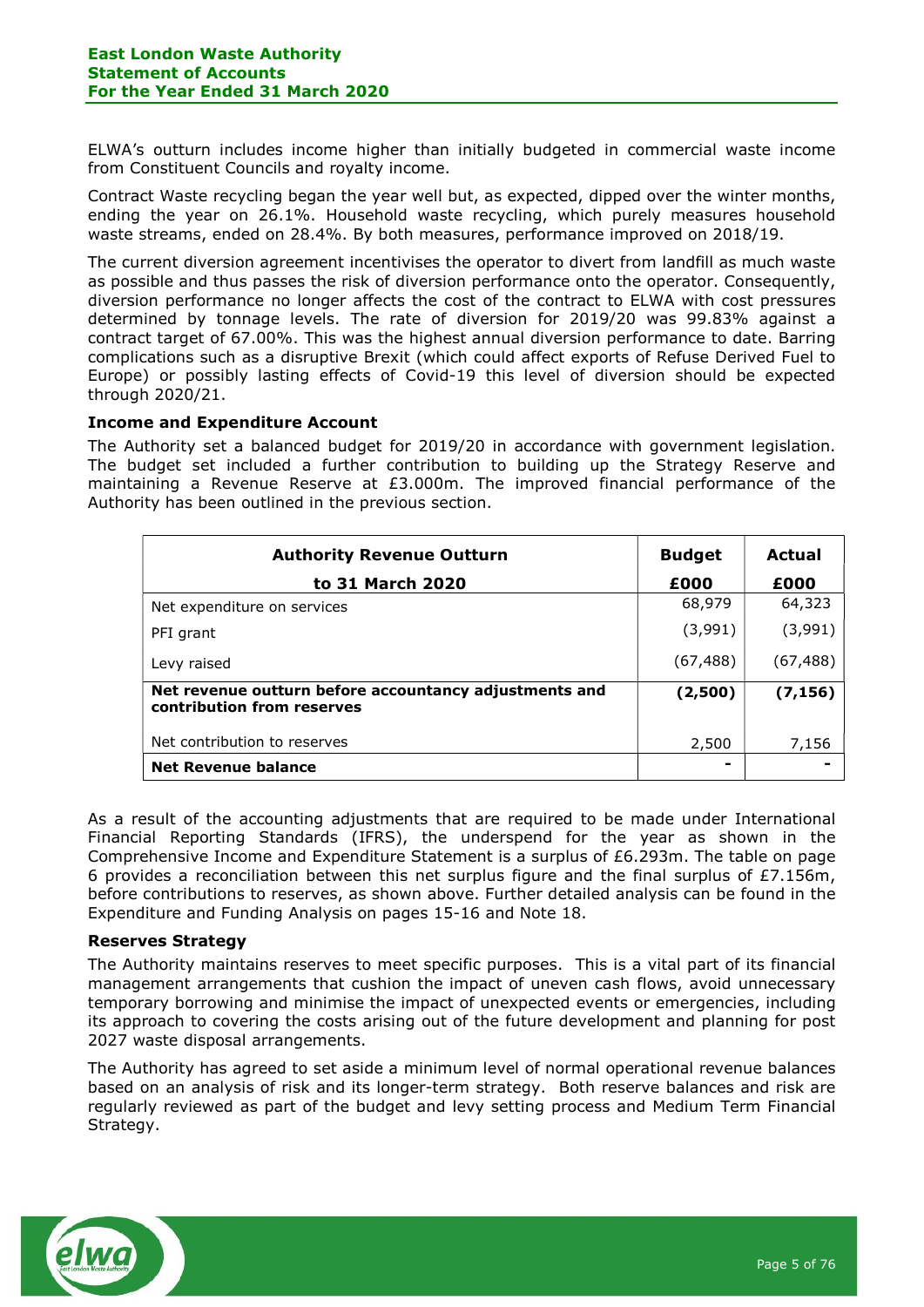ELWA's outturn includes income higher than initially budgeted in commercial waste income from Constituent Councils and royalty income.

Contract Waste recycling began the year well but, as expected, dipped over the winter months, ending the year on 26.1%. Household waste recycling, which purely measures household waste streams, ended on 28.4%. By both measures, performance improved on 2018/19.

The current diversion agreement incentivises the operator to divert from landfill as much waste as possible and thus passes the risk of diversion performance onto the operator. Consequently, diversion performance no longer affects the cost of the contract to ELWA with cost pressures determined by tonnage levels. The rate of diversion for 2019/20 was 99.83% against a contract target of 67.00%. This was the highest annual diversion performance to date. Barring complications such as a disruptive Brexit (which could affect exports of Refuse Derived Fuel to Europe) or possibly lasting effects of Covid-19 this level of diversion should be expected through 2020/21.

### Income and Expenditure Account

The Authority set a balanced budget for 2019/20 in accordance with government legislation. The budget set included a further contribution to building up the Strategy Reserve and maintaining a Revenue Reserve at £3.000m. The improved financial performance of the Authority has been outlined in the previous section.

| **Authority Revenue Outturn to 31 March 2020** | **Budget £000** | **Actual £000** |
|---|---|---|
| Net expenditure on services | 68,979 | 64,323 |
| PFI grant | (3,991) | (3,991) |
| Levy raised | (67,488) | (67,488) |
| **Net revenue outturn before accountancy adjustments and contribution from reserves** | **(2,500)** | **(7,156)** |
| Net contribution to reserves | 2,500 | 7,156 |
| **Net Revenue balance** | **-** | **-** |

As a result of the accounting adjustments that are required to be made under International Financial Reporting Standards (IFRS), the underspend for the year as shown in the Comprehensive Income and Expenditure Statement is a surplus of £6.293m. The table on page 6 provides a reconciliation between this net surplus figure and the final surplus of £7.156m, before contributions to reserves, as shown above. Further detailed analysis can be found in the Expenditure and Funding Analysis on pages 15-16 and Note 18.

### Reserves Strategy

The Authority maintains reserves to meet specific purposes. This is a vital part of its financial management arrangements that cushion the impact of uneven cash flows, avoid unnecessary temporary borrowing and minimise the impact of unexpected events or emergencies, including its approach to covering the costs arising out of the future development and planning for post 2027 waste disposal arrangements.

The Authority has agreed to set aside a minimum level of normal operational revenue balances based on an analysis of risk and its longer-term strategy. Both reserve balances and risk are regularly reviewed as part of the budget and levy setting process and Medium Term Financial Strategy.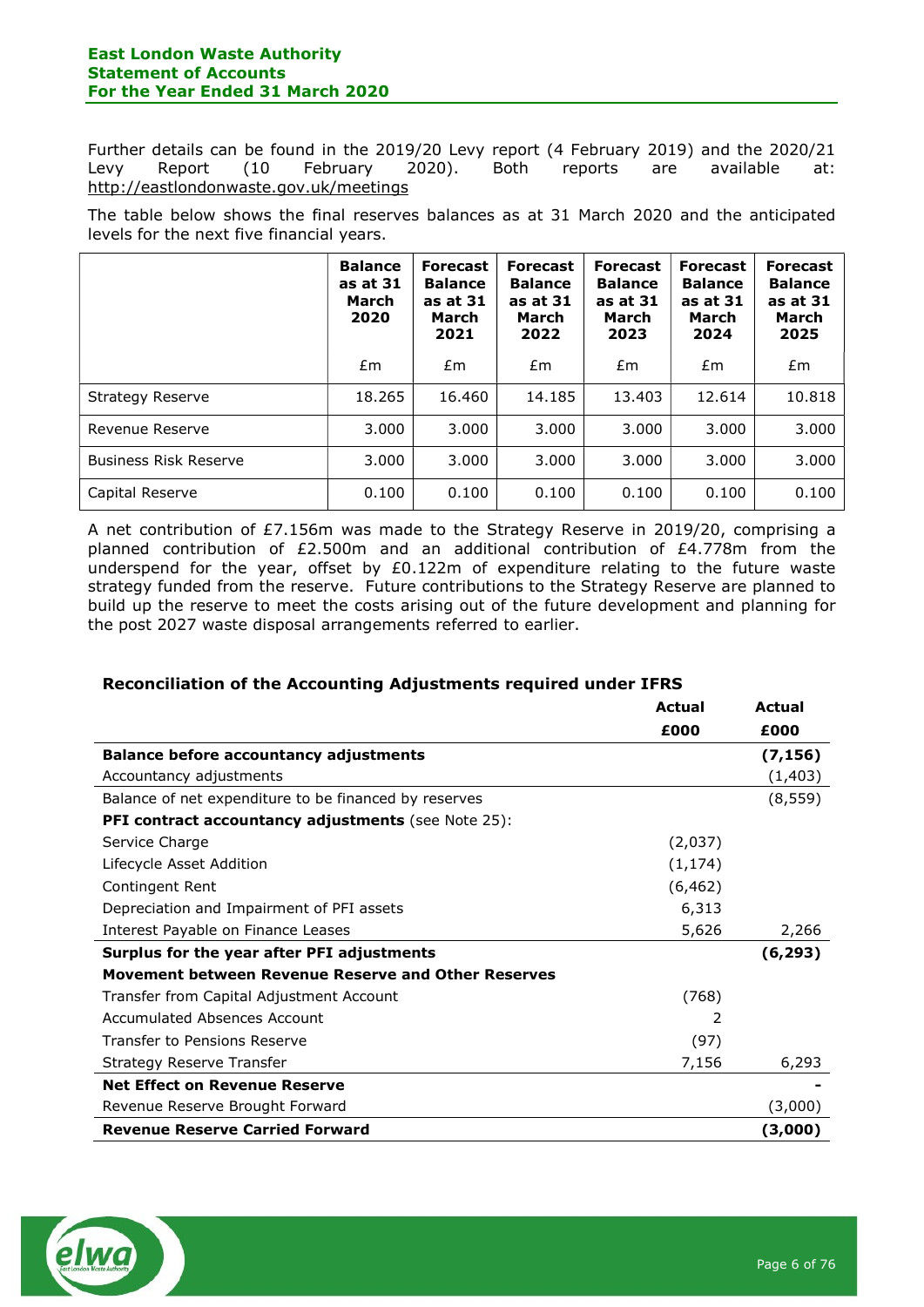Further details can be found in the 2019/20 Levy report (4 February 2019) and the 2020/21 Levy Report (10 February 2020). Both reports are available at: http://eastlondonwaste.gov.uk/meetings

The table below shows the final reserves balances as at 31 March 2020 and the anticipated levels for the next five financial years.

| | Balance as at 31 March 2020 | Forecast Balance as at 31 March 2021 | Forecast Balance as at 31 March 2022 | Forecast Balance as at 31 March 2023 | Forecast Balance as at 31 March 2024 | Forecast Balance as at 31 March 2025 |
|---|---|---|---|---|---|---|
| | £m | £m | £m | £m | £m | £m |
| Strategy Reserve | 18.265 | 16.460 | 14.185 | 13.403 | 12.614 | 10.818 |
| Revenue Reserve | 3.000 | 3.000 | 3.000 | 3.000 | 3.000 | 3.000 |
| Business Risk Reserve | 3.000 | 3.000 | 3.000 | 3.000 | 3.000 | 3.000 |
| Capital Reserve | 0.100 | 0.100 | 0.100 | 0.100 | 0.100 | 0.100 |

A net contribution of £7.156m was made to the Strategy Reserve in 2019/20, comprising a planned contribution of £2.500m and an additional contribution of £4.778m from the underspend for the year, offset by £0.122m of expenditure relating to the future waste strategy funded from the reserve. Future contributions to the Strategy Reserve are planned to build up the reserve to meet the costs arising out of the future development and planning for the post 2027 waste disposal arrangements referred to earlier.

### Reconciliation of the Accounting Adjustments required under IFRS

| | Actual £000 | Actual £000 |
|---|---|---|
| **Balance before accountancy adjustments** | | **(7,156)** |
| Accountancy adjustments | | (1,403) |
| Balance of net expenditure to be financed by reserves | | (8,559) |
| **PFI contract accountancy adjustments** (see Note 25): | | |
| Service Charge | (2,037) | |
| Lifecycle Asset Addition | (1,174) | |
| Contingent Rent | (6,462) | |
| Depreciation and Impairment of PFI assets | 6,313 | |
| Interest Payable on Finance Leases | 5,626 | 2,266 |
| **Surplus for the year after PFI adjustments** | | **(6,293)** |
| **Movement between Revenue Reserve and Other Reserves** | | |
| Transfer from Capital Adjustment Account | (768) | |
| Accumulated Absences Account | 2 | |
| Transfer to Pensions Reserve | (97) | |
| Strategy Reserve Transfer | 7,156 | 6,293 |
| **Net Effect on Revenue Reserve** | | **-** |
| Revenue Reserve Brought Forward | | (3,000) |
| **Revenue Reserve Carried Forward** | | **(3,000)** |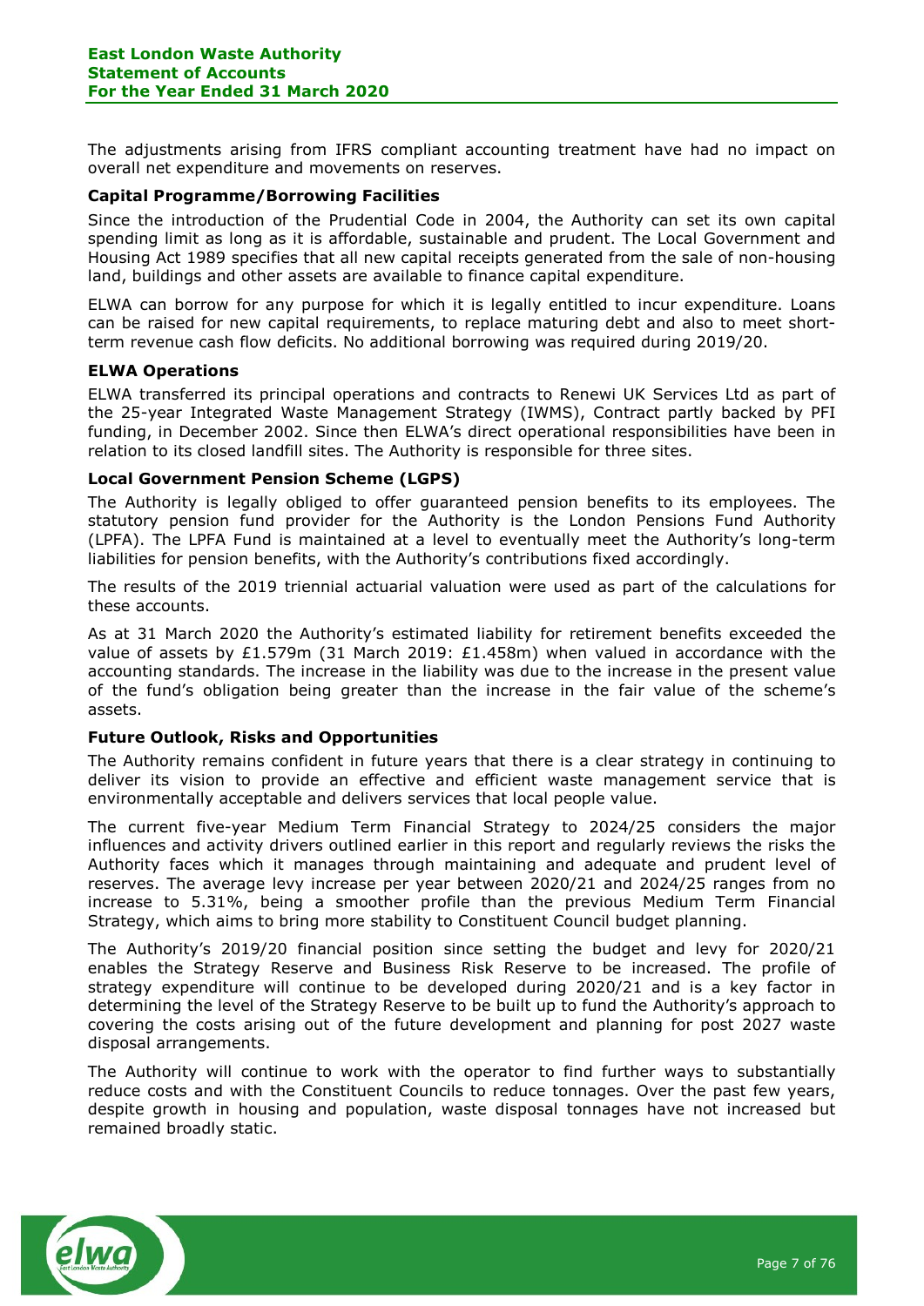The adjustments arising from IFRS compliant accounting treatment have had no impact on overall net expenditure and movements on reserves.

**Capital Programme/Borrowing Facilities**

Since the introduction of the Prudential Code in 2004, the Authority can set its own capital spending limit as long as it is affordable, sustainable and prudent. The Local Government and Housing Act 1989 specifies that all new capital receipts generated from the sale of non-housing land, buildings and other assets are available to finance capital expenditure.

ELWA can borrow for any purpose for which it is legally entitled to incur expenditure. Loans can be raised for new capital requirements, to replace maturing debt and also to meet short-term revenue cash flow deficits. No additional borrowing was required during 2019/20.

**ELWA Operations**

ELWA transferred its principal operations and contracts to Renewi UK Services Ltd as part of the 25-year Integrated Waste Management Strategy (IWMS), Contract partly backed by PFI funding, in December 2002. Since then ELWA's direct operational responsibilities have been in relation to its closed landfill sites. The Authority is responsible for three sites.

**Local Government Pension Scheme (LGPS)**

The Authority is legally obliged to offer guaranteed pension benefits to its employees. The statutory pension fund provider for the Authority is the London Pensions Fund Authority (LPFA). The LPFA Fund is maintained at a level to eventually meet the Authority's long-term liabilities for pension benefits, with the Authority's contributions fixed accordingly.

The results of the 2019 triennial actuarial valuation were used as part of the calculations for these accounts.

As at 31 March 2020 the Authority's estimated liability for retirement benefits exceeded the value of assets by £1.579m (31 March 2019: £1.458m) when valued in accordance with the accounting standards. The increase in the liability was due to the increase in the present value of the fund's obligation being greater than the increase in the fair value of the scheme's assets.

**Future Outlook, Risks and Opportunities**

The Authority remains confident in future years that there is a clear strategy in continuing to deliver its vision to provide an effective and efficient waste management service that is environmentally acceptable and delivers services that local people value.

The current five-year Medium Term Financial Strategy to 2024/25 considers the major influences and activity drivers outlined earlier in this report and regularly reviews the risks the Authority faces which it manages through maintaining and adequate and prudent level of reserves. The average levy increase per year between 2020/21 and 2024/25 ranges from no increase to 5.31%, being a smoother profile than the previous Medium Term Financial Strategy, which aims to bring more stability to Constituent Council budget planning.

The Authority's 2019/20 financial position since setting the budget and levy for 2020/21 enables the Strategy Reserve and Business Risk Reserve to be increased. The profile of strategy expenditure will continue to be developed during 2020/21 and is a key factor in determining the level of the Strategy Reserve to be built up to fund the Authority's approach to covering the costs arising out of the future development and planning for post 2027 waste disposal arrangements.

The Authority will continue to work with the operator to find further ways to substantially reduce costs and with the Constituent Councils to reduce tonnages. Over the past few years, despite growth in housing and population, waste disposal tonnages have not increased but remained broadly static.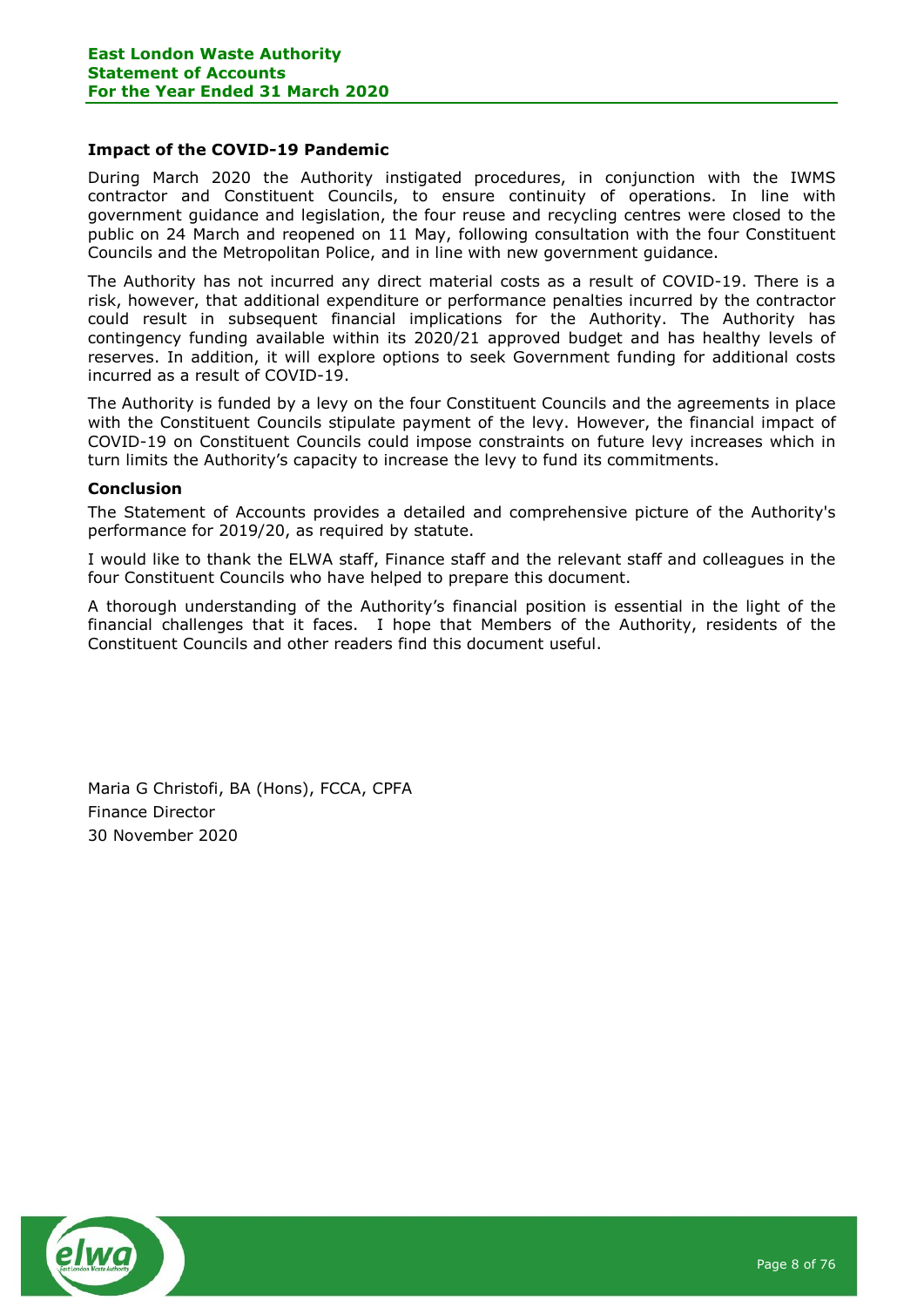## Impact of the COVID-19 Pandemic

During March 2020 the Authority instigated procedures, in conjunction with the IWMS contractor and Constituent Councils, to ensure continuity of operations. In line with government guidance and legislation, the four reuse and recycling centres were closed to the public on 24 March and reopened on 11 May, following consultation with the four Constituent Councils and the Metropolitan Police, and in line with new government guidance.

The Authority has not incurred any direct material costs as a result of COVID-19. There is a risk, however, that additional expenditure or performance penalties incurred by the contractor could result in subsequent financial implications for the Authority. The Authority has contingency funding available within its 2020/21 approved budget and has healthy levels of reserves. In addition, it will explore options to seek Government funding for additional costs incurred as a result of COVID-19.

The Authority is funded by a levy on the four Constituent Councils and the agreements in place with the Constituent Councils stipulate payment of the levy. However, the financial impact of COVID-19 on Constituent Councils could impose constraints on future levy increases which in turn limits the Authority's capacity to increase the levy to fund its commitments.

## Conclusion

The Statement of Accounts provides a detailed and comprehensive picture of the Authority's performance for 2019/20, as required by statute.

I would like to thank the ELWA staff, Finance staff and the relevant staff and colleagues in the four Constituent Councils who have helped to prepare this document.

A thorough understanding of the Authority's financial position is essential in the light of the financial challenges that it faces. I hope that Members of the Authority, residents of the Constituent Councils and other readers find this document useful.

Maria G Christofi, BA (Hons), FCCA, CPFA
Finance Director
30 November 2020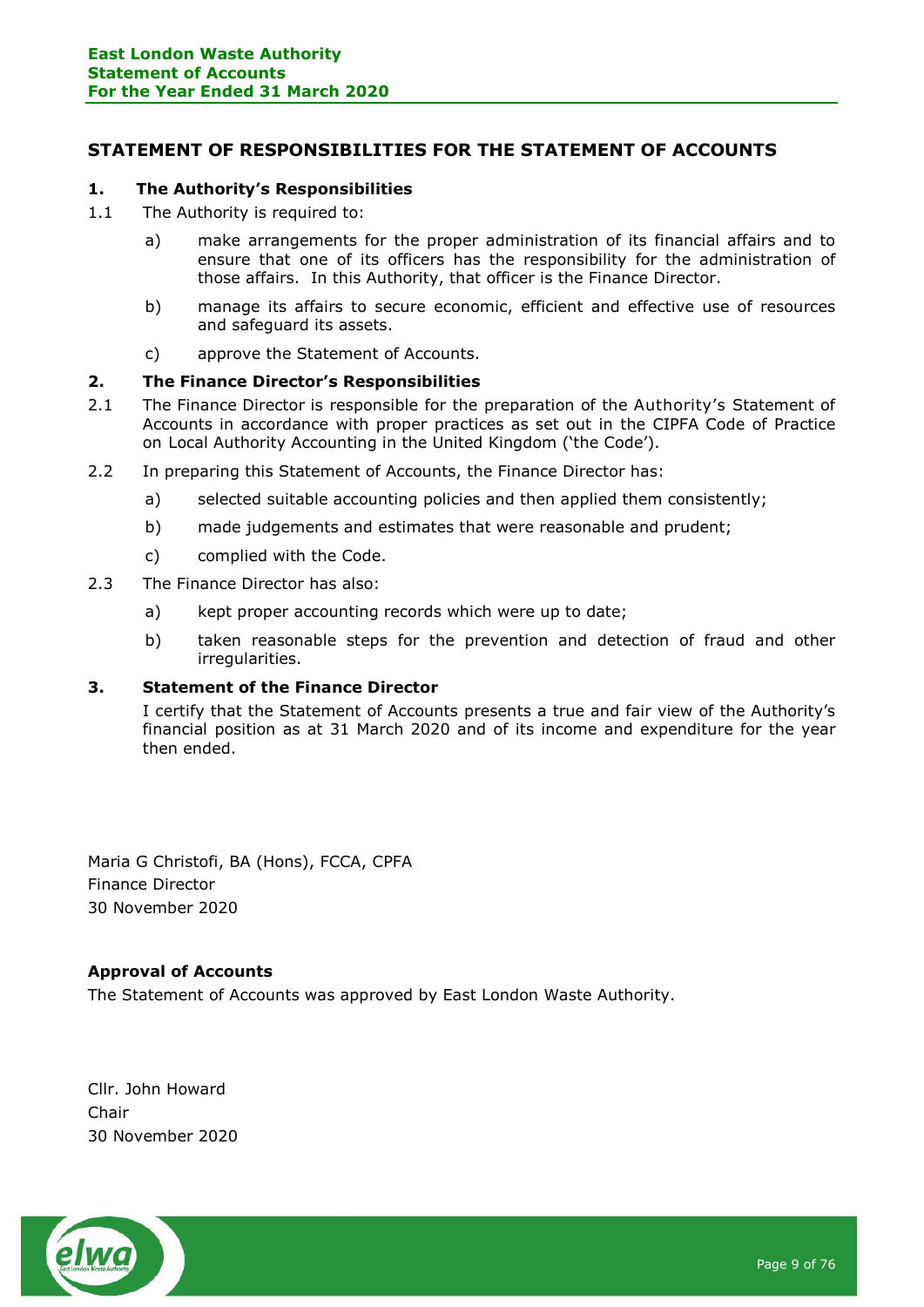## STATEMENT OF RESPONSIBILITIES FOR THE STATEMENT OF ACCOUNTS

### 1. The Authority's Responsibilities

1.1 The Authority is required to:

a) make arrangements for the proper administration of its financial affairs and to ensure that one of its officers has the responsibility for the administration of those affairs. In this Authority, that officer is the Finance Director.

b) manage its affairs to secure economic, efficient and effective use of resources and safeguard its assets.

c) approve the Statement of Accounts.

### 2. The Finance Director's Responsibilities

2.1 The Finance Director is responsible for the preparation of the Authority's Statement of Accounts in accordance with proper practices as set out in the CIPFA Code of Practice on Local Authority Accounting in the United Kingdom ('the Code').

2.2 In preparing this Statement of Accounts, the Finance Director has:

a) selected suitable accounting policies and then applied them consistently;

b) made judgements and estimates that were reasonable and prudent;

c) complied with the Code.

2.3 The Finance Director has also:

a) kept proper accounting records which were up to date;

b) taken reasonable steps for the prevention and detection of fraud and other irregularities.

### 3. Statement of the Finance Director

I certify that the Statement of Accounts presents a true and fair view of the Authority's financial position as at 31 March 2020 and of its income and expenditure for the year then ended.

Maria G Christofi, BA (Hons), FCCA, CPFA
Finance Director
30 November 2020

**Approval of Accounts**

The Statement of Accounts was approved by East London Waste Authority.

Cllr. John Howard
Chair
30 November 2020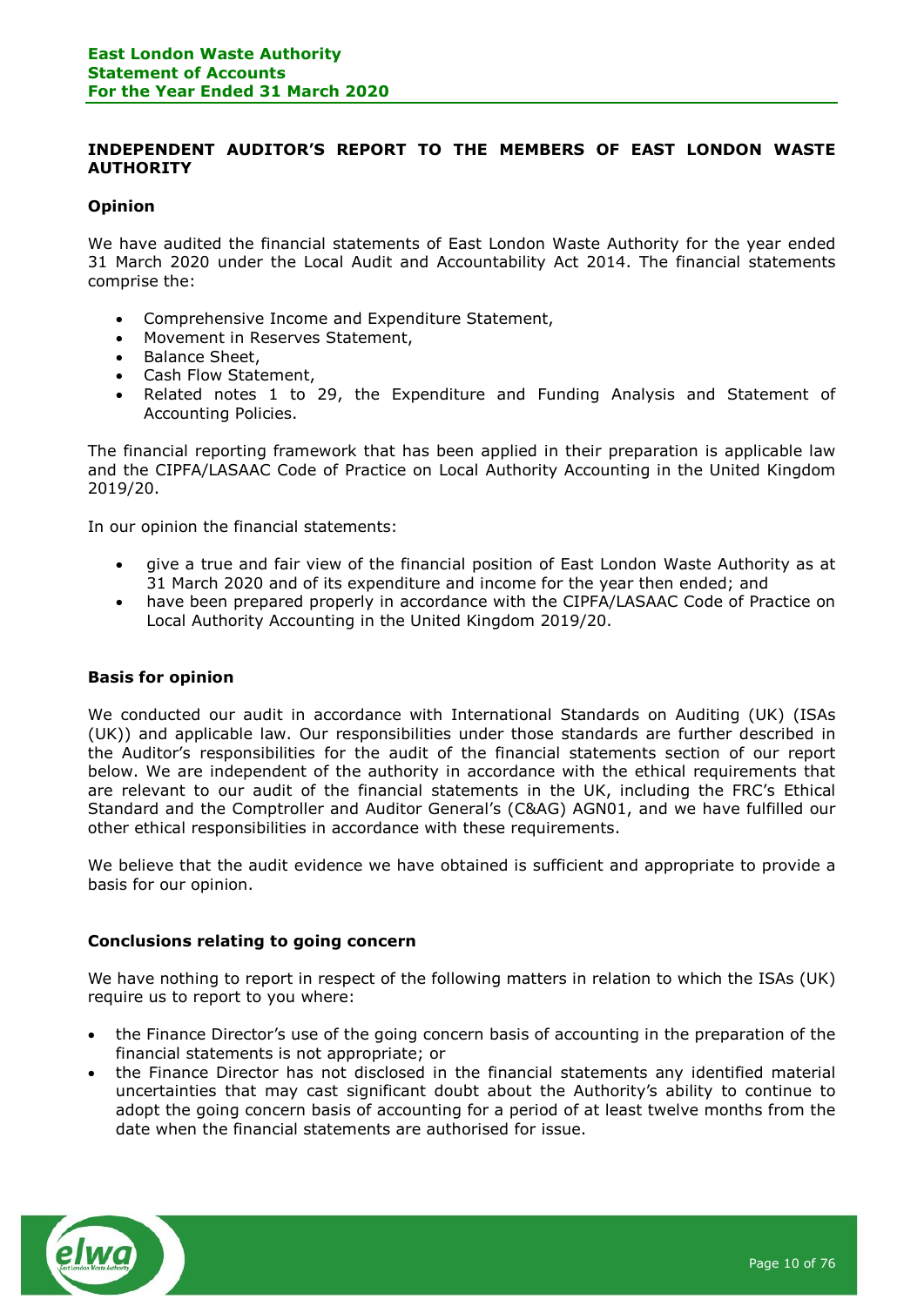## INDEPENDENT AUDITOR'S REPORT TO THE MEMBERS OF EAST LONDON WASTE AUTHORITY

### Opinion

We have audited the financial statements of East London Waste Authority for the year ended 31 March 2020 under the Local Audit and Accountability Act 2014. The financial statements comprise the:

- Comprehensive Income and Expenditure Statement,
- Movement in Reserves Statement,
- Balance Sheet,
- Cash Flow Statement,
- Related notes 1 to 29, the Expenditure and Funding Analysis and Statement of Accounting Policies.

The financial reporting framework that has been applied in their preparation is applicable law and the CIPFA/LASAAC Code of Practice on Local Authority Accounting in the United Kingdom 2019/20.

In our opinion the financial statements:

- give a true and fair view of the financial position of East London Waste Authority as at 31 March 2020 and of its expenditure and income for the year then ended; and
- have been prepared properly in accordance with the CIPFA/LASAAC Code of Practice on Local Authority Accounting in the United Kingdom 2019/20.

### Basis for opinion

We conducted our audit in accordance with International Standards on Auditing (UK) (ISAs (UK)) and applicable law. Our responsibilities under those standards are further described in the Auditor's responsibilities for the audit of the financial statements section of our report below. We are independent of the authority in accordance with the ethical requirements that are relevant to our audit of the financial statements in the UK, including the FRC's Ethical Standard and the Comptroller and Auditor General's (C&AG) AGN01, and we have fulfilled our other ethical responsibilities in accordance with these requirements.

We believe that the audit evidence we have obtained is sufficient and appropriate to provide a basis for our opinion.

### Conclusions relating to going concern

We have nothing to report in respect of the following matters in relation to which the ISAs (UK) require us to report to you where:

- the Finance Director's use of the going concern basis of accounting in the preparation of the financial statements is not appropriate; or
- the Finance Director has not disclosed in the financial statements any identified material uncertainties that may cast significant doubt about the Authority's ability to continue to adopt the going concern basis of accounting for a period of at least twelve months from the date when the financial statements are authorised for issue.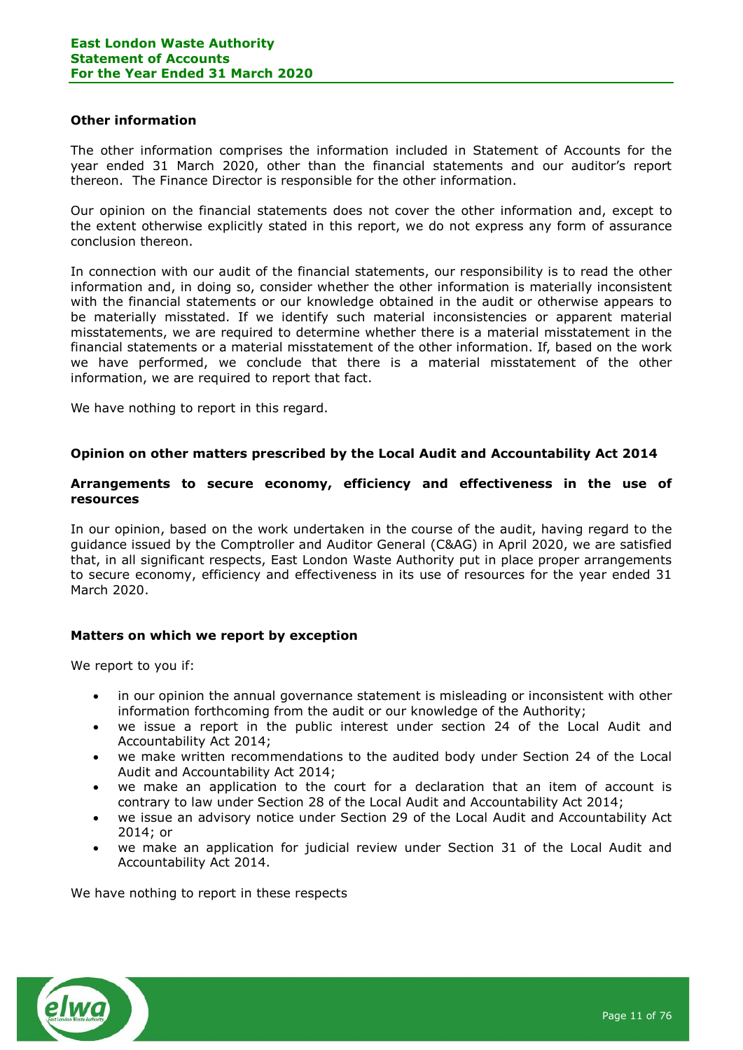**Other information**

The other information comprises the information included in Statement of Accounts for the year ended 31 March 2020, other than the financial statements and our auditor's report thereon. The Finance Director is responsible for the other information.

Our opinion on the financial statements does not cover the other information and, except to the extent otherwise explicitly stated in this report, we do not express any form of assurance conclusion thereon.

In connection with our audit of the financial statements, our responsibility is to read the other information and, in doing so, consider whether the other information is materially inconsistent with the financial statements or our knowledge obtained in the audit or otherwise appears to be materially misstated. If we identify such material inconsistencies or apparent material misstatements, we are required to determine whether there is a material misstatement in the financial statements or a material misstatement of the other information. If, based on the work we have performed, we conclude that there is a material misstatement of the other information, we are required to report that fact.

We have nothing to report in this regard.

**Opinion on other matters prescribed by the Local Audit and Accountability Act 2014**

**Arrangements to secure economy, efficiency and effectiveness in the use of resources**

In our opinion, based on the work undertaken in the course of the audit, having regard to the guidance issued by the Comptroller and Auditor General (C&AG) in April 2020, we are satisfied that, in all significant respects, East London Waste Authority put in place proper arrangements to secure economy, efficiency and effectiveness in its use of resources for the year ended 31 March 2020.

**Matters on which we report by exception**

We report to you if:

- in our opinion the annual governance statement is misleading or inconsistent with other information forthcoming from the audit or our knowledge of the Authority;
- we issue a report in the public interest under section 24 of the Local Audit and Accountability Act 2014;
- we make written recommendations to the audited body under Section 24 of the Local Audit and Accountability Act 2014;
- we make an application to the court for a declaration that an item of account is contrary to law under Section 28 of the Local Audit and Accountability Act 2014;
- we issue an advisory notice under Section 29 of the Local Audit and Accountability Act 2014; or
- we make an application for judicial review under Section 31 of the Local Audit and Accountability Act 2014.

We have nothing to report in these respects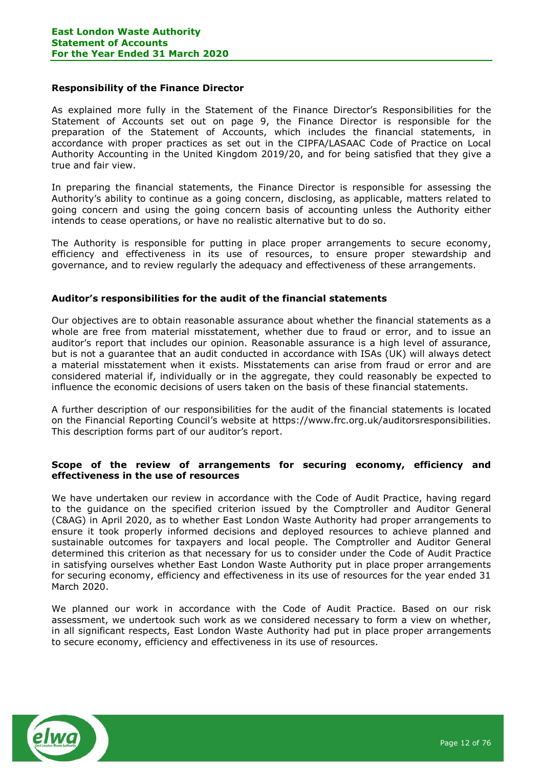### Responsibility of the Finance Director

As explained more fully in the Statement of the Finance Director's Responsibilities for the Statement of Accounts set out on page 9, the Finance Director is responsible for the preparation of the Statement of Accounts, which includes the financial statements, in accordance with proper practices as set out in the CIPFA/LASAAC Code of Practice on Local Authority Accounting in the United Kingdom 2019/20, and for being satisfied that they give a true and fair view.

In preparing the financial statements, the Finance Director is responsible for assessing the Authority's ability to continue as a going concern, disclosing, as applicable, matters related to going concern and using the going concern basis of accounting unless the Authority either intends to cease operations, or have no realistic alternative but to do so.

The Authority is responsible for putting in place proper arrangements to secure economy, efficiency and effectiveness in its use of resources, to ensure proper stewardship and governance, and to review regularly the adequacy and effectiveness of these arrangements.

### Auditor's responsibilities for the audit of the financial statements

Our objectives are to obtain reasonable assurance about whether the financial statements as a whole are free from material misstatement, whether due to fraud or error, and to issue an auditor's report that includes our opinion. Reasonable assurance is a high level of assurance, but is not a guarantee that an audit conducted in accordance with ISAs (UK) will always detect a material misstatement when it exists. Misstatements can arise from fraud or error and are considered material if, individually or in the aggregate, they could reasonably be expected to influence the economic decisions of users taken on the basis of these financial statements.

A further description of our responsibilities for the audit of the financial statements is located on the Financial Reporting Council's website at https://www.frc.org.uk/auditorsresponsibilities. This description forms part of our auditor's report.

### Scope of the review of arrangements for securing economy, efficiency and effectiveness in the use of resources

We have undertaken our review in accordance with the Code of Audit Practice, having regard to the guidance on the specified criterion issued by the Comptroller and Auditor General (C&AG) in April 2020, as to whether East London Waste Authority had proper arrangements to ensure it took properly informed decisions and deployed resources to achieve planned and sustainable outcomes for taxpayers and local people. The Comptroller and Auditor General determined this criterion as that necessary for us to consider under the Code of Audit Practice in satisfying ourselves whether East London Waste Authority put in place proper arrangements for securing economy, efficiency and effectiveness in its use of resources for the year ended 31 March 2020.

We planned our work in accordance with the Code of Audit Practice. Based on our risk assessment, we undertook such work as we considered necessary to form a view on whether, in all significant respects, East London Waste Authority had put in place proper arrangements to secure economy, efficiency and effectiveness in its use of resources.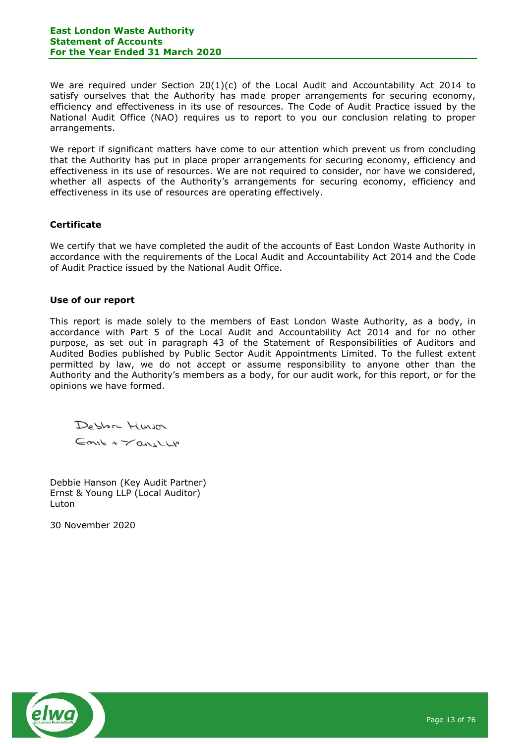We are required under Section 20(1)(c) of the Local Audit and Accountability Act 2014 to satisfy ourselves that the Authority has made proper arrangements for securing economy, efficiency and effectiveness in its use of resources. The Code of Audit Practice issued by the National Audit Office (NAO) requires us to report to you our conclusion relating to proper arrangements.

We report if significant matters have come to our attention which prevent us from concluding that the Authority has put in place proper arrangements for securing economy, efficiency and effectiveness in its use of resources. We are not required to consider, nor have we considered, whether all aspects of the Authority's arrangements for securing economy, efficiency and effectiveness in its use of resources are operating effectively.

**Certificate**

We certify that we have completed the audit of the accounts of East London Waste Authority in accordance with the requirements of the Local Audit and Accountability Act 2014 and the Code of Audit Practice issued by the National Audit Office.

**Use of our report**

This report is made solely to the members of East London Waste Authority, as a body, in accordance with Part 5 of the Local Audit and Accountability Act 2014 and for no other purpose, as set out in paragraph 43 of the Statement of Responsibilities of Auditors and Audited Bodies published by Public Sector Audit Appointments Limited. To the fullest extent permitted by law, we do not accept or assume responsibility to anyone other than the Authority and the Authority's members as a body, for our audit work, for this report, or for the opinions we have formed.

Debbie Hanson
Ernst + Young LLP

Debbie Hanson (Key Audit Partner)
Ernst & Young LLP (Local Auditor)
Luton

30 November 2020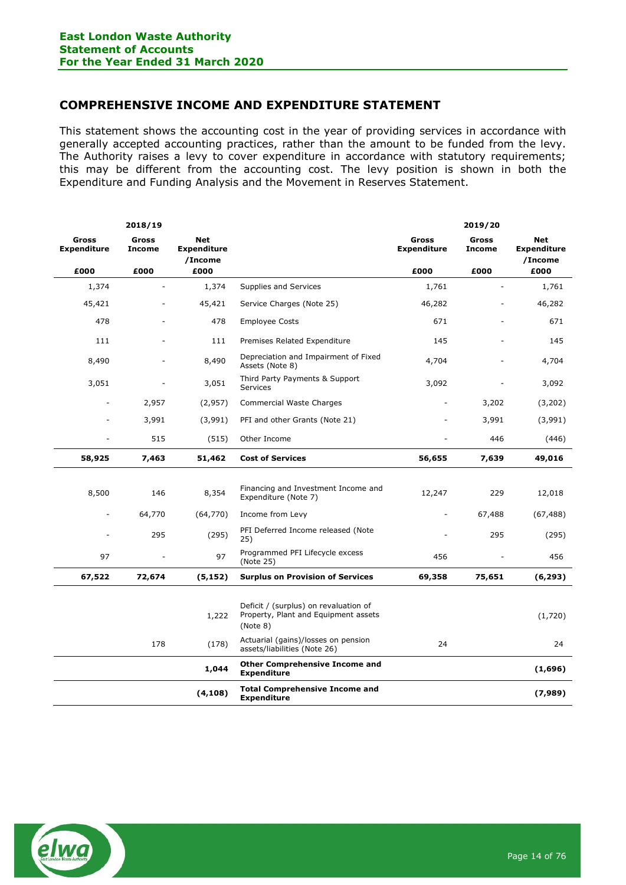## COMPREHENSIVE INCOME AND EXPENDITURE STATEMENT

This statement shows the accounting cost in the year of providing services in accordance with generally accepted accounting practices, rather than the amount to be funded from the levy. The Authority raises a levy to cover expenditure in accordance with statutory requirements; this may be different from the accounting cost. The levy position is shown in both the Expenditure and Funding Analysis and the Movement in Reserves Statement.

| 2018/19 Gross Expenditure £000 | 2018/19 Gross Income £000 | 2018/19 Net Expenditure /Income £000 | | 2019/20 Gross Expenditure £000 | 2019/20 Gross Income £000 | 2019/20 Net Expenditure /Income £000 |
|---|---|---|---|---|---|---|
| 1,374 | - | 1,374 | Supplies and Services | 1,761 | - | 1,761 |
| 45,421 | - | 45,421 | Service Charges (Note 25) | 46,282 | - | 46,282 |
| 478 | - | 478 | Employee Costs | 671 | - | 671 |
| 111 | - | 111 | Premises Related Expenditure | 145 | - | 145 |
| 8,490 | - | 8,490 | Depreciation and Impairment of Fixed Assets (Note 8) | 4,704 | - | 4,704 |
| 3,051 | - | 3,051 | Third Party Payments & Support Services | 3,092 | - | 3,092 |
| - | 2,957 | (2,957) | Commercial Waste Charges | - | 3,202 | (3,202) |
| - | 3,991 | (3,991) | PFI and other Grants (Note 21) | - | 3,991 | (3,991) |
| - | 515 | (515) | Other Income | - | 446 | (446) |
| **58,925** | **7,463** | **51,462** | **Cost of Services** | **56,655** | **7,639** | **49,016** |
| 8,500 | 146 | 8,354 | Financing and Investment Income and Expenditure (Note 7) | 12,247 | 229 | 12,018 |
| - | 64,770 | (64,770) | Income from Levy | - | 67,488 | (67,488) |
| - | 295 | (295) | PFI Deferred Income released (Note 25) | - | 295 | (295) |
| 97 | - | 97 | Programmed PFI Lifecycle excess (Note 25) | 456 | - | 456 |
| **67,522** | **72,674** | **(5,152)** | **Surplus on Provision of Services** | **69,358** | **75,651** | **(6,293)** |
| | | 1,222 | Deficit / (surplus) on revaluation of Property, Plant and Equipment assets (Note 8) | | | (1,720) |
| | 178 | (178) | Actuarial (gains)/losses on pension assets/liabilities (Note 26) | 24 | | 24 |
| | | **1,044** | **Other Comprehensive Income and Expenditure** | | | **(1,696)** |
| | | **(4,108)** | **Total Comprehensive Income and Expenditure** | | | **(7,989)** |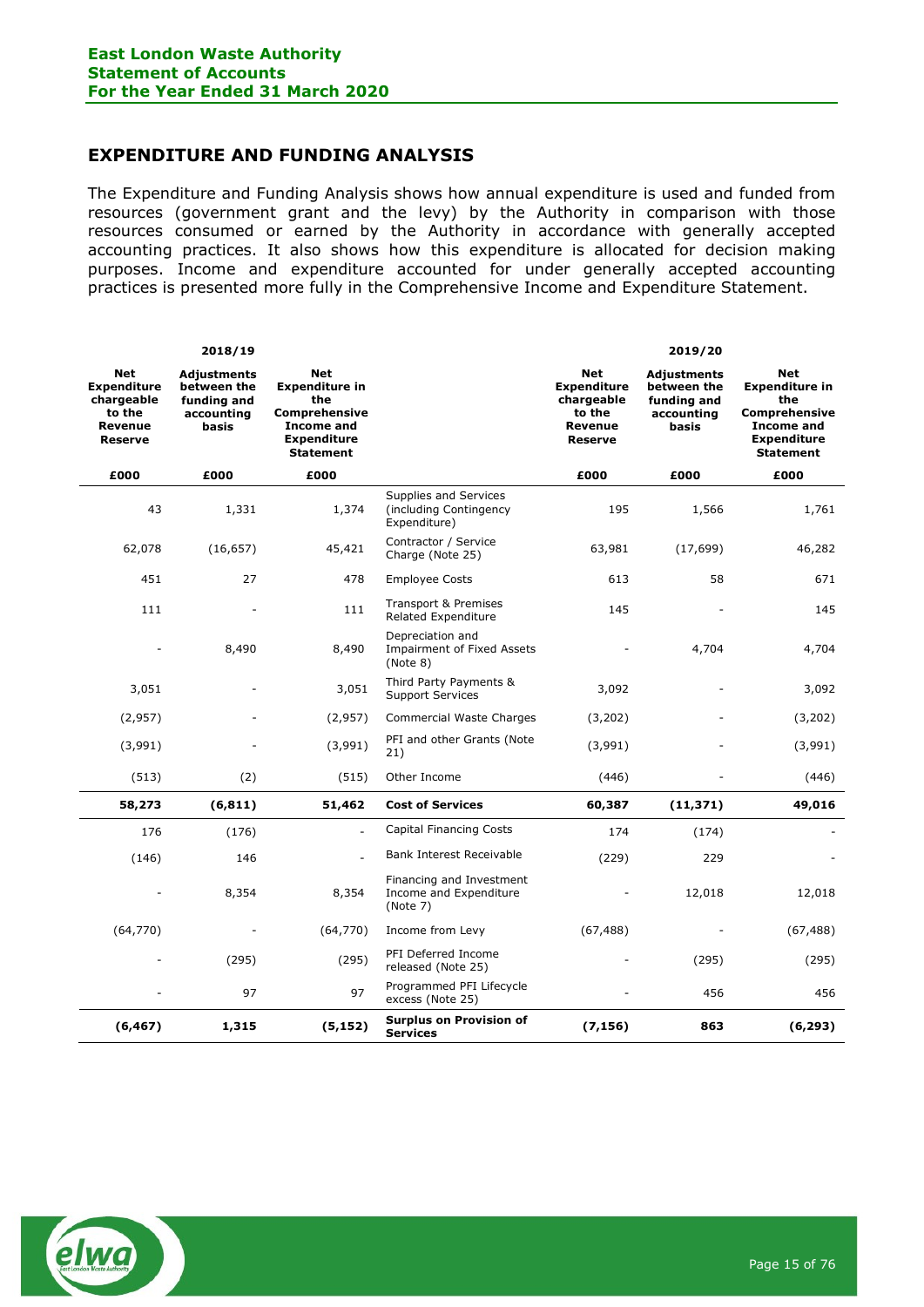## EXPENDITURE AND FUNDING ANALYSIS

The Expenditure and Funding Analysis shows how annual expenditure is used and funded from resources (government grant and the levy) by the Authority in comparison with those resources consumed or earned by the Authority in accordance with generally accepted accounting practices. It also shows how this expenditure is allocated for decision making purposes. Income and expenditure accounted for under generally accepted accounting practices is presented more fully in the Comprehensive Income and Expenditure Statement.

| 2018/19 | | | | 2019/20 | | |
|---|---|---|---|---|---|---|
| **Net Expenditure chargeable to the Revenue Reserve** | **Adjustments between the funding and accounting basis** | **Net Expenditure in the Comprehensive Income and Expenditure Statement** | | **Net Expenditure chargeable to the Revenue Reserve** | **Adjustments between the funding and accounting basis** | **Net Expenditure in the Comprehensive Income and Expenditure Statement** |
| **£000** | **£000** | **£000** | | **£000** | **£000** | **£000** |
| 43 | 1,331 | 1,374 | Supplies and Services (including Contingency Expenditure) | 195 | 1,566 | 1,761 |
| 62,078 | (16,657) | 45,421 | Contractor / Service Charge (Note 25) | 63,981 | (17,699) | 46,282 |
| 451 | 27 | 478 | Employee Costs | 613 | 58 | 671 |
| 111 | - | 111 | Transport & Premises Related Expenditure | 145 | - | 145 |
| - | 8,490 | 8,490 | Depreciation and Impairment of Fixed Assets (Note 8) | - | 4,704 | 4,704 |
| 3,051 | - | 3,051 | Third Party Payments & Support Services | 3,092 | - | 3,092 |
| (2,957) | - | (2,957) | Commercial Waste Charges | (3,202) | - | (3,202) |
| (3,991) | - | (3,991) | PFI and other Grants (Note 21) | (3,991) | - | (3,991) |
| (513) | (2) | (515) | Other Income | (446) | - | (446) |
| **58,273** | **(6,811)** | **51,462** | **Cost of Services** | **60,387** | **(11,371)** | **49,016** |
| 176 | (176) | - | Capital Financing Costs | 174 | (174) | - |
| (146) | 146 | - | Bank Interest Receivable | (229) | 229 | - |
| - | 8,354 | 8,354 | Financing and Investment Income and Expenditure (Note 7) | - | 12,018 | 12,018 |
| (64,770) | - | (64,770) | Income from Levy | (67,488) | - | (67,488) |
| - | (295) | (295) | PFI Deferred Income released (Note 25) | - | (295) | (295) |
| - | 97 | 97 | Programmed PFI Lifecycle excess (Note 25) | - | 456 | 456 |
| **(6,467)** | **1,315** | **(5,152)** | **Surplus on Provision of Services** | **(7,156)** | **863** | **(6,293)** |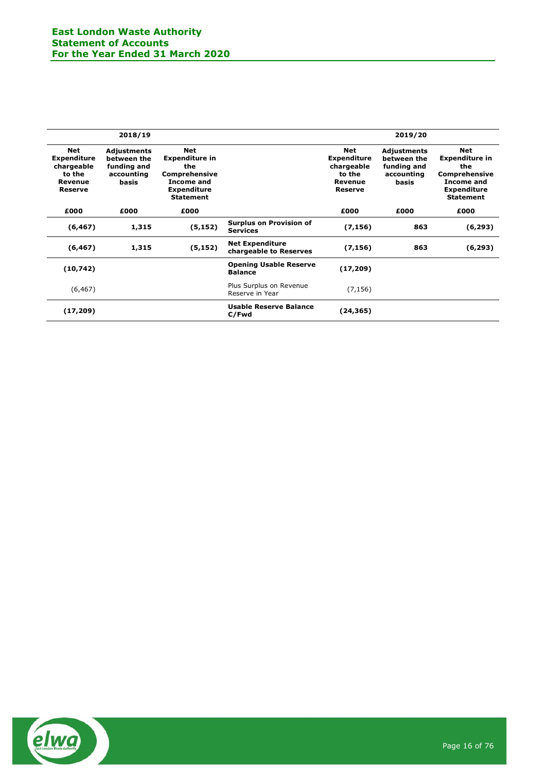| 2018/19 | | | | 2019/20 | | |
|---|---|---|---|---|---|---|
| **Net Expenditure chargeable to the Revenue Reserve** | **Adjustments between the funding and accounting basis** | **Net Expenditure in the Comprehensive Income and Expenditure Statement** | | **Net Expenditure chargeable to the Revenue Reserve** | **Adjustments between the funding and accounting basis** | **Net Expenditure in the Comprehensive Income and Expenditure Statement** |
| **£000** | **£000** | **£000** | | **£000** | **£000** | **£000** |
| **(6,467)** | **1,315** | **(5,152)** | **Surplus on Provision of Services** | **(7,156)** | **863** | **(6,293)** |
| **(6,467)** | **1,315** | **(5,152)** | **Net Expenditure chargeable to Reserves** | **(7,156)** | **863** | **(6,293)** |
| **(10,742)** | | | **Opening Usable Reserve Balance** | **(17,209)** | | |
| (6,467) | | | Plus Surplus on Revenue Reserve in Year | (7,156) | | |
| **(17,209)** | | | **Usable Reserve Balance C/Fwd** | **(24,365)** | | |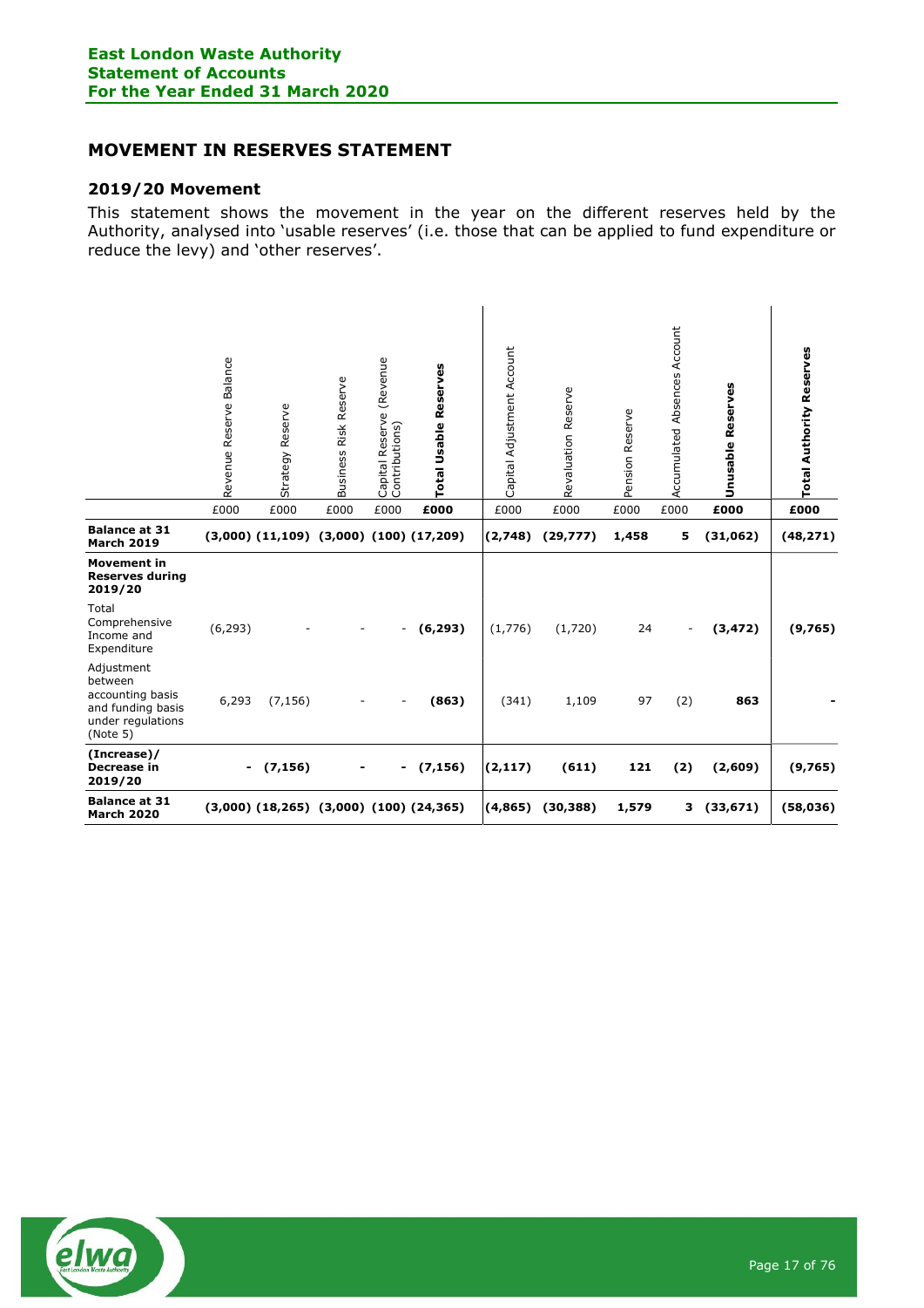## MOVEMENT IN RESERVES STATEMENT

### 2019/20 Movement

This statement shows the movement in the year on the different reserves held by the Authority, analysed into 'usable reserves' (i.e. those that can be applied to fund expenditure or reduce the levy) and 'other reserves'.

| | Revenue Reserve Balance | Strategy Reserve | Business Risk Reserve | Capital Reserve (Revenue Contributions) | **Total Usable Reserves** | Capital Adjustment Account | Revaluation Reserve | Pension Reserve | Accumulated Absences Account | **Unusable Reserves** | **Total Authority Reserves** |
|---|---|---|---|---|---|---|---|---|---|---|---|
| | £000 | £000 | £000 | £000 | **£000** | £000 | £000 | £000 | £000 | **£000** | **£000** |
| **Balance at 31 March 2019** | **(3,000)** | **(11,109)** | **(3,000)** | **(100)** | **(17,209)** | **(2,748)** | **(29,777)** | **1,458** | **5** | **(31,062)** | **(48,271)** |
| **Movement in Reserves during 2019/20** | | | | | | | | | | | |
| Total Comprehensive Income and Expenditure | (6,293) | - | - | - | **(6,293)** | (1,776) | (1,720) | 24 | - | **(3,472)** | **(9,765)** |
| Adjustment between accounting basis and funding basis under regulations (Note 5) | 6,293 | (7,156) | - | - | **(863)** | (341) | 1,109 | 97 | (2) | **863** | **-** |
| **(Increase)/ Decrease in 2019/20** | **-** | **(7,156)** | **-** | **-** | **(7,156)** | **(2,117)** | **(611)** | **121** | **(2)** | **(2,609)** | **(9,765)** |
| **Balance at 31 March 2020** | **(3,000)** | **(18,265)** | **(3,000)** | **(100)** | **(24,365)** | **(4,865)** | **(30,388)** | **1,579** | **3** | **(33,671)** | **(58,036)** |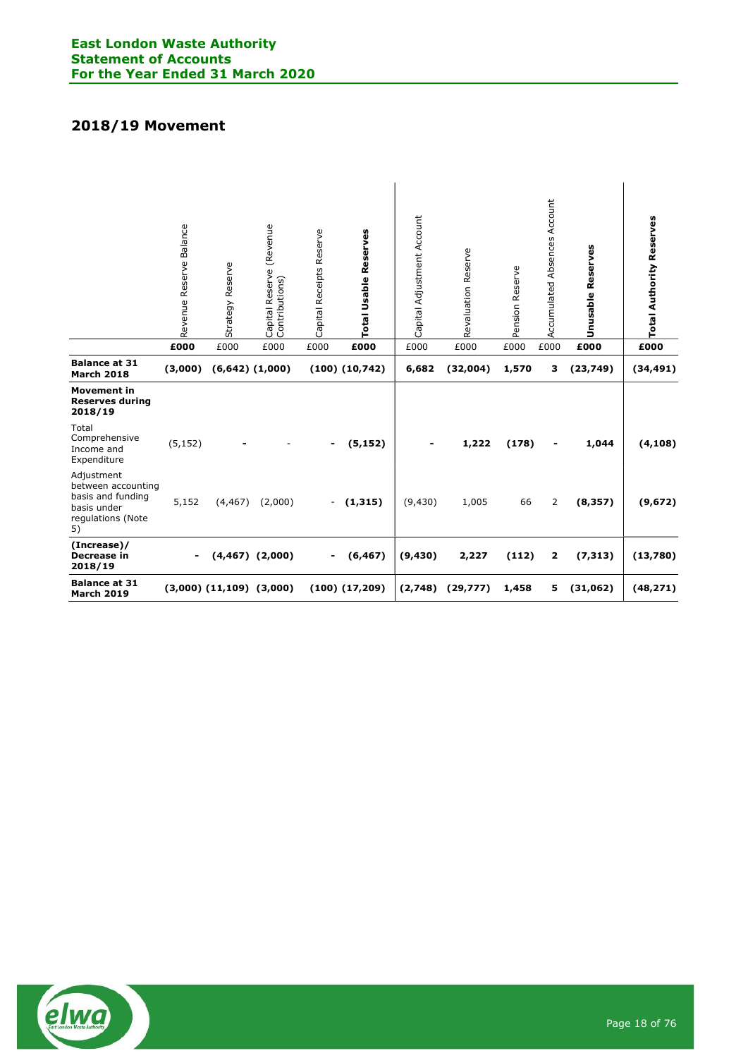## 2018/19 Movement

| | Revenue Reserve Balance | Strategy Reserve | Capital Reserve (Revenue Contributions) | Capital Receipts Reserve | **Total Usable Reserves** | Capital Adjustment Account | Revaluation Reserve | Pension Reserve | Accumulated Absences Account | **Unusable Reserves** | **Total Authority Reserves** |
|---|---|---|---|---|---|---|---|---|---|---|---|
| | **£000** | £000 | £000 | £000 | **£000** | £000 | £000 | £000 | £000 | **£000** | **£000** |
| **Balance at 31 March 2018** | **(3,000)** | **(6,642)** | **(1,000)** | **(100)** | **(10,742)** | **6,682** | **(32,004)** | **1,570** | **3** | **(23,749)** | **(34,491)** |
| **Movement in Reserves during 2018/19** | | | | | | | | | | | |
| Total Comprehensive Income and Expenditure | (5,152) | **-** | - | **-** | **(5,152)** | **-** | **1,222** | **(178)** | **-** | **1,044** | **(4,108)** |
| Adjustment between accounting basis and funding basis under regulations (Note 5) | 5,152 | (4,467) | (2,000) | - | **(1,315)** | (9,430) | 1,005 | 66 | 2 | **(8,357)** | **(9,672)** |
| **(Increase)/ Decrease in 2018/19** | **-** | **(4,467)** | **(2,000)** | **-** | **(6,467)** | **(9,430)** | **2,227** | **(112)** | **2** | **(7,313)** | **(13,780)** |
| **Balance at 31 March 2019** | **(3,000)** | **(11,109)** | **(3,000)** | **(100)** | **(17,209)** | **(2,748)** | **(29,777)** | **1,458** | **5** | **(31,062)** | **(48,271)** |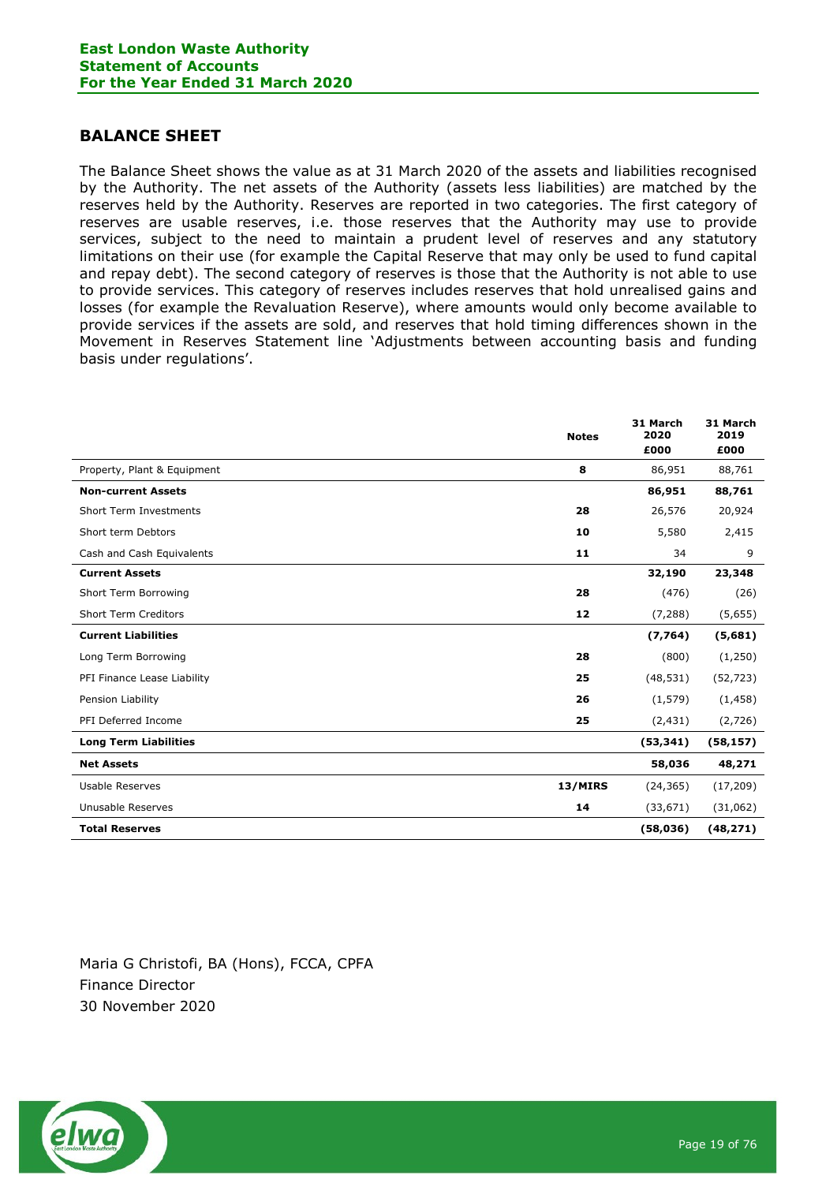## BALANCE SHEET

The Balance Sheet shows the value as at 31 March 2020 of the assets and liabilities recognised by the Authority. The net assets of the Authority (assets less liabilities) are matched by the reserves held by the Authority. Reserves are reported in two categories. The first category of reserves are usable reserves, i.e. those reserves that the Authority may use to provide services, subject to the need to maintain a prudent level of reserves and any statutory limitations on their use (for example the Capital Reserve that may only be used to fund capital and repay debt). The second category of reserves is those that the Authority is not able to use to provide services. This category of reserves includes reserves that hold unrealised gains and losses (for example the Revaluation Reserve), where amounts would only become available to provide services if the assets are sold, and reserves that hold timing differences shown in the Movement in Reserves Statement line 'Adjustments between accounting basis and funding basis under regulations'.

| | Notes | 31 March 2020 £000 | 31 March 2019 £000 |
|---|---|---|---|
| Property, Plant & Equipment | 8 | 86,951 | 88,761 |
| **Non-current Assets** | | **86,951** | **88,761** |
| Short Term Investments | 28 | 26,576 | 20,924 |
| Short term Debtors | 10 | 5,580 | 2,415 |
| Cash and Cash Equivalents | 11 | 34 | 9 |
| **Current Assets** | | **32,190** | **23,348** |
| Short Term Borrowing | 28 | (476) | (26) |
| Short Term Creditors | 12 | (7,288) | (5,655) |
| **Current Liabilities** | | **(7,764)** | **(5,681)** |
| Long Term Borrowing | 28 | (800) | (1,250) |
| PFI Finance Lease Liability | 25 | (48,531) | (52,723) |
| Pension Liability | 26 | (1,579) | (1,458) |
| PFI Deferred Income | 25 | (2,431) | (2,726) |
| **Long Term Liabilities** | | **(53,341)** | **(58,157)** |
| **Net Assets** | | **58,036** | **48,271** |
| Usable Reserves | 13/MIRS | (24,365) | (17,209) |
| Unusable Reserves | 14 | (33,671) | (31,062) |
| **Total Reserves** | | **(58,036)** | **(48,271)** |

Maria G Christofi, BA (Hons), FCCA, CPFA
Finance Director
30 November 2020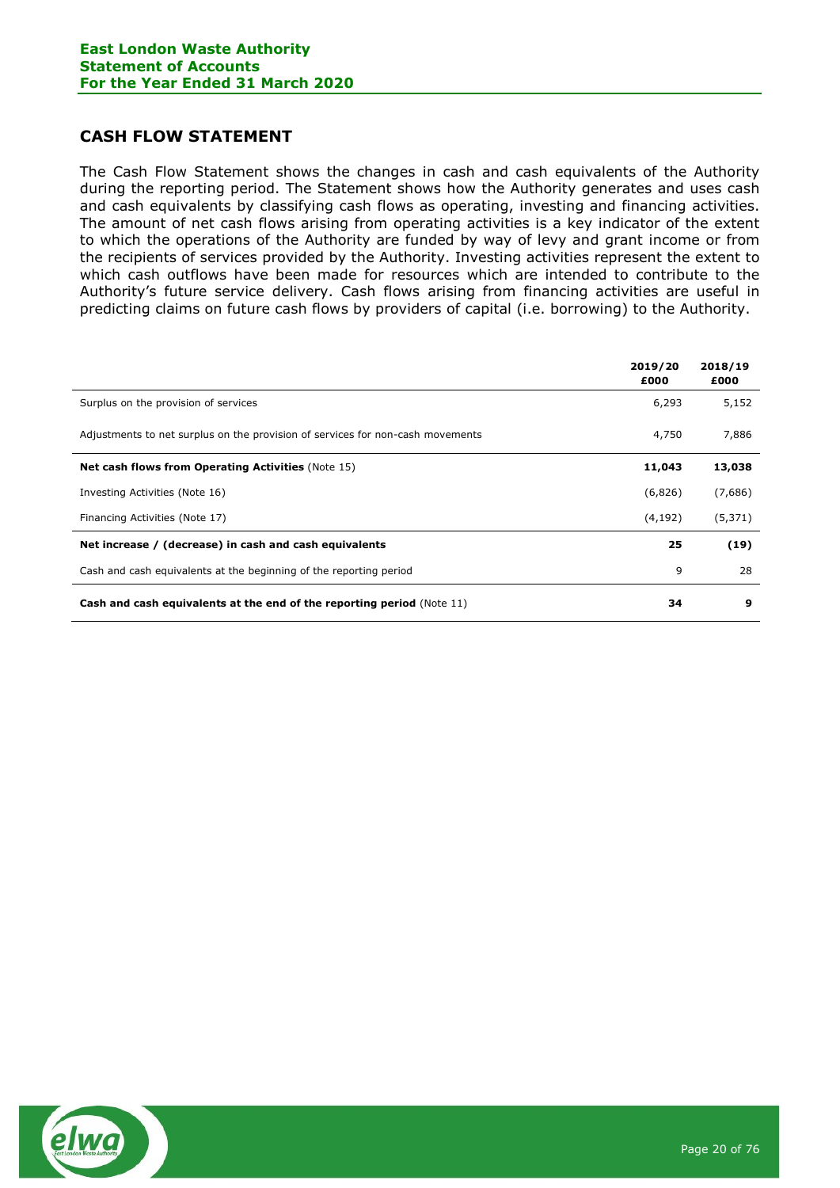## CASH FLOW STATEMENT

The Cash Flow Statement shows the changes in cash and cash equivalents of the Authority during the reporting period. The Statement shows how the Authority generates and uses cash and cash equivalents by classifying cash flows as operating, investing and financing activities. The amount of net cash flows arising from operating activities is a key indicator of the extent to which the operations of the Authority are funded by way of levy and grant income or from the recipients of services provided by the Authority. Investing activities represent the extent to which cash outflows have been made for resources which are intended to contribute to the Authority's future service delivery. Cash flows arising from financing activities are useful in predicting claims on future cash flows by providers of capital (i.e. borrowing) to the Authority.

| | 2019/20 £000 | 2018/19 £000 |
|---|---|---|
| Surplus on the provision of services | 6,293 | 5,152 |
| Adjustments to net surplus on the provision of services for non-cash movements | 4,750 | 7,886 |
| **Net cash flows from Operating Activities** (Note 15) | **11,043** | **13,038** |
| Investing Activities (Note 16) | (6,826) | (7,686) |
| Financing Activities (Note 17) | (4,192) | (5,371) |
| **Net increase / (decrease) in cash and cash equivalents** | **25** | **(19)** |
| Cash and cash equivalents at the beginning of the reporting period | 9 | 28 |
| **Cash and cash equivalents at the end of the reporting period** (Note 11) | **34** | **9** |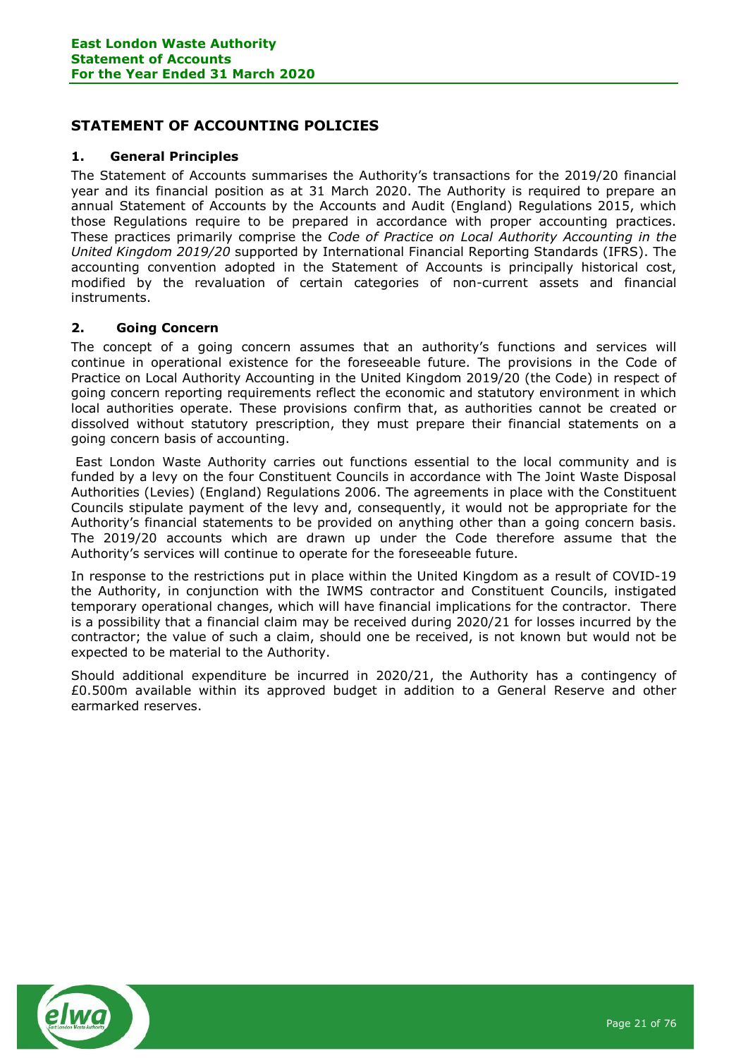## STATEMENT OF ACCOUNTING POLICIES

### 1. General Principles

The Statement of Accounts summarises the Authority's transactions for the 2019/20 financial year and its financial position as at 31 March 2020. The Authority is required to prepare an annual Statement of Accounts by the Accounts and Audit (England) Regulations 2015, which those Regulations require to be prepared in accordance with proper accounting practices. These practices primarily comprise the *Code of Practice on Local Authority Accounting in the United Kingdom 2019/20* supported by International Financial Reporting Standards (IFRS). The accounting convention adopted in the Statement of Accounts is principally historical cost, modified by the revaluation of certain categories of non-current assets and financial instruments.

### 2. Going Concern

The concept of a going concern assumes that an authority's functions and services will continue in operational existence for the foreseeable future. The provisions in the Code of Practice on Local Authority Accounting in the United Kingdom 2019/20 (the Code) in respect of going concern reporting requirements reflect the economic and statutory environment in which local authorities operate. These provisions confirm that, as authorities cannot be created or dissolved without statutory prescription, they must prepare their financial statements on a going concern basis of accounting.

East London Waste Authority carries out functions essential to the local community and is funded by a levy on the four Constituent Councils in accordance with The Joint Waste Disposal Authorities (Levies) (England) Regulations 2006. The agreements in place with the Constituent Councils stipulate payment of the levy and, consequently, it would not be appropriate for the Authority's financial statements to be provided on anything other than a going concern basis. The 2019/20 accounts which are drawn up under the Code therefore assume that the Authority's services will continue to operate for the foreseeable future.

In response to the restrictions put in place within the United Kingdom as a result of COVID-19 the Authority, in conjunction with the IWMS contractor and Constituent Councils, instigated temporary operational changes, which will have financial implications for the contractor. There is a possibility that a financial claim may be received during 2020/21 for losses incurred by the contractor; the value of such a claim, should one be received, is not known but would not be expected to be material to the Authority.

Should additional expenditure be incurred in 2020/21, the Authority has a contingency of £0.500m available within its approved budget in addition to a General Reserve and other earmarked reserves.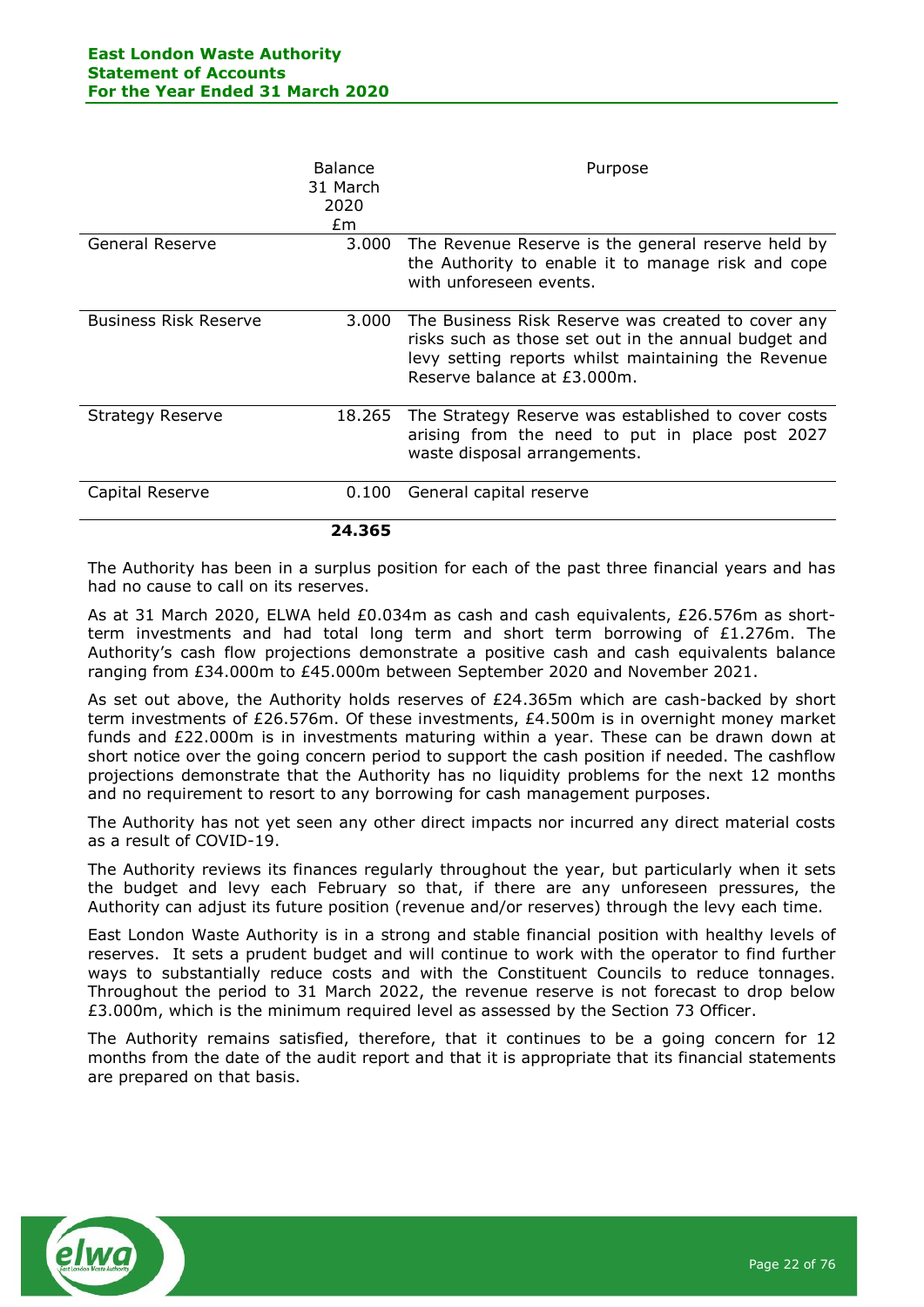| | Balance 31 March 2020 £m | Purpose |
|---|---|---|
| General Reserve | 3.000 | The Revenue Reserve is the general reserve held by the Authority to enable it to manage risk and cope with unforeseen events. |
| Business Risk Reserve | 3.000 | The Business Risk Reserve was created to cover any risks such as those set out in the annual budget and levy setting reports whilst maintaining the Revenue Reserve balance at £3.000m. |
| Strategy Reserve | 18.265 | The Strategy Reserve was established to cover costs arising from the need to put in place post 2027 waste disposal arrangements. |
| Capital Reserve | 0.100 | General capital reserve |
| | **24.365** | |

The Authority has been in a surplus position for each of the past three financial years and has had no cause to call on its reserves.

As at 31 March 2020, ELWA held £0.034m as cash and cash equivalents, £26.576m as short-term investments and had total long term and short term borrowing of £1.276m. The Authority's cash flow projections demonstrate a positive cash and cash equivalents balance ranging from £34.000m to £45.000m between September 2020 and November 2021.

As set out above, the Authority holds reserves of £24.365m which are cash-backed by short term investments of £26.576m. Of these investments, £4.500m is in overnight money market funds and £22.000m is in investments maturing within a year. These can be drawn down at short notice over the going concern period to support the cash position if needed. The cashflow projections demonstrate that the Authority has no liquidity problems for the next 12 months and no requirement to resort to any borrowing for cash management purposes.

The Authority has not yet seen any other direct impacts nor incurred any direct material costs as a result of COVID-19.

The Authority reviews its finances regularly throughout the year, but particularly when it sets the budget and levy each February so that, if there are any unforeseen pressures, the Authority can adjust its future position (revenue and/or reserves) through the levy each time.

East London Waste Authority is in a strong and stable financial position with healthy levels of reserves. It sets a prudent budget and will continue to work with the operator to find further ways to substantially reduce costs and with the Constituent Councils to reduce tonnages. Throughout the period to 31 March 2022, the revenue reserve is not forecast to drop below £3.000m, which is the minimum required level as assessed by the Section 73 Officer.

The Authority remains satisfied, therefore, that it continues to be a going concern for 12 months from the date of the audit report and that it is appropriate that its financial statements are prepared on that basis.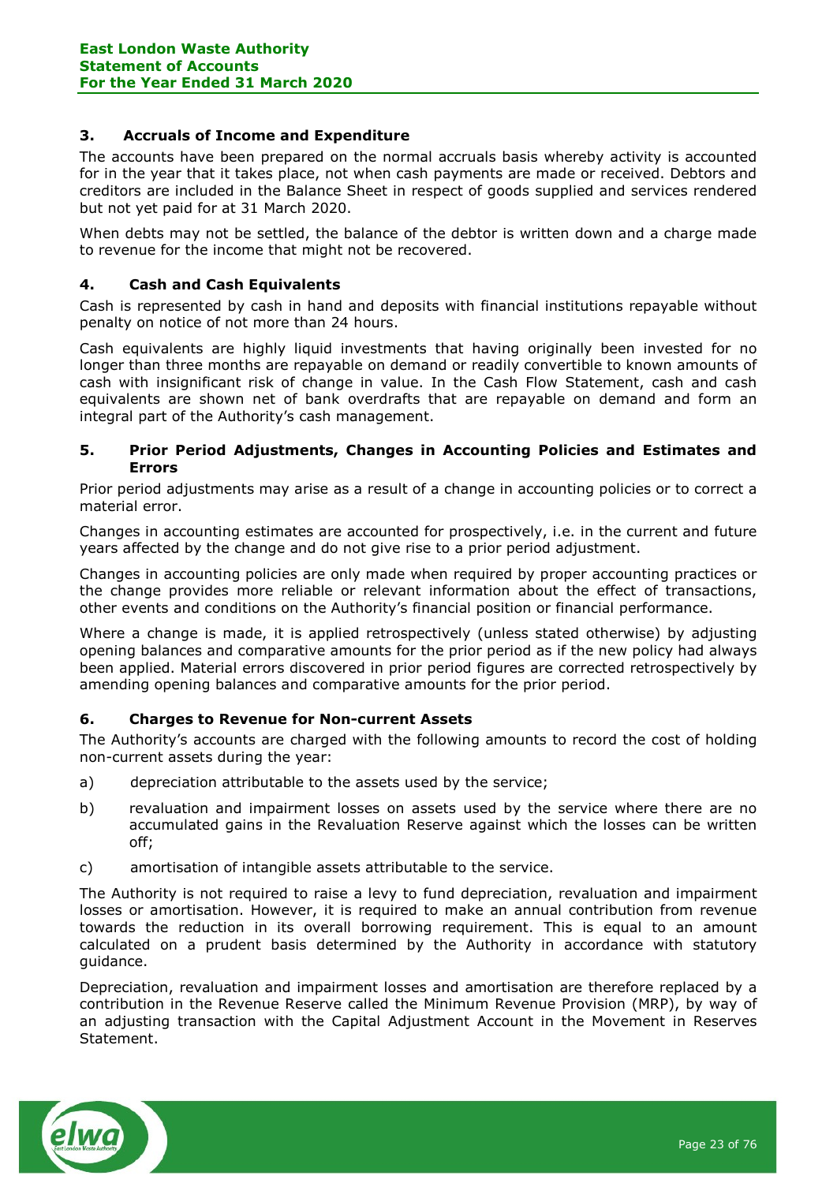### 3. Accruals of Income and Expenditure

The accounts have been prepared on the normal accruals basis whereby activity is accounted for in the year that it takes place, not when cash payments are made or received. Debtors and creditors are included in the Balance Sheet in respect of goods supplied and services rendered but not yet paid for at 31 March 2020.

When debts may not be settled, the balance of the debtor is written down and a charge made to revenue for the income that might not be recovered.

### 4. Cash and Cash Equivalents

Cash is represented by cash in hand and deposits with financial institutions repayable without penalty on notice of not more than 24 hours.

Cash equivalents are highly liquid investments that having originally been invested for no longer than three months are repayable on demand or readily convertible to known amounts of cash with insignificant risk of change in value. In the Cash Flow Statement, cash and cash equivalents are shown net of bank overdrafts that are repayable on demand and form an integral part of the Authority's cash management.

### 5. Prior Period Adjustments, Changes in Accounting Policies and Estimates and Errors

Prior period adjustments may arise as a result of a change in accounting policies or to correct a material error.

Changes in accounting estimates are accounted for prospectively, i.e. in the current and future years affected by the change and do not give rise to a prior period adjustment.

Changes in accounting policies are only made when required by proper accounting practices or the change provides more reliable or relevant information about the effect of transactions, other events and conditions on the Authority's financial position or financial performance.

Where a change is made, it is applied retrospectively (unless stated otherwise) by adjusting opening balances and comparative amounts for the prior period as if the new policy had always been applied. Material errors discovered in prior period figures are corrected retrospectively by amending opening balances and comparative amounts for the prior period.

### 6. Charges to Revenue for Non-current Assets

The Authority's accounts are charged with the following amounts to record the cost of holding non-current assets during the year:

a) depreciation attributable to the assets used by the service;

b) revaluation and impairment losses on assets used by the service where there are no accumulated gains in the Revaluation Reserve against which the losses can be written off;

c) amortisation of intangible assets attributable to the service.

The Authority is not required to raise a levy to fund depreciation, revaluation and impairment losses or amortisation. However, it is required to make an annual contribution from revenue towards the reduction in its overall borrowing requirement. This is equal to an amount calculated on a prudent basis determined by the Authority in accordance with statutory guidance.

Depreciation, revaluation and impairment losses and amortisation are therefore replaced by a contribution in the Revenue Reserve called the Minimum Revenue Provision (MRP), by way of an adjusting transaction with the Capital Adjustment Account in the Movement in Reserves Statement.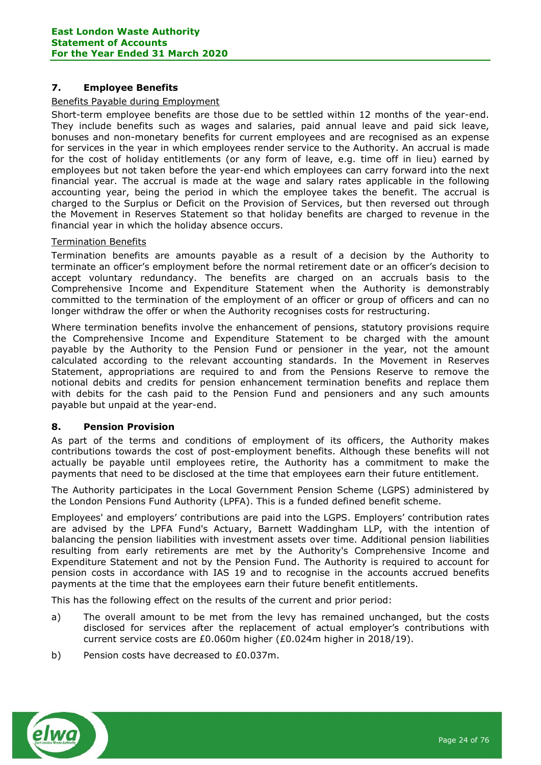## 7. Employee Benefits

Benefits Payable during Employment

Short-term employee benefits are those due to be settled within 12 months of the year-end. They include benefits such as wages and salaries, paid annual leave and paid sick leave, bonuses and non-monetary benefits for current employees and are recognised as an expense for services in the year in which employees render service to the Authority. An accrual is made for the cost of holiday entitlements (or any form of leave, e.g. time off in lieu) earned by employees but not taken before the year-end which employees can carry forward into the next financial year. The accrual is made at the wage and salary rates applicable in the following accounting year, being the period in which the employee takes the benefit. The accrual is charged to the Surplus or Deficit on the Provision of Services, but then reversed out through the Movement in Reserves Statement so that holiday benefits are charged to revenue in the financial year in which the holiday absence occurs.

Termination Benefits

Termination benefits are amounts payable as a result of a decision by the Authority to terminate an officer's employment before the normal retirement date or an officer's decision to accept voluntary redundancy. The benefits are charged on an accruals basis to the Comprehensive Income and Expenditure Statement when the Authority is demonstrably committed to the termination of the employment of an officer or group of officers and can no longer withdraw the offer or when the Authority recognises costs for restructuring.

Where termination benefits involve the enhancement of pensions, statutory provisions require the Comprehensive Income and Expenditure Statement to be charged with the amount payable by the Authority to the Pension Fund or pensioner in the year, not the amount calculated according to the relevant accounting standards. In the Movement in Reserves Statement, appropriations are required to and from the Pensions Reserve to remove the notional debits and credits for pension enhancement termination benefits and replace them with debits for the cash paid to the Pension Fund and pensioners and any such amounts payable but unpaid at the year-end.

## 8. Pension Provision

As part of the terms and conditions of employment of its officers, the Authority makes contributions towards the cost of post-employment benefits. Although these benefits will not actually be payable until employees retire, the Authority has a commitment to make the payments that need to be disclosed at the time that employees earn their future entitlement.

The Authority participates in the Local Government Pension Scheme (LGPS) administered by the London Pensions Fund Authority (LPFA). This is a funded defined benefit scheme.

Employees' and employers' contributions are paid into the LGPS. Employers' contribution rates are advised by the LPFA Fund's Actuary, Barnett Waddingham LLP, with the intention of balancing the pension liabilities with investment assets over time. Additional pension liabilities resulting from early retirements are met by the Authority's Comprehensive Income and Expenditure Statement and not by the Pension Fund. The Authority is required to account for pension costs in accordance with IAS 19 and to recognise in the accounts accrued benefits payments at the time that the employees earn their future benefit entitlements.

This has the following effect on the results of the current and prior period:

a) The overall amount to be met from the levy has remained unchanged, but the costs disclosed for services after the replacement of actual employer's contributions with current service costs are £0.060m higher (£0.024m higher in 2018/19).

b) Pension costs have decreased to £0.037m.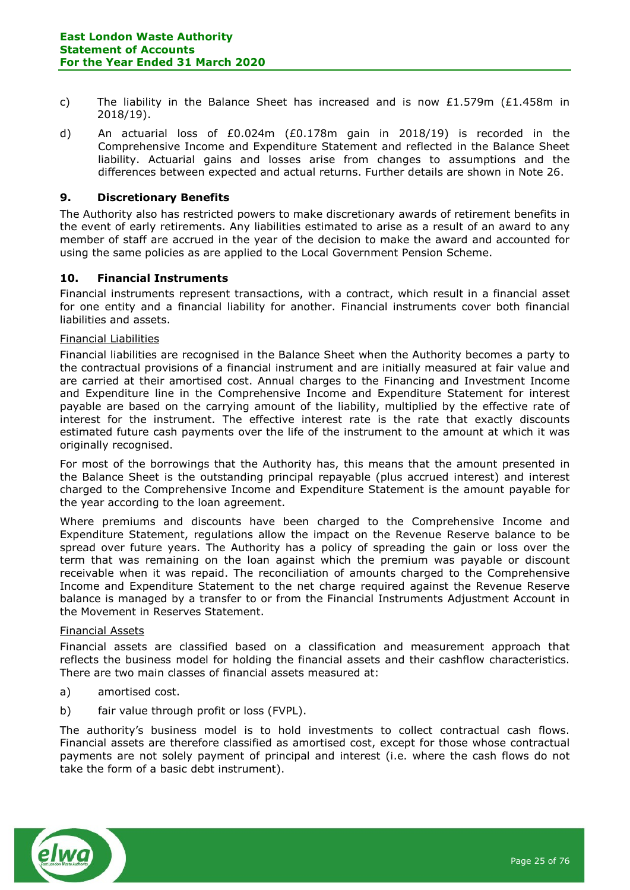c) The liability in the Balance Sheet has increased and is now £1.579m (£1.458m in 2018/19).

d) An actuarial loss of £0.024m (£0.178m gain in 2018/19) is recorded in the Comprehensive Income and Expenditure Statement and reflected in the Balance Sheet liability. Actuarial gains and losses arise from changes to assumptions and the differences between expected and actual returns. Further details are shown in Note 26.

## 9. Discretionary Benefits

The Authority also has restricted powers to make discretionary awards of retirement benefits in the event of early retirements. Any liabilities estimated to arise as a result of an award to any member of staff are accrued in the year of the decision to make the award and accounted for using the same policies as are applied to the Local Government Pension Scheme.

## 10. Financial Instruments

Financial instruments represent transactions, with a contract, which result in a financial asset for one entity and a financial liability for another. Financial instruments cover both financial liabilities and assets.

Financial Liabilities

Financial liabilities are recognised in the Balance Sheet when the Authority becomes a party to the contractual provisions of a financial instrument and are initially measured at fair value and are carried at their amortised cost. Annual charges to the Financing and Investment Income and Expenditure line in the Comprehensive Income and Expenditure Statement for interest payable are based on the carrying amount of the liability, multiplied by the effective rate of interest for the instrument. The effective interest rate is the rate that exactly discounts estimated future cash payments over the life of the instrument to the amount at which it was originally recognised.

For most of the borrowings that the Authority has, this means that the amount presented in the Balance Sheet is the outstanding principal repayable (plus accrued interest) and interest charged to the Comprehensive Income and Expenditure Statement is the amount payable for the year according to the loan agreement.

Where premiums and discounts have been charged to the Comprehensive Income and Expenditure Statement, regulations allow the impact on the Revenue Reserve balance to be spread over future years. The Authority has a policy of spreading the gain or loss over the term that was remaining on the loan against which the premium was payable or discount receivable when it was repaid. The reconciliation of amounts charged to the Comprehensive Income and Expenditure Statement to the net charge required against the Revenue Reserve balance is managed by a transfer to or from the Financial Instruments Adjustment Account in the Movement in Reserves Statement.

Financial Assets

Financial assets are classified based on a classification and measurement approach that reflects the business model for holding the financial assets and their cashflow characteristics. There are two main classes of financial assets measured at:

a) amortised cost.

b) fair value through profit or loss (FVPL).

The authority's business model is to hold investments to collect contractual cash flows. Financial assets are therefore classified as amortised cost, except for those whose contractual payments are not solely payment of principal and interest (i.e. where the cash flows do not take the form of a basic debt instrument).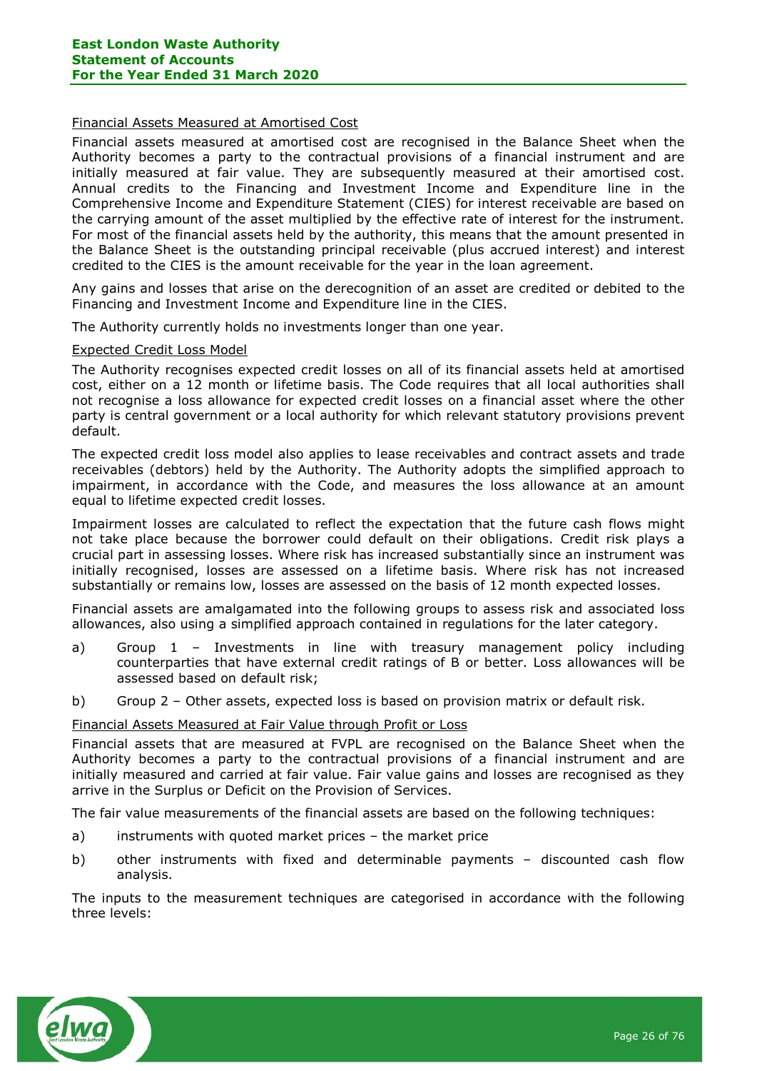Financial Assets Measured at Amortised Cost

Financial assets measured at amortised cost are recognised in the Balance Sheet when the Authority becomes a party to the contractual provisions of a financial instrument and are initially measured at fair value. They are subsequently measured at their amortised cost. Annual credits to the Financing and Investment Income and Expenditure line in the Comprehensive Income and Expenditure Statement (CIES) for interest receivable are based on the carrying amount of the asset multiplied by the effective rate of interest for the instrument. For most of the financial assets held by the authority, this means that the amount presented in the Balance Sheet is the outstanding principal receivable (plus accrued interest) and interest credited to the CIES is the amount receivable for the year in the loan agreement.

Any gains and losses that arise on the derecognition of an asset are credited or debited to the Financing and Investment Income and Expenditure line in the CIES.

The Authority currently holds no investments longer than one year.

Expected Credit Loss Model

The Authority recognises expected credit losses on all of its financial assets held at amortised cost, either on a 12 month or lifetime basis. The Code requires that all local authorities shall not recognise a loss allowance for expected credit losses on a financial asset where the other party is central government or a local authority for which relevant statutory provisions prevent default.

The expected credit loss model also applies to lease receivables and contract assets and trade receivables (debtors) held by the Authority. The Authority adopts the simplified approach to impairment, in accordance with the Code, and measures the loss allowance at an amount equal to lifetime expected credit losses.

Impairment losses are calculated to reflect the expectation that the future cash flows might not take place because the borrower could default on their obligations. Credit risk plays a crucial part in assessing losses. Where risk has increased substantially since an instrument was initially recognised, losses are assessed on a lifetime basis. Where risk has not increased substantially or remains low, losses are assessed on the basis of 12 month expected losses.

Financial assets are amalgamated into the following groups to assess risk and associated loss allowances, also using a simplified approach contained in regulations for the later category.

a) Group 1 – Investments in line with treasury management policy including counterparties that have external credit ratings of B or better. Loss allowances will be assessed based on default risk;

b) Group 2 – Other assets, expected loss is based on provision matrix or default risk.

Financial Assets Measured at Fair Value through Profit or Loss

Financial assets that are measured at FVPL are recognised on the Balance Sheet when the Authority becomes a party to the contractual provisions of a financial instrument and are initially measured and carried at fair value. Fair value gains and losses are recognised as they arrive in the Surplus or Deficit on the Provision of Services.

The fair value measurements of the financial assets are based on the following techniques:

a) instruments with quoted market prices – the market price

b) other instruments with fixed and determinable payments – discounted cash flow analysis.

The inputs to the measurement techniques are categorised in accordance with the following three levels: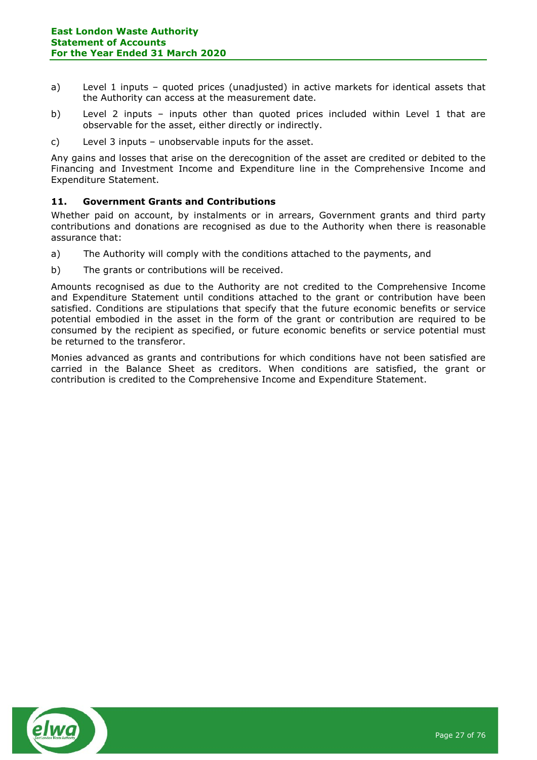a) Level 1 inputs – quoted prices (unadjusted) in active markets for identical assets that the Authority can access at the measurement date.

b) Level 2 inputs – inputs other than quoted prices included within Level 1 that are observable for the asset, either directly or indirectly.

c) Level 3 inputs – unobservable inputs for the asset.

Any gains and losses that arise on the derecognition of the asset are credited or debited to the Financing and Investment Income and Expenditure line in the Comprehensive Income and Expenditure Statement.

### 11. Government Grants and Contributions

Whether paid on account, by instalments or in arrears, Government grants and third party contributions and donations are recognised as due to the Authority when there is reasonable assurance that:

a) The Authority will comply with the conditions attached to the payments, and

b) The grants or contributions will be received.

Amounts recognised as due to the Authority are not credited to the Comprehensive Income and Expenditure Statement until conditions attached to the grant or contribution have been satisfied. Conditions are stipulations that specify that the future economic benefits or service potential embodied in the asset in the form of the grant or contribution are required to be consumed by the recipient as specified, or future economic benefits or service potential must be returned to the transferor.

Monies advanced as grants and contributions for which conditions have not been satisfied are carried in the Balance Sheet as creditors. When conditions are satisfied, the grant or contribution is credited to the Comprehensive Income and Expenditure Statement.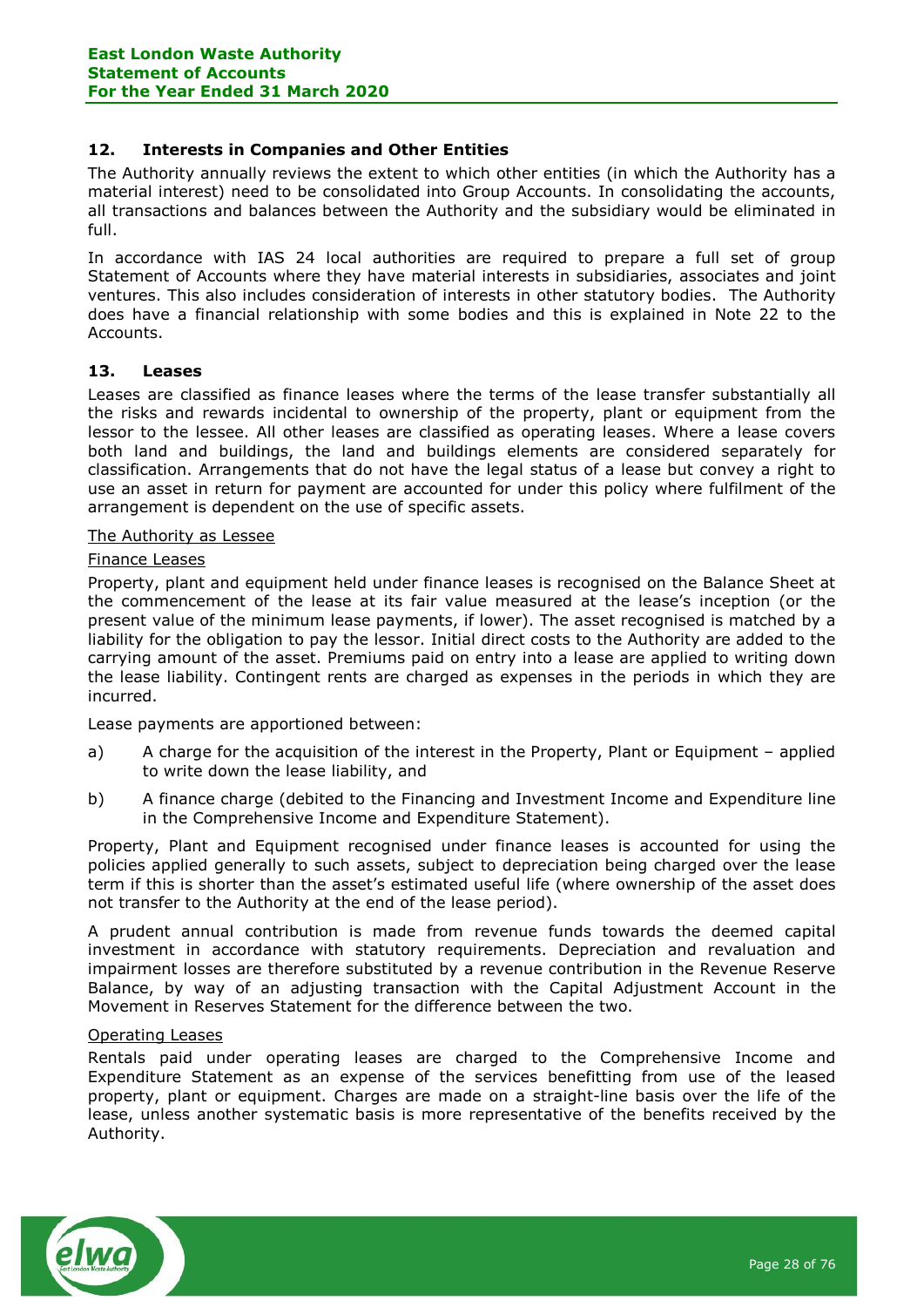## 12. Interests in Companies and Other Entities

The Authority annually reviews the extent to which other entities (in which the Authority has a material interest) need to be consolidated into Group Accounts. In consolidating the accounts, all transactions and balances between the Authority and the subsidiary would be eliminated in full.

In accordance with IAS 24 local authorities are required to prepare a full set of group Statement of Accounts where they have material interests in subsidiaries, associates and joint ventures. This also includes consideration of interests in other statutory bodies. The Authority does have a financial relationship with some bodies and this is explained in Note 22 to the Accounts.

## 13. Leases

Leases are classified as finance leases where the terms of the lease transfer substantially all the risks and rewards incidental to ownership of the property, plant or equipment from the lessor to the lessee. All other leases are classified as operating leases. Where a lease covers both land and buildings, the land and buildings elements are considered separately for classification. Arrangements that do not have the legal status of a lease but convey a right to use an asset in return for payment are accounted for under this policy where fulfilment of the arrangement is dependent on the use of specific assets.

The Authority as Lessee

Finance Leases

Property, plant and equipment held under finance leases is recognised on the Balance Sheet at the commencement of the lease at its fair value measured at the lease's inception (or the present value of the minimum lease payments, if lower). The asset recognised is matched by a liability for the obligation to pay the lessor. Initial direct costs to the Authority are added to the carrying amount of the asset. Premiums paid on entry into a lease are applied to writing down the lease liability. Contingent rents are charged as expenses in the periods in which they are incurred.

Lease payments are apportioned between:

a) A charge for the acquisition of the interest in the Property, Plant or Equipment – applied to write down the lease liability, and

b) A finance charge (debited to the Financing and Investment Income and Expenditure line in the Comprehensive Income and Expenditure Statement).

Property, Plant and Equipment recognised under finance leases is accounted for using the policies applied generally to such assets, subject to depreciation being charged over the lease term if this is shorter than the asset's estimated useful life (where ownership of the asset does not transfer to the Authority at the end of the lease period).

A prudent annual contribution is made from revenue funds towards the deemed capital investment in accordance with statutory requirements. Depreciation and revaluation and impairment losses are therefore substituted by a revenue contribution in the Revenue Reserve Balance, by way of an adjusting transaction with the Capital Adjustment Account in the Movement in Reserves Statement for the difference between the two.

Operating Leases

Rentals paid under operating leases are charged to the Comprehensive Income and Expenditure Statement as an expense of the services benefitting from use of the leased property, plant or equipment. Charges are made on a straight-line basis over the life of the lease, unless another systematic basis is more representative of the benefits received by the Authority.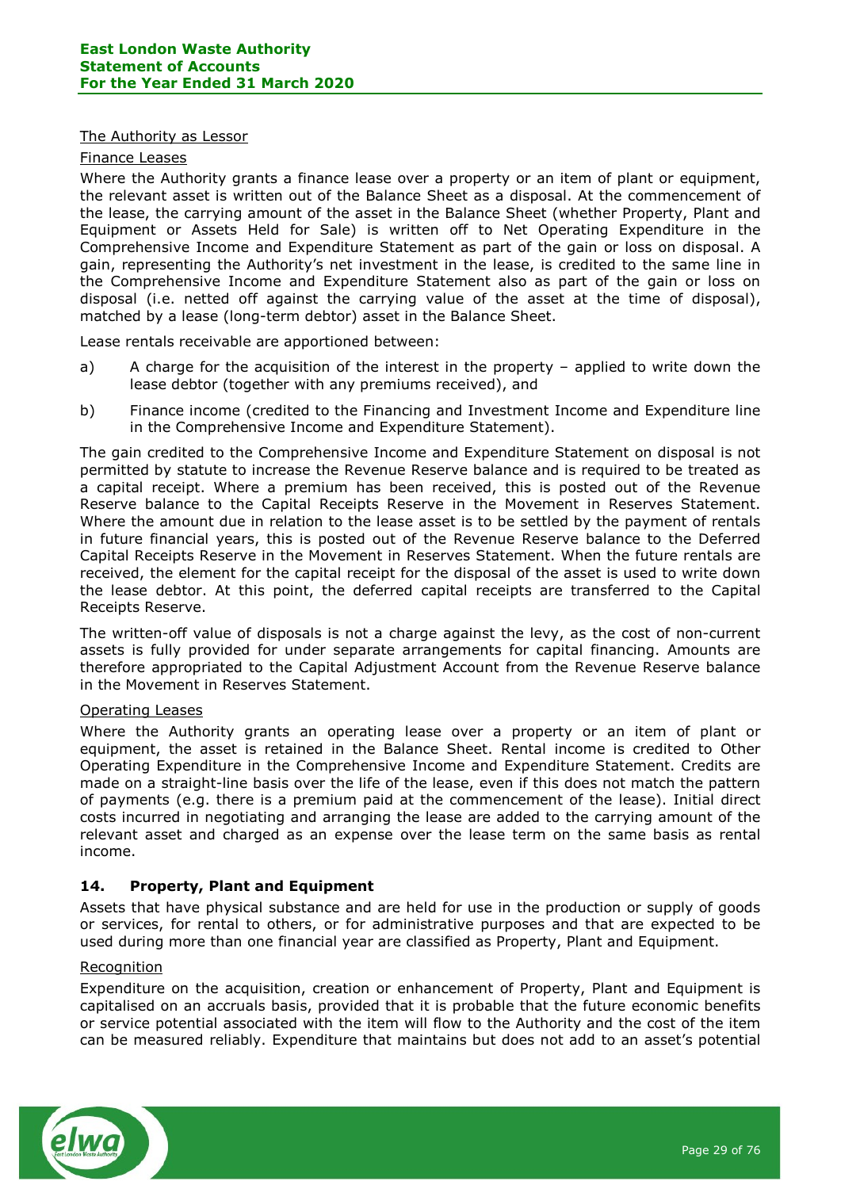The Authority as Lessor

Finance Leases

Where the Authority grants a finance lease over a property or an item of plant or equipment, the relevant asset is written out of the Balance Sheet as a disposal. At the commencement of the lease, the carrying amount of the asset in the Balance Sheet (whether Property, Plant and Equipment or Assets Held for Sale) is written off to Net Operating Expenditure in the Comprehensive Income and Expenditure Statement as part of the gain or loss on disposal. A gain, representing the Authority's net investment in the lease, is credited to the same line in the Comprehensive Income and Expenditure Statement also as part of the gain or loss on disposal (i.e. netted off against the carrying value of the asset at the time of disposal), matched by a lease (long-term debtor) asset in the Balance Sheet.

Lease rentals receivable are apportioned between:

a) A charge for the acquisition of the interest in the property – applied to write down the lease debtor (together with any premiums received), and

b) Finance income (credited to the Financing and Investment Income and Expenditure line in the Comprehensive Income and Expenditure Statement).

The gain credited to the Comprehensive Income and Expenditure Statement on disposal is not permitted by statute to increase the Revenue Reserve balance and is required to be treated as a capital receipt. Where a premium has been received, this is posted out of the Revenue Reserve balance to the Capital Receipts Reserve in the Movement in Reserves Statement. Where the amount due in relation to the lease asset is to be settled by the payment of rentals in future financial years, this is posted out of the Revenue Reserve balance to the Deferred Capital Receipts Reserve in the Movement in Reserves Statement. When the future rentals are received, the element for the capital receipt for the disposal of the asset is used to write down the lease debtor. At this point, the deferred capital receipts are transferred to the Capital Receipts Reserve.

The written-off value of disposals is not a charge against the levy, as the cost of non-current assets is fully provided for under separate arrangements for capital financing. Amounts are therefore appropriated to the Capital Adjustment Account from the Revenue Reserve balance in the Movement in Reserves Statement.

Operating Leases

Where the Authority grants an operating lease over a property or an item of plant or equipment, the asset is retained in the Balance Sheet. Rental income is credited to Other Operating Expenditure in the Comprehensive Income and Expenditure Statement. Credits are made on a straight-line basis over the life of the lease, even if this does not match the pattern of payments (e.g. there is a premium paid at the commencement of the lease). Initial direct costs incurred in negotiating and arranging the lease are added to the carrying amount of the relevant asset and charged as an expense over the lease term on the same basis as rental income.

## 14. Property, Plant and Equipment

Assets that have physical substance and are held for use in the production or supply of goods or services, for rental to others, or for administrative purposes and that are expected to be used during more than one financial year are classified as Property, Plant and Equipment.

Recognition

Expenditure on the acquisition, creation or enhancement of Property, Plant and Equipment is capitalised on an accruals basis, provided that it is probable that the future economic benefits or service potential associated with the item will flow to the Authority and the cost of the item can be measured reliably. Expenditure that maintains but does not add to an asset's potential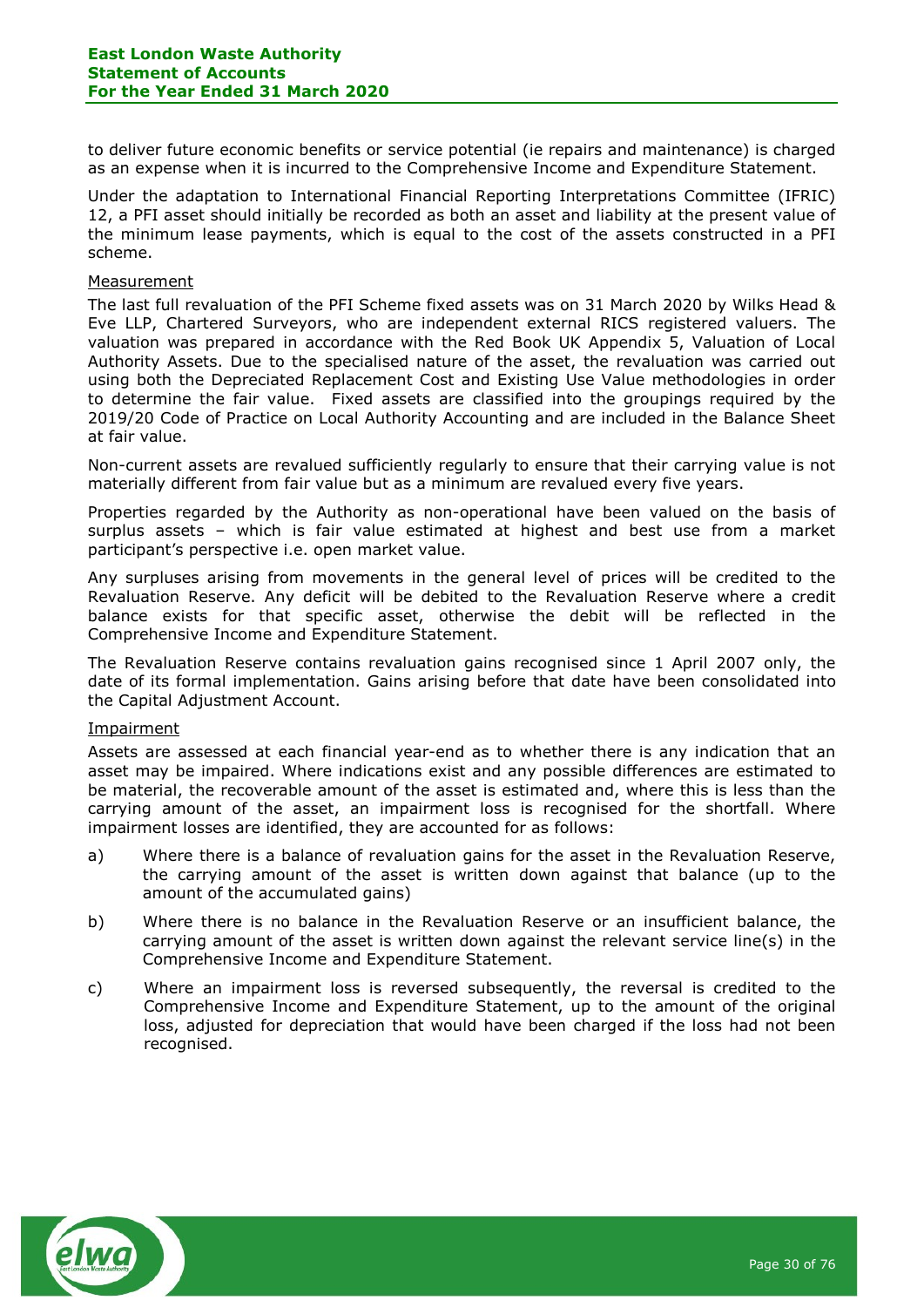to deliver future economic benefits or service potential (ie repairs and maintenance) is charged as an expense when it is incurred to the Comprehensive Income and Expenditure Statement.

Under the adaptation to International Financial Reporting Interpretations Committee (IFRIC) 12, a PFI asset should initially be recorded as both an asset and liability at the present value of the minimum lease payments, which is equal to the cost of the assets constructed in a PFI scheme.

Measurement

The last full revaluation of the PFI Scheme fixed assets was on 31 March 2020 by Wilks Head & Eve LLP, Chartered Surveyors, who are independent external RICS registered valuers. The valuation was prepared in accordance with the Red Book UK Appendix 5, Valuation of Local Authority Assets. Due to the specialised nature of the asset, the revaluation was carried out using both the Depreciated Replacement Cost and Existing Use Value methodologies in order to determine the fair value. Fixed assets are classified into the groupings required by the 2019/20 Code of Practice on Local Authority Accounting and are included in the Balance Sheet at fair value.

Non-current assets are revalued sufficiently regularly to ensure that their carrying value is not materially different from fair value but as a minimum are revalued every five years.

Properties regarded by the Authority as non-operational have been valued on the basis of surplus assets – which is fair value estimated at highest and best use from a market participant's perspective i.e. open market value.

Any surpluses arising from movements in the general level of prices will be credited to the Revaluation Reserve. Any deficit will be debited to the Revaluation Reserve where a credit balance exists for that specific asset, otherwise the debit will be reflected in the Comprehensive Income and Expenditure Statement.

The Revaluation Reserve contains revaluation gains recognised since 1 April 2007 only, the date of its formal implementation. Gains arising before that date have been consolidated into the Capital Adjustment Account.

Impairment

Assets are assessed at each financial year-end as to whether there is any indication that an asset may be impaired. Where indications exist and any possible differences are estimated to be material, the recoverable amount of the asset is estimated and, where this is less than the carrying amount of the asset, an impairment loss is recognised for the shortfall. Where impairment losses are identified, they are accounted for as follows:

a) Where there is a balance of revaluation gains for the asset in the Revaluation Reserve, the carrying amount of the asset is written down against that balance (up to the amount of the accumulated gains)

b) Where there is no balance in the Revaluation Reserve or an insufficient balance, the carrying amount of the asset is written down against the relevant service line(s) in the Comprehensive Income and Expenditure Statement.

c) Where an impairment loss is reversed subsequently, the reversal is credited to the Comprehensive Income and Expenditure Statement, up to the amount of the original loss, adjusted for depreciation that would have been charged if the loss had not been recognised.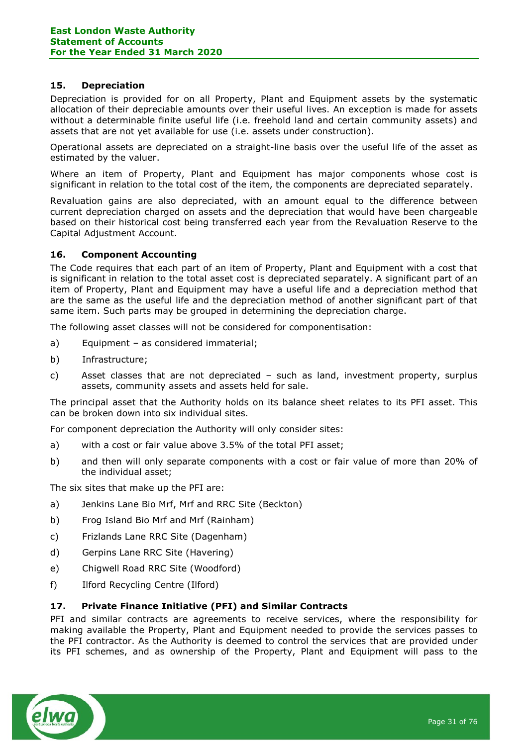## 15. Depreciation

Depreciation is provided for on all Property, Plant and Equipment assets by the systematic allocation of their depreciable amounts over their useful lives. An exception is made for assets without a determinable finite useful life (i.e. freehold land and certain community assets) and assets that are not yet available for use (i.e. assets under construction).

Operational assets are depreciated on a straight-line basis over the useful life of the asset as estimated by the valuer.

Where an item of Property, Plant and Equipment has major components whose cost is significant in relation to the total cost of the item, the components are depreciated separately.

Revaluation gains are also depreciated, with an amount equal to the difference between current depreciation charged on assets and the depreciation that would have been chargeable based on their historical cost being transferred each year from the Revaluation Reserve to the Capital Adjustment Account.

## 16. Component Accounting

The Code requires that each part of an item of Property, Plant and Equipment with a cost that is significant in relation to the total asset cost is depreciated separately. A significant part of an item of Property, Plant and Equipment may have a useful life and a depreciation method that are the same as the useful life and the depreciation method of another significant part of that same item. Such parts may be grouped in determining the depreciation charge.

The following asset classes will not be considered for componentisation:

a) Equipment – as considered immaterial;

b) Infrastructure;

c) Asset classes that are not depreciated – such as land, investment property, surplus assets, community assets and assets held for sale.

The principal asset that the Authority holds on its balance sheet relates to its PFI asset. This can be broken down into six individual sites.

For component depreciation the Authority will only consider sites:

a) with a cost or fair value above 3.5% of the total PFI asset;

b) and then will only separate components with a cost or fair value of more than 20% of the individual asset;

The six sites that make up the PFI are:

a) Jenkins Lane Bio Mrf, Mrf and RRC Site (Beckton)

b) Frog Island Bio Mrf and Mrf (Rainham)

c) Frizlands Lane RRC Site (Dagenham)

d) Gerpins Lane RRC Site (Havering)

e) Chigwell Road RRC Site (Woodford)

f) Ilford Recycling Centre (Ilford)

## 17. Private Finance Initiative (PFI) and Similar Contracts

PFI and similar contracts are agreements to receive services, where the responsibility for making available the Property, Plant and Equipment needed to provide the services passes to the PFI contractor. As the Authority is deemed to control the services that are provided under its PFI schemes, and as ownership of the Property, Plant and Equipment will pass to the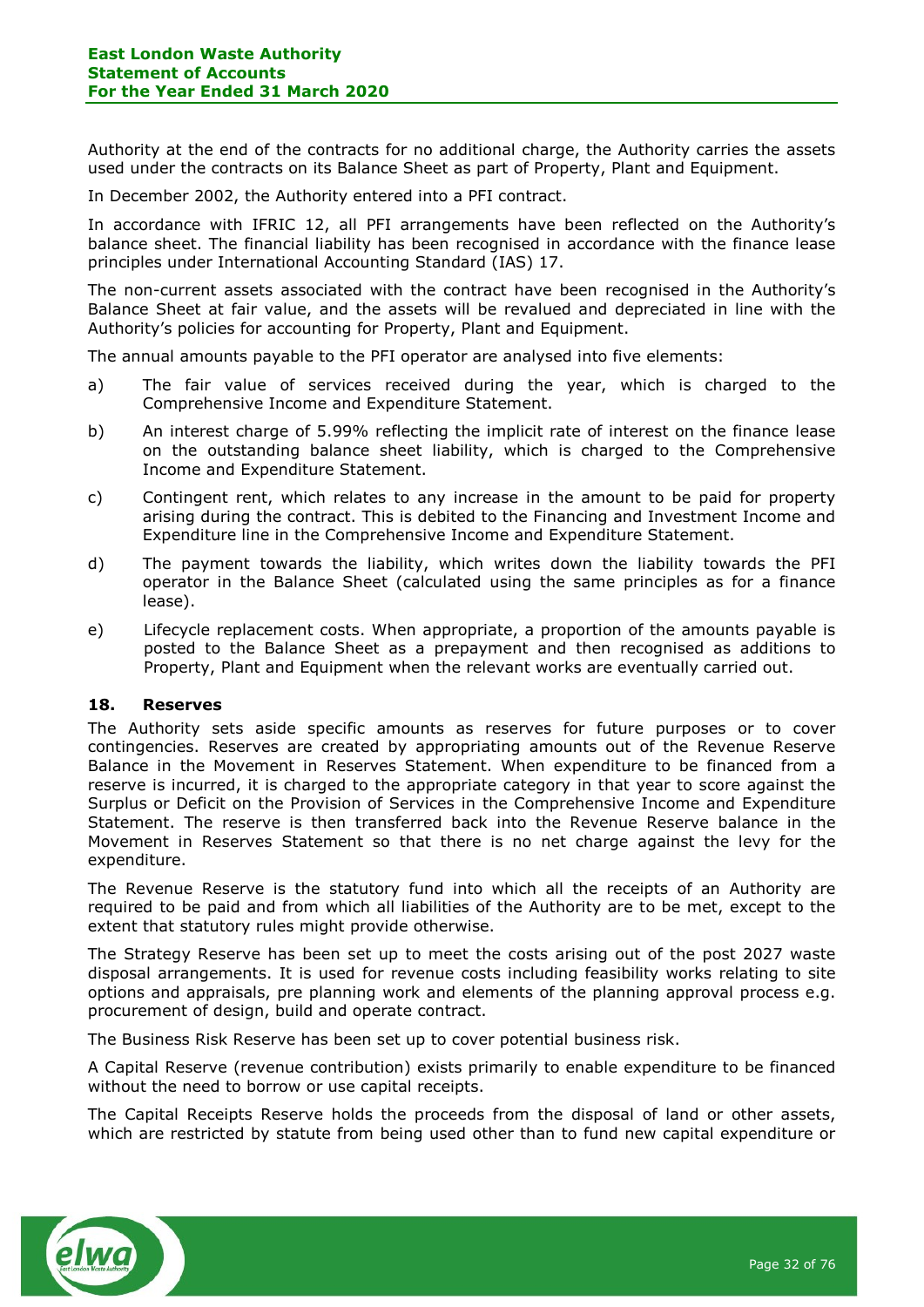Authority at the end of the contracts for no additional charge, the Authority carries the assets used under the contracts on its Balance Sheet as part of Property, Plant and Equipment.

In December 2002, the Authority entered into a PFI contract.

In accordance with IFRIC 12, all PFI arrangements have been reflected on the Authority's balance sheet. The financial liability has been recognised in accordance with the finance lease principles under International Accounting Standard (IAS) 17.

The non-current assets associated with the contract have been recognised in the Authority's Balance Sheet at fair value, and the assets will be revalued and depreciated in line with the Authority's policies for accounting for Property, Plant and Equipment.

The annual amounts payable to the PFI operator are analysed into five elements:

a) The fair value of services received during the year, which is charged to the Comprehensive Income and Expenditure Statement.

b) An interest charge of 5.99% reflecting the implicit rate of interest on the finance lease on the outstanding balance sheet liability, which is charged to the Comprehensive Income and Expenditure Statement.

c) Contingent rent, which relates to any increase in the amount to be paid for property arising during the contract. This is debited to the Financing and Investment Income and Expenditure line in the Comprehensive Income and Expenditure Statement.

d) The payment towards the liability, which writes down the liability towards the PFI operator in the Balance Sheet (calculated using the same principles as for a finance lease).

e) Lifecycle replacement costs. When appropriate, a proportion of the amounts payable is posted to the Balance Sheet as a prepayment and then recognised as additions to Property, Plant and Equipment when the relevant works are eventually carried out.

## 18. Reserves

The Authority sets aside specific amounts as reserves for future purposes or to cover contingencies. Reserves are created by appropriating amounts out of the Revenue Reserve Balance in the Movement in Reserves Statement. When expenditure to be financed from a reserve is incurred, it is charged to the appropriate category in that year to score against the Surplus or Deficit on the Provision of Services in the Comprehensive Income and Expenditure Statement. The reserve is then transferred back into the Revenue Reserve balance in the Movement in Reserves Statement so that there is no net charge against the levy for the expenditure.

The Revenue Reserve is the statutory fund into which all the receipts of an Authority are required to be paid and from which all liabilities of the Authority are to be met, except to the extent that statutory rules might provide otherwise.

The Strategy Reserve has been set up to meet the costs arising out of the post 2027 waste disposal arrangements. It is used for revenue costs including feasibility works relating to site options and appraisals, pre planning work and elements of the planning approval process e.g. procurement of design, build and operate contract.

The Business Risk Reserve has been set up to cover potential business risk.

A Capital Reserve (revenue contribution) exists primarily to enable expenditure to be financed without the need to borrow or use capital receipts.

The Capital Receipts Reserve holds the proceeds from the disposal of land or other assets, which are restricted by statute from being used other than to fund new capital expenditure or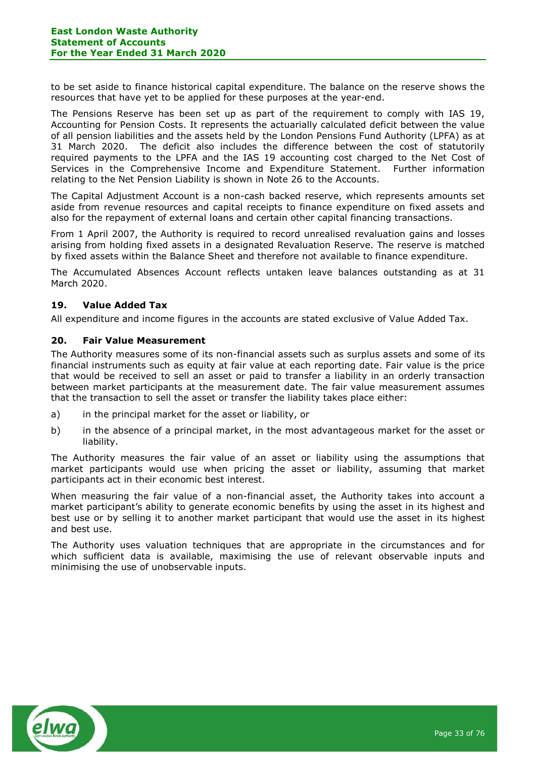to be set aside to finance historical capital expenditure. The balance on the reserve shows the resources that have yet to be applied for these purposes at the year-end.

The Pensions Reserve has been set up as part of the requirement to comply with IAS 19, Accounting for Pension Costs. It represents the actuarially calculated deficit between the value of all pension liabilities and the assets held by the London Pensions Fund Authority (LPFA) as at 31 March 2020. The deficit also includes the difference between the cost of statutorily required payments to the LPFA and the IAS 19 accounting cost charged to the Net Cost of Services in the Comprehensive Income and Expenditure Statement. Further information relating to the Net Pension Liability is shown in Note 26 to the Accounts.

The Capital Adjustment Account is a non-cash backed reserve, which represents amounts set aside from revenue resources and capital receipts to finance expenditure on fixed assets and also for the repayment of external loans and certain other capital financing transactions.

From 1 April 2007, the Authority is required to record unrealised revaluation gains and losses arising from holding fixed assets in a designated Revaluation Reserve. The reserve is matched by fixed assets within the Balance Sheet and therefore not available to finance expenditure.

The Accumulated Absences Account reflects untaken leave balances outstanding as at 31 March 2020.

## 19. Value Added Tax

All expenditure and income figures in the accounts are stated exclusive of Value Added Tax.

## 20. Fair Value Measurement

The Authority measures some of its non-financial assets such as surplus assets and some of its financial instruments such as equity at fair value at each reporting date. Fair value is the price that would be received to sell an asset or paid to transfer a liability in an orderly transaction between market participants at the measurement date. The fair value measurement assumes that the transaction to sell the asset or transfer the liability takes place either:

a) in the principal market for the asset or liability, or

b) in the absence of a principal market, in the most advantageous market for the asset or liability.

The Authority measures the fair value of an asset or liability using the assumptions that market participants would use when pricing the asset or liability, assuming that market participants act in their economic best interest.

When measuring the fair value of a non-financial asset, the Authority takes into account a market participant's ability to generate economic benefits by using the asset in its highest and best use or by selling it to another market participant that would use the asset in its highest and best use.

The Authority uses valuation techniques that are appropriate in the circumstances and for which sufficient data is available, maximising the use of relevant observable inputs and minimising the use of unobservable inputs.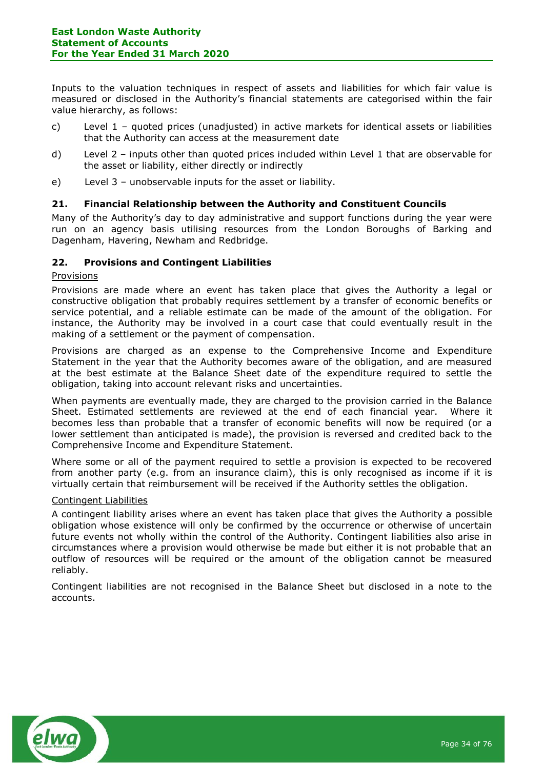Inputs to the valuation techniques in respect of assets and liabilities for which fair value is measured or disclosed in the Authority's financial statements are categorised within the fair value hierarchy, as follows:

c) Level 1 – quoted prices (unadjusted) in active markets for identical assets or liabilities that the Authority can access at the measurement date

d) Level 2 – inputs other than quoted prices included within Level 1 that are observable for the asset or liability, either directly or indirectly

e) Level 3 – unobservable inputs for the asset or liability.

## 21. Financial Relationship between the Authority and Constituent Councils

Many of the Authority's day to day administrative and support functions during the year were run on an agency basis utilising resources from the London Boroughs of Barking and Dagenham, Havering, Newham and Redbridge.

## 22. Provisions and Contingent Liabilities

Provisions

Provisions are made where an event has taken place that gives the Authority a legal or constructive obligation that probably requires settlement by a transfer of economic benefits or service potential, and a reliable estimate can be made of the amount of the obligation. For instance, the Authority may be involved in a court case that could eventually result in the making of a settlement or the payment of compensation.

Provisions are charged as an expense to the Comprehensive Income and Expenditure Statement in the year that the Authority becomes aware of the obligation, and are measured at the best estimate at the Balance Sheet date of the expenditure required to settle the obligation, taking into account relevant risks and uncertainties.

When payments are eventually made, they are charged to the provision carried in the Balance Sheet. Estimated settlements are reviewed at the end of each financial year. Where it becomes less than probable that a transfer of economic benefits will now be required (or a lower settlement than anticipated is made), the provision is reversed and credited back to the Comprehensive Income and Expenditure Statement.

Where some or all of the payment required to settle a provision is expected to be recovered from another party (e.g. from an insurance claim), this is only recognised as income if it is virtually certain that reimbursement will be received if the Authority settles the obligation.

Contingent Liabilities

A contingent liability arises where an event has taken place that gives the Authority a possible obligation whose existence will only be confirmed by the occurrence or otherwise of uncertain future events not wholly within the control of the Authority. Contingent liabilities also arise in circumstances where a provision would otherwise be made but either it is not probable that an outflow of resources will be required or the amount of the obligation cannot be measured reliably.

Contingent liabilities are not recognised in the Balance Sheet but disclosed in a note to the accounts.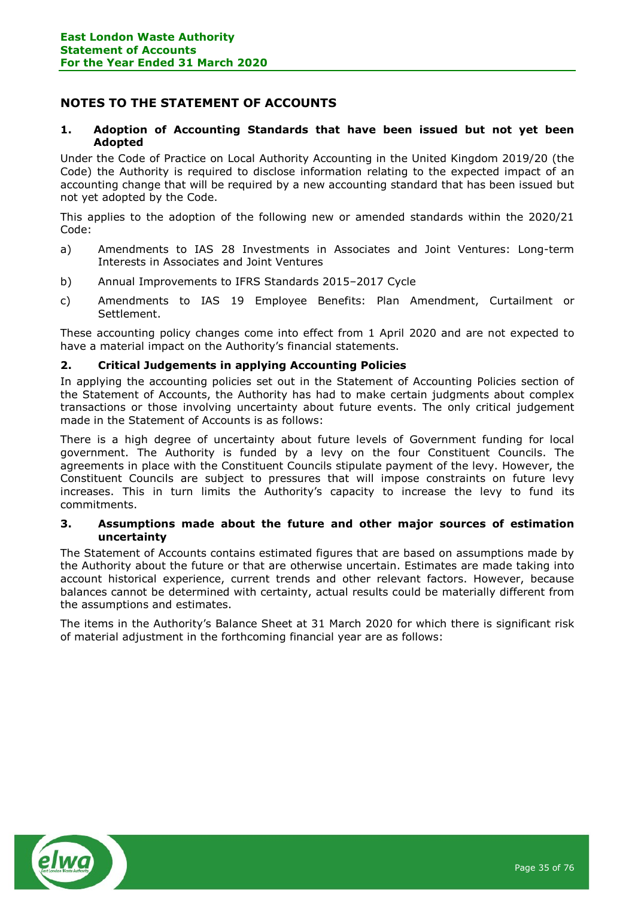## NOTES TO THE STATEMENT OF ACCOUNTS

### 1. Adoption of Accounting Standards that have been issued but not yet been Adopted

Under the Code of Practice on Local Authority Accounting in the United Kingdom 2019/20 (the Code) the Authority is required to disclose information relating to the expected impact of an accounting change that will be required by a new accounting standard that has been issued but not yet adopted by the Code.

This applies to the adoption of the following new or amended standards within the 2020/21 Code:

a) Amendments to IAS 28 Investments in Associates and Joint Ventures: Long-term Interests in Associates and Joint Ventures

b) Annual Improvements to IFRS Standards 2015–2017 Cycle

c) Amendments to IAS 19 Employee Benefits: Plan Amendment, Curtailment or Settlement.

These accounting policy changes come into effect from 1 April 2020 and are not expected to have a material impact on the Authority's financial statements.

### 2. Critical Judgements in applying Accounting Policies

In applying the accounting policies set out in the Statement of Accounting Policies section of the Statement of Accounts, the Authority has had to make certain judgments about complex transactions or those involving uncertainty about future events. The only critical judgement made in the Statement of Accounts is as follows:

There is a high degree of uncertainty about future levels of Government funding for local government. The Authority is funded by a levy on the four Constituent Councils. The agreements in place with the Constituent Councils stipulate payment of the levy. However, the Constituent Councils are subject to pressures that will impose constraints on future levy increases. This in turn limits the Authority's capacity to increase the levy to fund its commitments.

### 3. Assumptions made about the future and other major sources of estimation uncertainty

The Statement of Accounts contains estimated figures that are based on assumptions made by the Authority about the future or that are otherwise uncertain. Estimates are made taking into account historical experience, current trends and other relevant factors. However, because balances cannot be determined with certainty, actual results could be materially different from the assumptions and estimates.

The items in the Authority's Balance Sheet at 31 March 2020 for which there is significant risk of material adjustment in the forthcoming financial year are as follows: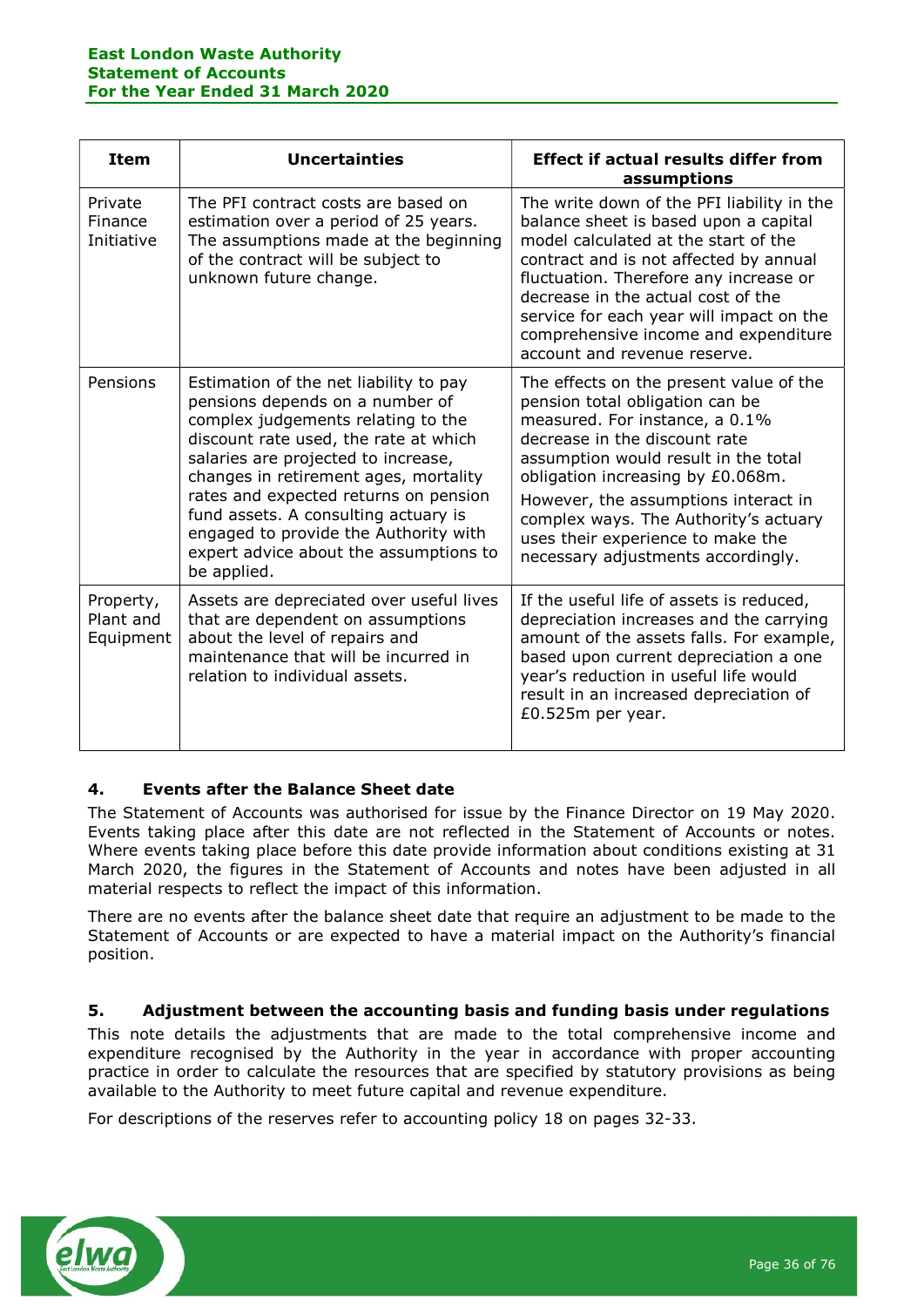| Item | Uncertainties | Effect if actual results differ from assumptions |
|---|---|---|
| Private Finance Initiative | The PFI contract costs are based on estimation over a period of 25 years. The assumptions made at the beginning of the contract will be subject to unknown future change. | The write down of the PFI liability in the balance sheet is based upon a capital model calculated at the start of the contract and is not affected by annual fluctuation. Therefore any increase or decrease in the actual cost of the service for each year will impact on the comprehensive income and expenditure account and revenue reserve. |
| Pensions | Estimation of the net liability to pay pensions depends on a number of complex judgements relating to the discount rate used, the rate at which salaries are projected to increase, changes in retirement ages, mortality rates and expected returns on pension fund assets. A consulting actuary is engaged to provide the Authority with expert advice about the assumptions to be applied. | The effects on the present value of the pension total obligation can be measured. For instance, a 0.1% decrease in the discount rate assumption would result in the total obligation increasing by £0.068m. However, the assumptions interact in complex ways. The Authority's actuary uses their experience to make the necessary adjustments accordingly. |
| Property, Plant and Equipment | Assets are depreciated over useful lives that are dependent on assumptions about the level of repairs and maintenance that will be incurred in relation to individual assets. | If the useful life of assets is reduced, depreciation increases and the carrying amount of the assets falls. For example, based upon current depreciation a one year's reduction in useful life would result in an increased depreciation of £0.525m per year. |

## 4. Events after the Balance Sheet date

The Statement of Accounts was authorised for issue by the Finance Director on 19 May 2020. Events taking place after this date are not reflected in the Statement of Accounts or notes. Where events taking place before this date provide information about conditions existing at 31 March 2020, the figures in the Statement of Accounts and notes have been adjusted in all material respects to reflect the impact of this information.

There are no events after the balance sheet date that require an adjustment to be made to the Statement of Accounts or are expected to have a material impact on the Authority's financial position.

## 5. Adjustment between the accounting basis and funding basis under regulations

This note details the adjustments that are made to the total comprehensive income and expenditure recognised by the Authority in the year in accordance with proper accounting practice in order to calculate the resources that are specified by statutory provisions as being available to the Authority to meet future capital and revenue expenditure.

For descriptions of the reserves refer to accounting policy 18 on pages 32-33.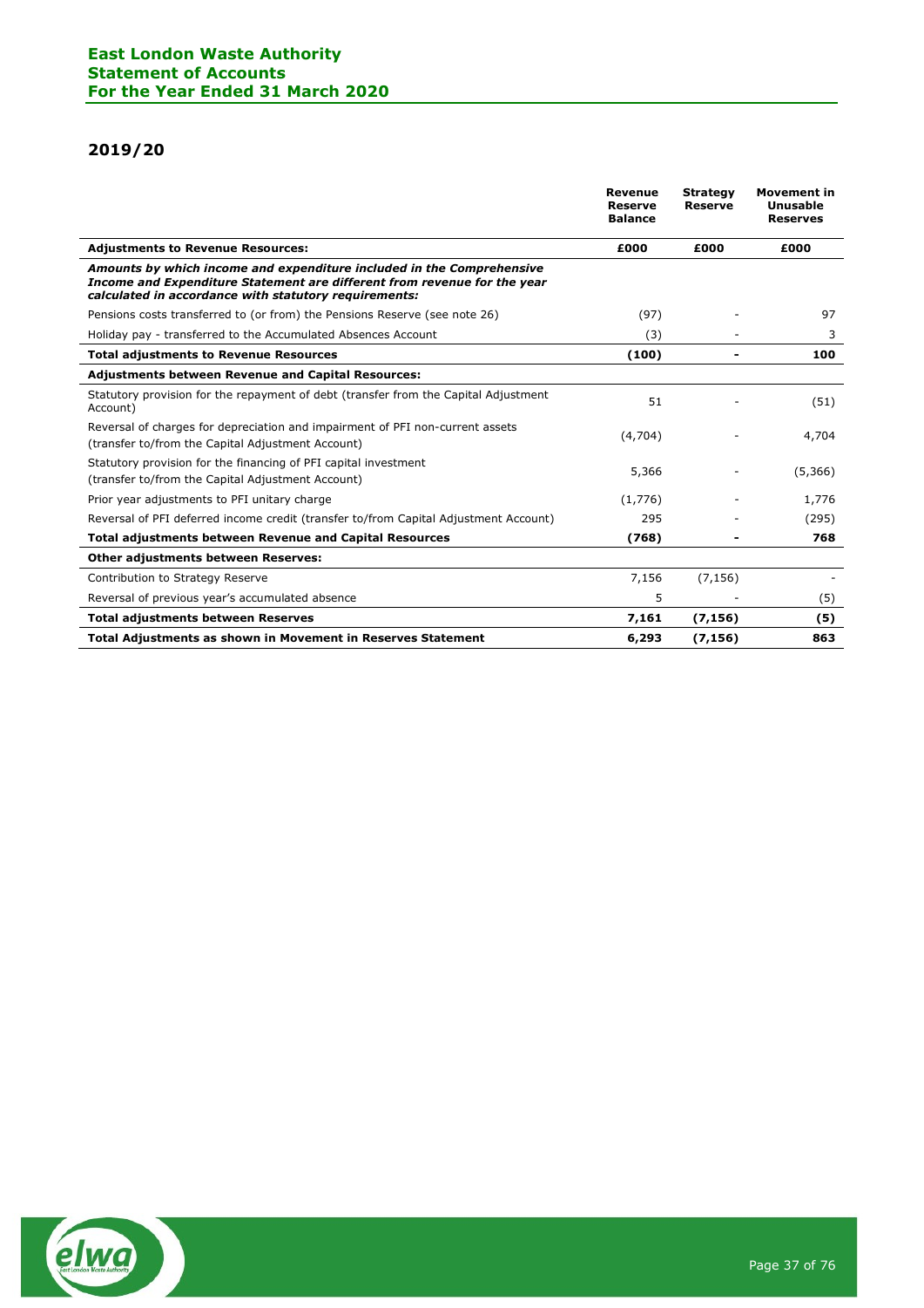## 2019/20

| | Revenue Reserve Balance | Strategy Reserve | Movement in Unusable Reserves |
|---|---|---|---|
| **Adjustments to Revenue Resources:** | **£000** | **£000** | **£000** |
| ***Amounts by which income and expenditure included in the Comprehensive Income and Expenditure Statement are different from revenue for the year calculated in accordance with statutory requirements:*** | | | |
| Pensions costs transferred to (or from) the Pensions Reserve (see note 26) | (97) | - | 97 |
| Holiday pay - transferred to the Accumulated Absences Account | (3) | - | 3 |
| **Total adjustments to Revenue Resources** | **(100)** | **-** | **100** |
| **Adjustments between Revenue and Capital Resources:** | | | |
| Statutory provision for the repayment of debt (transfer from the Capital Adjustment Account) | 51 | - | (51) |
| Reversal of charges for depreciation and impairment of PFI non-current assets (transfer to/from the Capital Adjustment Account) | (4,704) | - | 4,704 |
| Statutory provision for the financing of PFI capital investment (transfer to/from the Capital Adjustment Account) | 5,366 | - | (5,366) |
| Prior year adjustments to PFI unitary charge | (1,776) | - | 1,776 |
| Reversal of PFI deferred income credit (transfer to/from Capital Adjustment Account) | 295 | - | (295) |
| **Total adjustments between Revenue and Capital Resources** | **(768)** | **-** | **768** |
| **Other adjustments between Reserves:** | | | |
| Contribution to Strategy Reserve | 7,156 | (7,156) | - |
| Reversal of previous year's accumulated absence | 5 | - | (5) |
| **Total adjustments between Reserves** | **7,161** | **(7,156)** | **(5)** |
| **Total Adjustments as shown in Movement in Reserves Statement** | **6,293** | **(7,156)** | **863** |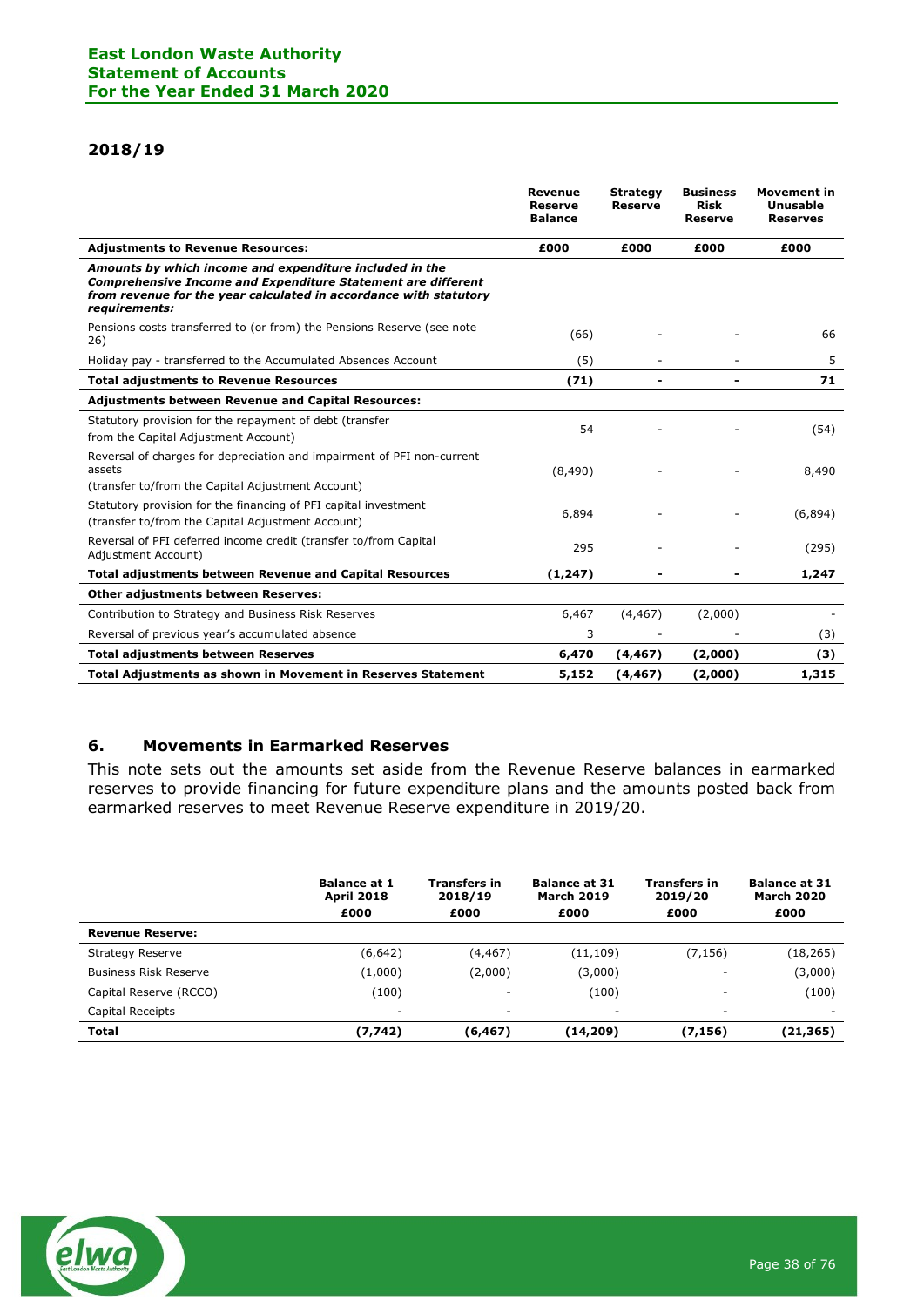## 2018/19

| | Revenue Reserve Balance | Strategy Reserve | Business Risk Reserve | Movement in Unusable Reserves |
|---|---|---|---|---|
| **Adjustments to Revenue Resources:** | **£000** | **£000** | **£000** | **£000** |
| ***Amounts by which income and expenditure included in the Comprehensive Income and Expenditure Statement are different from revenue for the year calculated in accordance with statutory requirements:*** | | | | |
| Pensions costs transferred to (or from) the Pensions Reserve (see note 26) | (66) | - | - | 66 |
| Holiday pay - transferred to the Accumulated Absences Account | (5) | - | - | 5 |
| **Total adjustments to Revenue Resources** | **(71)** | **-** | **-** | **71** |
| **Adjustments between Revenue and Capital Resources:** | | | | |
| Statutory provision for the repayment of debt (transfer from the Capital Adjustment Account) | 54 | - | - | (54) |
| Reversal of charges for depreciation and impairment of PFI non-current assets (transfer to/from the Capital Adjustment Account) | (8,490) | - | - | 8,490 |
| Statutory provision for the financing of PFI capital investment (transfer to/from the Capital Adjustment Account) | 6,894 | - | - | (6,894) |
| Reversal of PFI deferred income credit (transfer to/from Capital Adjustment Account) | 295 | - | - | (295) |
| **Total adjustments between Revenue and Capital Resources** | **(1,247)** | **-** | **-** | **1,247** |
| **Other adjustments between Reserves:** | | | | |
| Contribution to Strategy and Business Risk Reserves | 6,467 | (4,467) | (2,000) | - |
| Reversal of previous year's accumulated absence | 3 | - | - | (3) |
| **Total adjustments between Reserves** | **6,470** | **(4,467)** | **(2,000)** | **(3)** |
| **Total Adjustments as shown in Movement in Reserves Statement** | **5,152** | **(4,467)** | **(2,000)** | **1,315** |

## 6. Movements in Earmarked Reserves

This note sets out the amounts set aside from the Revenue Reserve balances in earmarked reserves to provide financing for future expenditure plans and the amounts posted back from earmarked reserves to meet Revenue Reserve expenditure in 2019/20.

| | Balance at 1 April 2018 £000 | Transfers in 2018/19 £000 | Balance at 31 March 2019 £000 | Transfers in 2019/20 £000 | Balance at 31 March 2020 £000 |
|---|---|---|---|---|---|
| **Revenue Reserve:** | | | | | |
| Strategy Reserve | (6,642) | (4,467) | (11,109) | (7,156) | (18,265) |
| Business Risk Reserve | (1,000) | (2,000) | (3,000) | - | (3,000) |
| Capital Reserve (RCCO) | (100) | - | (100) | - | (100) |
| Capital Receipts | - | - | - | - | - |
| **Total** | **(7,742)** | **(6,467)** | **(14,209)** | **(7,156)** | **(21,365)** |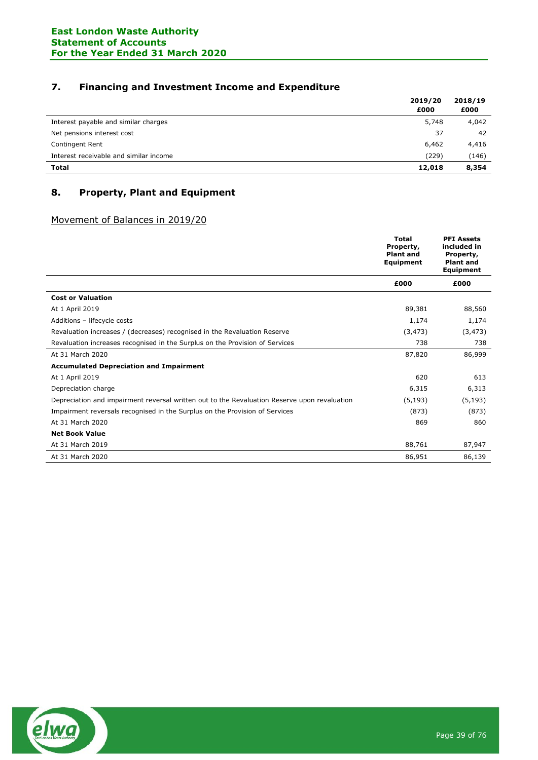## 7. Financing and Investment Income and Expenditure

| | 2019/20<br>£000 | 2018/19<br>£000 |
|---|---|---|
| Interest payable and similar charges | 5,748 | 4,042 |
| Net pensions interest cost | 37 | 42 |
| Contingent Rent | 6,462 | 4,416 |
| Interest receivable and similar income | (229) | (146) |
| **Total** | **12,018** | **8,354** |

## 8. Property, Plant and Equipment

Movement of Balances in 2019/20

| | Total Property, Plant and Equipment | PFI Assets included in Property, Plant and Equipment |
|---|---|---|
| | £000 | £000 |
| **Cost or Valuation** | | |
| At 1 April 2019 | 89,381 | 88,560 |
| Additions – lifecycle costs | 1,174 | 1,174 |
| Revaluation increases / (decreases) recognised in the Revaluation Reserve | (3,473) | (3,473) |
| Revaluation increases recognised in the Surplus on the Provision of Services | 738 | 738 |
| At 31 March 2020 | 87,820 | 86,999 |
| **Accumulated Depreciation and Impairment** | | |
| At 1 April 2019 | 620 | 613 |
| Depreciation charge | 6,315 | 6,313 |
| Depreciation and impairment reversal written out to the Revaluation Reserve upon revaluation | (5,193) | (5,193) |
| Impairment reversals recognised in the Surplus on the Provision of Services | (873) | (873) |
| At 31 March 2020 | 869 | 860 |
| **Net Book Value** | | |
| At 31 March 2019 | 88,761 | 87,947 |
| At 31 March 2020 | 86,951 | 86,139 |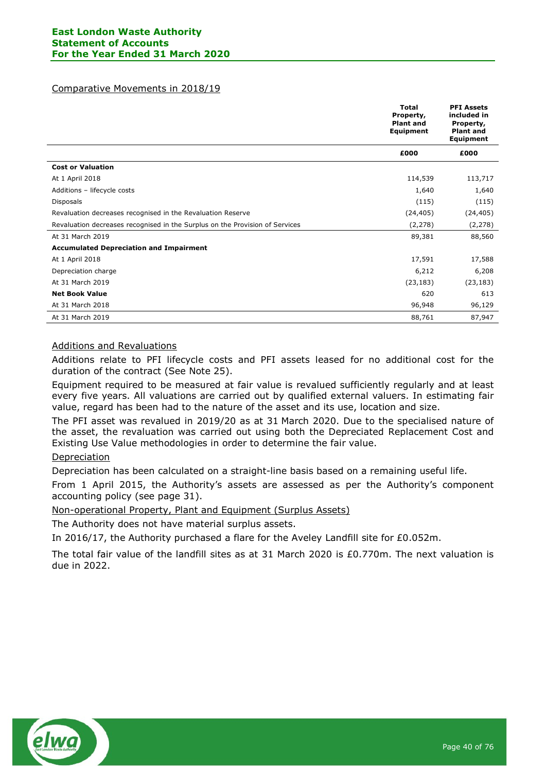Comparative Movements in 2018/19

| | Total Property, Plant and Equipment | PFI Assets included in Property, Plant and Equipment |
|---|---|---|
| | £000 | £000 |
| **Cost or Valuation** | | |
| At 1 April 2018 | 114,539 | 113,717 |
| Additions – lifecycle costs | 1,640 | 1,640 |
| Disposals | (115) | (115) |
| Revaluation decreases recognised in the Revaluation Reserve | (24,405) | (24,405) |
| Revaluation decreases recognised in the Surplus on the Provision of Services | (2,278) | (2,278) |
| At 31 March 2019 | 89,381 | 88,560 |
| **Accumulated Depreciation and Impairment** | | |
| At 1 April 2018 | 17,591 | 17,588 |
| Depreciation charge | 6,212 | 6,208 |
| At 31 March 2019 | (23,183) | (23,183) |
| **Net Book Value** | 620 | 613 |
| At 31 March 2018 | 96,948 | 96,129 |
| At 31 March 2019 | 88,761 | 87,947 |

Additions and Revaluations

Additions relate to PFI lifecycle costs and PFI assets leased for no additional cost for the duration of the contract (See Note 25).

Equipment required to be measured at fair value is revalued sufficiently regularly and at least every five years. All valuations are carried out by qualified external valuers. In estimating fair value, regard has been had to the nature of the asset and its use, location and size.

The PFI asset was revalued in 2019/20 as at 31 March 2020. Due to the specialised nature of the asset, the revaluation was carried out using both the Depreciated Replacement Cost and Existing Use Value methodologies in order to determine the fair value.

Depreciation

Depreciation has been calculated on a straight-line basis based on a remaining useful life.

From 1 April 2015, the Authority's assets are assessed as per the Authority's component accounting policy (see page 31).

Non-operational Property, Plant and Equipment (Surplus Assets)

The Authority does not have material surplus assets.

In 2016/17, the Authority purchased a flare for the Aveley Landfill site for £0.052m.

The total fair value of the landfill sites as at 31 March 2020 is £0.770m. The next valuation is due in 2022.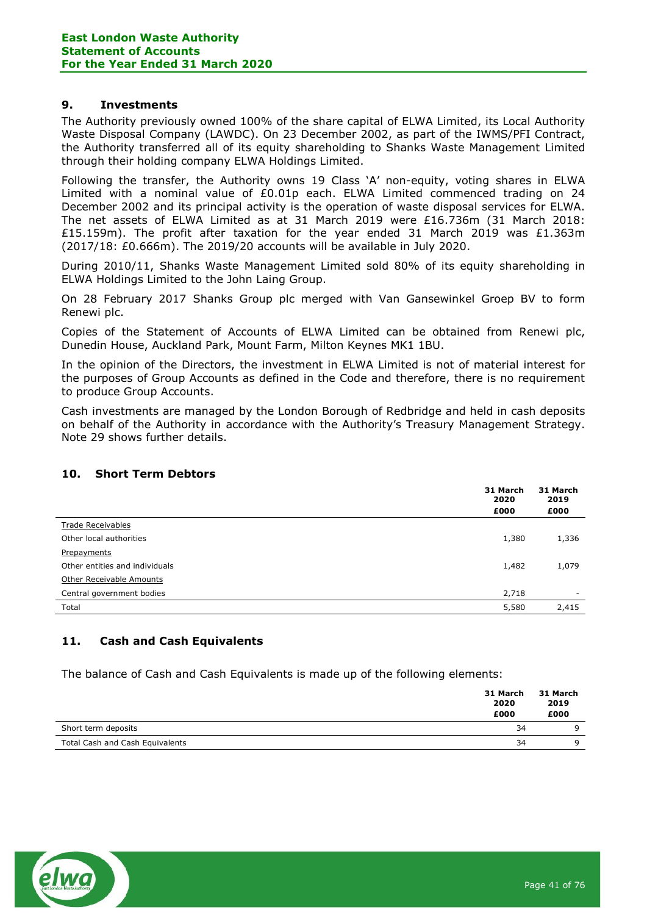## 9. Investments

The Authority previously owned 100% of the share capital of ELWA Limited, its Local Authority Waste Disposal Company (LAWDC). On 23 December 2002, as part of the IWMS/PFI Contract, the Authority transferred all of its equity shareholding to Shanks Waste Management Limited through their holding company ELWA Holdings Limited.

Following the transfer, the Authority owns 19 Class 'A' non-equity, voting shares in ELWA Limited with a nominal value of £0.01p each. ELWA Limited commenced trading on 24 December 2002 and its principal activity is the operation of waste disposal services for ELWA. The net assets of ELWA Limited as at 31 March 2019 were £16.736m (31 March 2018: £15.159m). The profit after taxation for the year ended 31 March 2019 was £1.363m (2017/18: £0.666m). The 2019/20 accounts will be available in July 2020.

During 2010/11, Shanks Waste Management Limited sold 80% of its equity shareholding in ELWA Holdings Limited to the John Laing Group.

On 28 February 2017 Shanks Group plc merged with Van Gansewinkel Groep BV to form Renewi plc.

Copies of the Statement of Accounts of ELWA Limited can be obtained from Renewi plc, Dunedin House, Auckland Park, Mount Farm, Milton Keynes MK1 1BU.

In the opinion of the Directors, the investment in ELWA Limited is not of material interest for the purposes of Group Accounts as defined in the Code and therefore, there is no requirement to produce Group Accounts.

Cash investments are managed by the London Borough of Redbridge and held in cash deposits on behalf of the Authority in accordance with the Authority's Treasury Management Strategy. Note 29 shows further details.

## 10. Short Term Debtors

| | 31 March 2020 £000 | 31 March 2019 £000 |
|---|---|---|
| Trade Receivables | | |
| Other local authorities | 1,380 | 1,336 |
| Prepayments | | |
| Other entities and individuals | 1,482 | 1,079 |
| Other Receivable Amounts | | |
| Central government bodies | 2,718 | - |
| Total | 5,580 | 2,415 |

## 11. Cash and Cash Equivalents

The balance of Cash and Cash Equivalents is made up of the following elements:

| | 31 March 2020 £000 | 31 March 2019 £000 |
|---|---|---|
| Short term deposits | 34 | 9 |
| Total Cash and Cash Equivalents | 34 | 9 |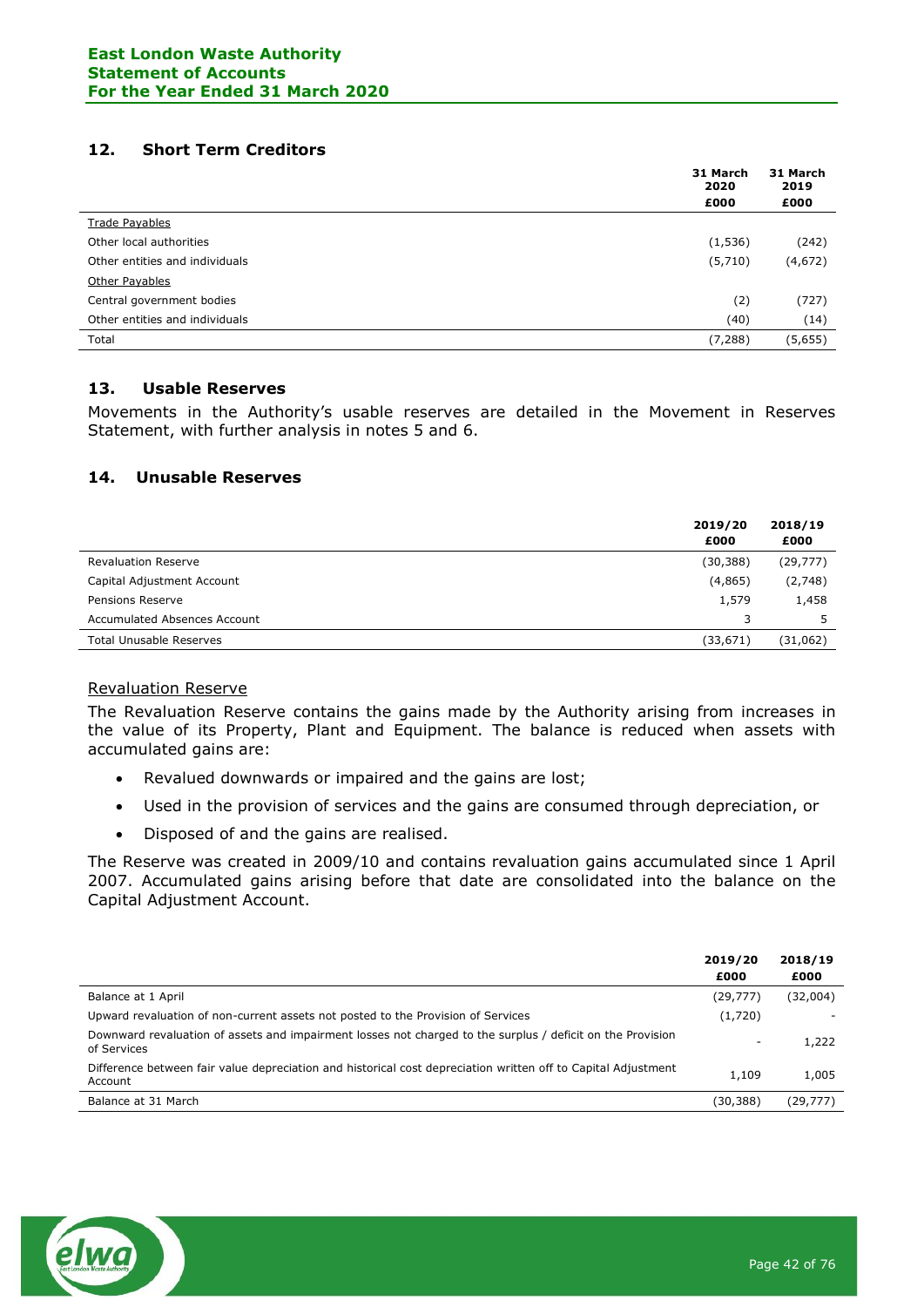## 12. Short Term Creditors

| | 31 March 2020 £000 | 31 March 2019 £000 |
|---|---|---|
| Trade Payables | | |
| Other local authorities | (1,536) | (242) |
| Other entities and individuals | (5,710) | (4,672) |
| Other Payables | | |
| Central government bodies | (2) | (727) |
| Other entities and individuals | (40) | (14) |
| Total | (7,288) | (5,655) |

## 13. Usable Reserves

Movements in the Authority's usable reserves are detailed in the Movement in Reserves Statement, with further analysis in notes 5 and 6.

## 14. Unusable Reserves

| | 2019/20 £000 | 2018/19 £000 |
|---|---|---|
| Revaluation Reserve | (30,388) | (29,777) |
| Capital Adjustment Account | (4,865) | (2,748) |
| Pensions Reserve | 1,579 | 1,458 |
| Accumulated Absences Account | 3 | 5 |
| Total Unusable Reserves | (33,671) | (31,062) |

### Revaluation Reserve

The Revaluation Reserve contains the gains made by the Authority arising from increases in the value of its Property, Plant and Equipment. The balance is reduced when assets with accumulated gains are:

- Revalued downwards or impaired and the gains are lost;
- Used in the provision of services and the gains are consumed through depreciation, or
- Disposed of and the gains are realised.

The Reserve was created in 2009/10 and contains revaluation gains accumulated since 1 April 2007. Accumulated gains arising before that date are consolidated into the balance on the Capital Adjustment Account.

| | 2019/20 £000 | 2018/19 £000 |
|---|---|---|
| Balance at 1 April | (29,777) | (32,004) |
| Upward revaluation of non-current assets not posted to the Provision of Services | (1,720) | - |
| Downward revaluation of assets and impairment losses not charged to the surplus / deficit on the Provision of Services | - | 1,222 |
| Difference between fair value depreciation and historical cost depreciation written off to Capital Adjustment Account | 1,109 | 1,005 |
| Balance at 31 March | (30,388) | (29,777) |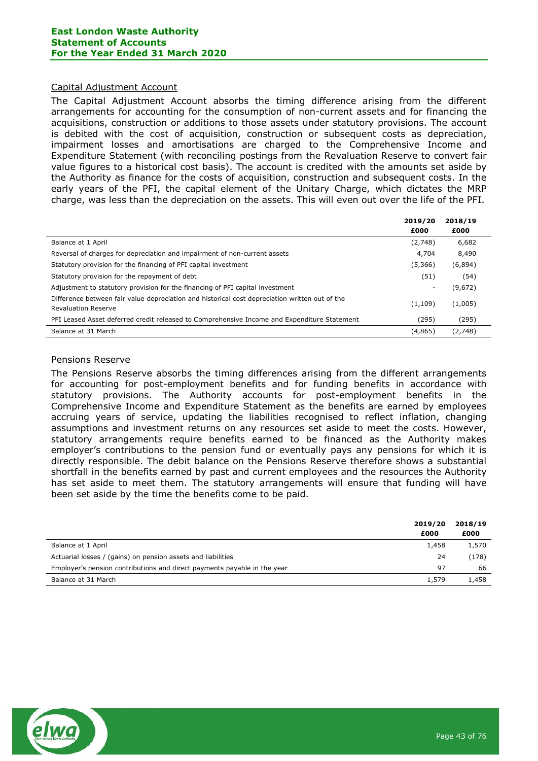## Capital Adjustment Account

The Capital Adjustment Account absorbs the timing difference arising from the different arrangements for accounting for the consumption of non-current assets and for financing the acquisitions, construction or additions to those assets under statutory provisions. The account is debited with the cost of acquisition, construction or subsequent costs as depreciation, impairment losses and amortisations are charged to the Comprehensive Income and Expenditure Statement (with reconciling postings from the Revaluation Reserve to convert fair value figures to a historical cost basis). The account is credited with the amounts set aside by the Authority as finance for the costs of acquisition, construction and subsequent costs. In the early years of the PFI, the capital element of the Unitary Charge, which dictates the MRP charge, was less than the depreciation on the assets. This will even out over the life of the PFI.

| | 2019/20 £000 | 2018/19 £000 |
|---|---|---|
| Balance at 1 April | (2,748) | 6,682 |
| Reversal of charges for depreciation and impairment of non-current assets | 4,704 | 8,490 |
| Statutory provision for the financing of PFI capital investment | (5,366) | (6,894) |
| Statutory provision for the repayment of debt | (51) | (54) |
| Adjustment to statutory provision for the financing of PFI capital investment | - | (9,672) |
| Difference between fair value depreciation and historical cost depreciation written out of the Revaluation Reserve | (1,109) | (1,005) |
| PFI Leased Asset deferred credit released to Comprehensive Income and Expenditure Statement | (295) | (295) |
| Balance at 31 March | (4,865) | (2,748) |

## Pensions Reserve

The Pensions Reserve absorbs the timing differences arising from the different arrangements for accounting for post-employment benefits and for funding benefits in accordance with statutory provisions. The Authority accounts for post-employment benefits in the Comprehensive Income and Expenditure Statement as the benefits are earned by employees accruing years of service, updating the liabilities recognised to reflect inflation, changing assumptions and investment returns on any resources set aside to meet the costs. However, statutory arrangements require benefits earned to be financed as the Authority makes employer's contributions to the pension fund or eventually pays any pensions for which it is directly responsible. The debit balance on the Pensions Reserve therefore shows a substantial shortfall in the benefits earned by past and current employees and the resources the Authority has set aside to meet them. The statutory arrangements will ensure that funding will have been set aside by the time the benefits come to be paid.

| | 2019/20 £000 | 2018/19 £000 |
|---|---|---|
| Balance at 1 April | 1,458 | 1,570 |
| Actuarial losses / (gains) on pension assets and liabilities | 24 | (178) |
| Employer's pension contributions and direct payments payable in the year | 97 | 66 |
| Balance at 31 March | 1,579 | 1,458 |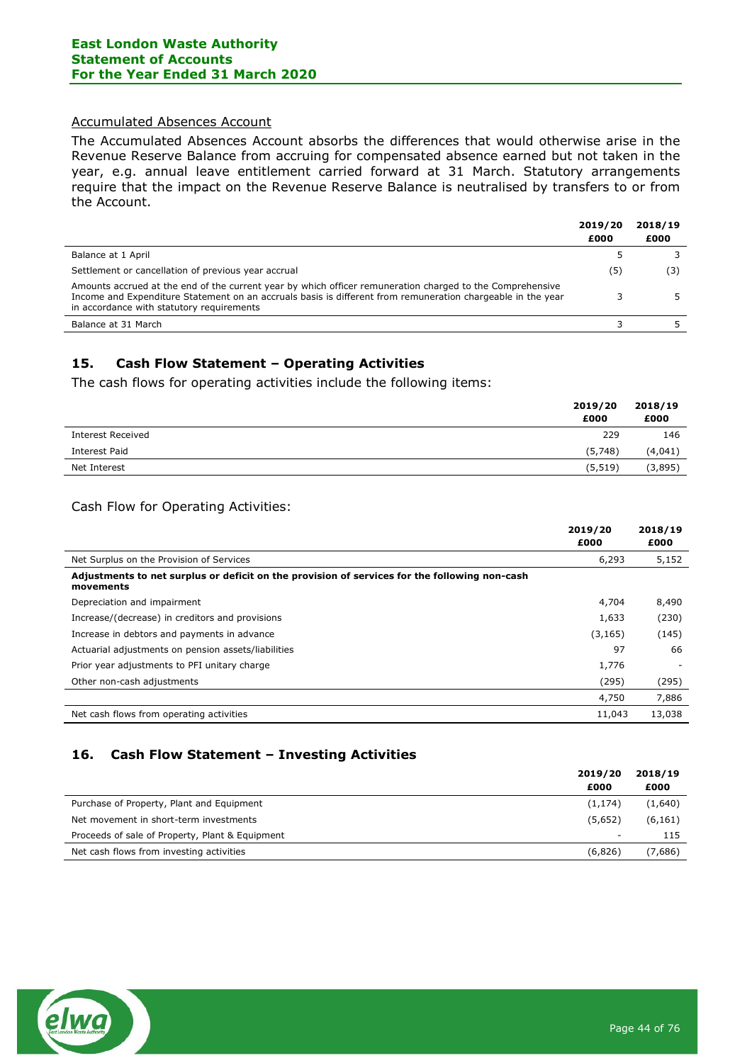Accumulated Absences Account

The Accumulated Absences Account absorbs the differences that would otherwise arise in the Revenue Reserve Balance from accruing for compensated absence earned but not taken in the year, e.g. annual leave entitlement carried forward at 31 March. Statutory arrangements require that the impact on the Revenue Reserve Balance is neutralised by transfers to or from the Account.

| | 2019/20 £000 | 2018/19 £000 |
|---|---|---|
| Balance at 1 April | 5 | 3 |
| Settlement or cancellation of previous year accrual | (5) | (3) |
| Amounts accrued at the end of the current year by which officer remuneration charged to the Comprehensive Income and Expenditure Statement on an accruals basis is different from remuneration chargeable in the year in accordance with statutory requirements | 3 | 5 |
| Balance at 31 March | 3 | 5 |

## 15. Cash Flow Statement – Operating Activities

The cash flows for operating activities include the following items:

| | 2019/20 £000 | 2018/19 £000 |
|---|---|---|
| Interest Received | 229 | 146 |
| Interest Paid | (5,748) | (4,041) |
| Net Interest | (5,519) | (3,895) |

Cash Flow for Operating Activities:

| | 2019/20 £000 | 2018/19 £000 |
|---|---|---|
| Net Surplus on the Provision of Services | 6,293 | 5,152 |
| **Adjustments to net surplus or deficit on the provision of services for the following non-cash movements** | | |
| Depreciation and impairment | 4,704 | 8,490 |
| Increase/(decrease) in creditors and provisions | 1,633 | (230) |
| Increase in debtors and payments in advance | (3,165) | (145) |
| Actuarial adjustments on pension assets/liabilities | 97 | 66 |
| Prior year adjustments to PFI unitary charge | 1,776 | - |
| Other non-cash adjustments | (295) | (295) |
| | 4,750 | 7,886 |
| Net cash flows from operating activities | 11,043 | 13,038 |

## 16. Cash Flow Statement – Investing Activities

| | 2019/20 £000 | 2018/19 £000 |
|---|---|---|
| Purchase of Property, Plant and Equipment | (1,174) | (1,640) |
| Net movement in short-term investments | (5,652) | (6,161) |
| Proceeds of sale of Property, Plant & Equipment | - | 115 |
| Net cash flows from investing activities | (6,826) | (7,686) |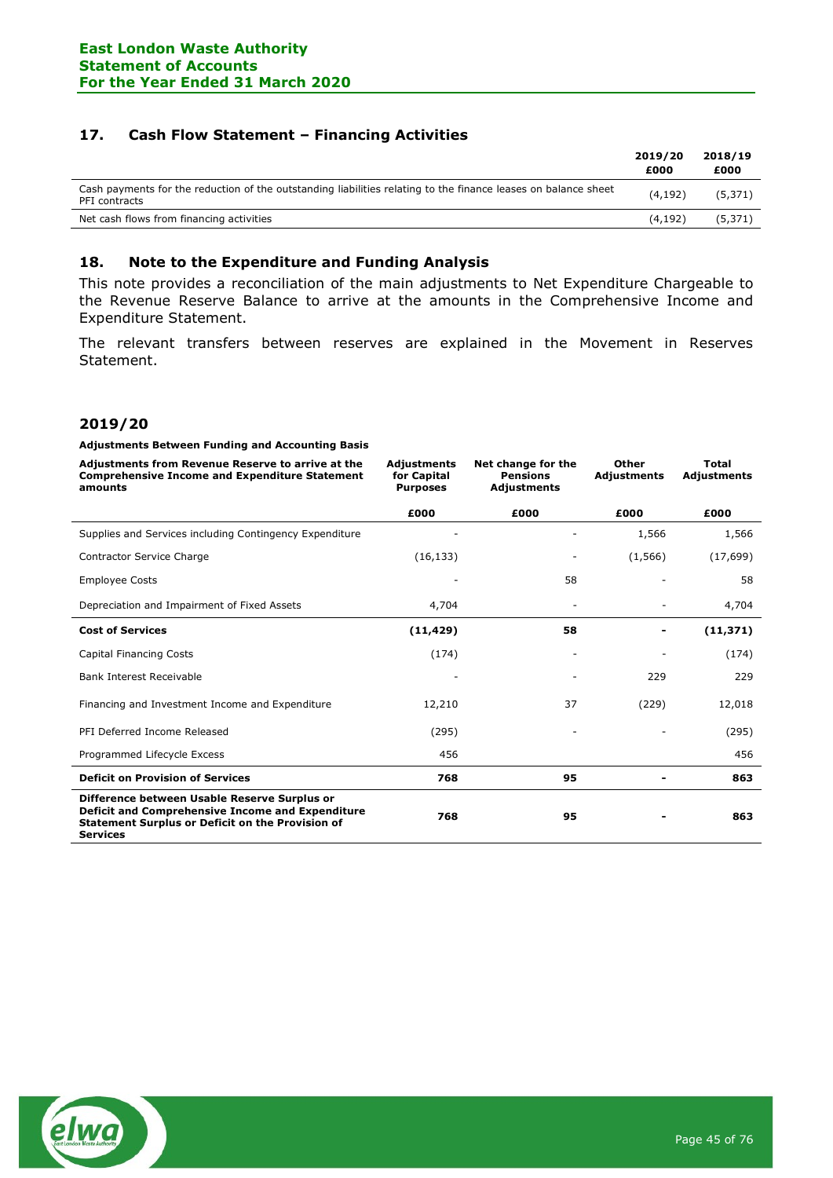## 17. Cash Flow Statement – Financing Activities

| | 2019/20 £000 | 2018/19 £000 |
|---|---|---|
| Cash payments for the reduction of the outstanding liabilities relating to the finance leases on balance sheet PFI contracts | (4,192) | (5,371) |
| Net cash flows from financing activities | (4,192) | (5,371) |

## 18. Note to the Expenditure and Funding Analysis

This note provides a reconciliation of the main adjustments to Net Expenditure Chargeable to the Revenue Reserve Balance to arrive at the amounts in the Comprehensive Income and Expenditure Statement.

The relevant transfers between reserves are explained in the Movement in Reserves Statement.

### 2019/20

**Adjustments Between Funding and Accounting Basis**

| Adjustments from Revenue Reserve to arrive at the Comprehensive Income and Expenditure Statement amounts | Adjustments for Capital Purposes | Net change for the Pensions Adjustments | Other Adjustments | Total Adjustments |
|---|---|---|---|---|
| | £000 | £000 | £000 | £000 |
| Supplies and Services including Contingency Expenditure | - | - | 1,566 | 1,566 |
| Contractor Service Charge | (16,133) | - | (1,566) | (17,699) |
| Employee Costs | - | 58 | - | 58 |
| Depreciation and Impairment of Fixed Assets | 4,704 | - | - | 4,704 |
| **Cost of Services** | **(11,429)** | **58** | **-** | **(11,371)** |
| Capital Financing Costs | (174) | - | - | (174) |
| Bank Interest Receivable | - | - | 229 | 229 |
| Financing and Investment Income and Expenditure | 12,210 | 37 | (229) | 12,018 |
| PFI Deferred Income Released | (295) | - | - | (295) |
| Programmed Lifecycle Excess | 456 | | | 456 |
| **Deficit on Provision of Services** | **768** | **95** | **-** | **863** |
| **Difference between Usable Reserve Surplus or Deficit and Comprehensive Income and Expenditure Statement Surplus or Deficit on the Provision of Services** | **768** | **95** | **-** | **863** |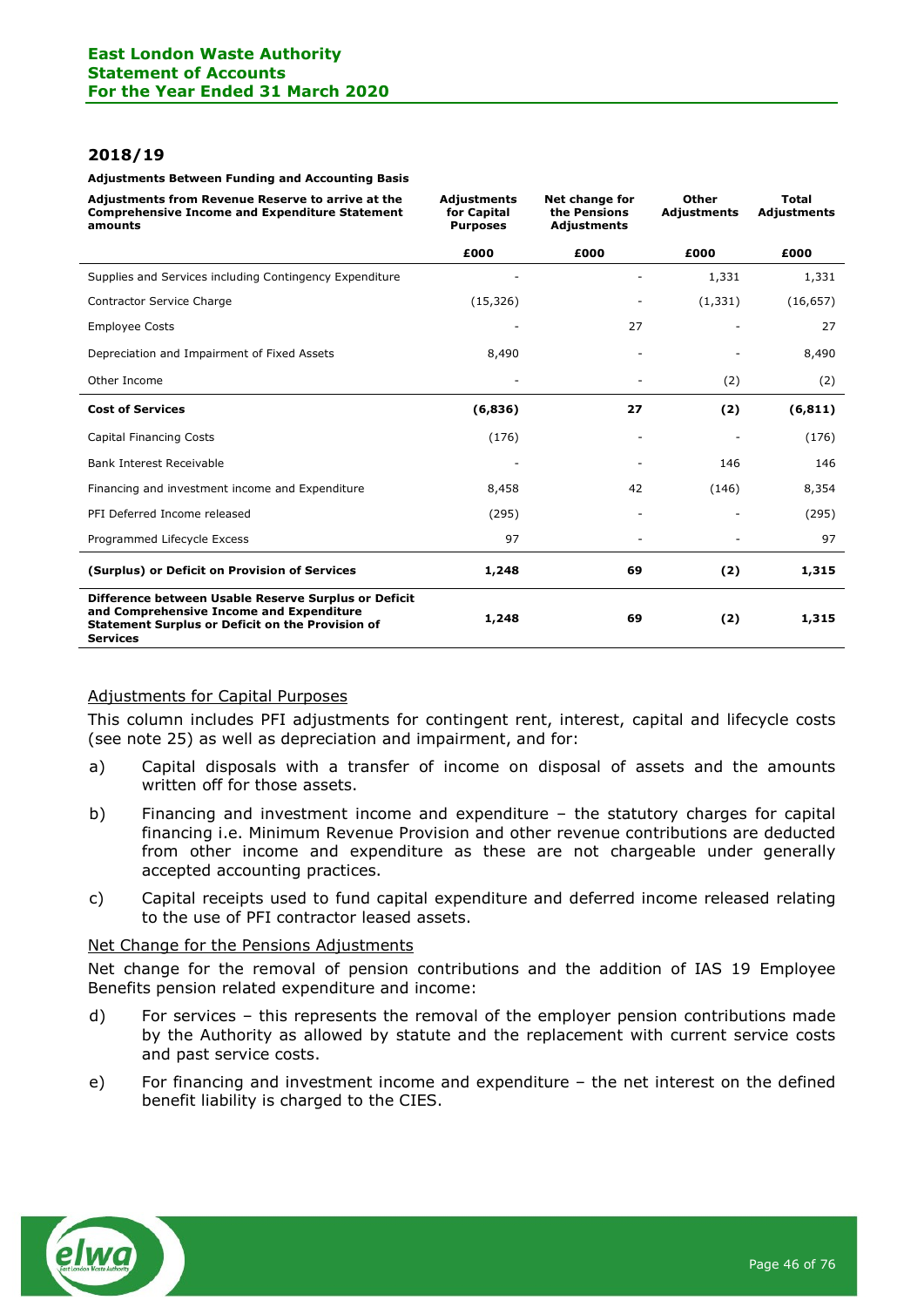## 2018/19

**Adjustments Between Funding and Accounting Basis**

| Adjustments from Revenue Reserve to arrive at the Comprehensive Income and Expenditure Statement amounts | Adjustments for Capital Purposes | Net change for the Pensions Adjustments | Other Adjustments | Total Adjustments |
|---|---|---|---|---|
| | £000 | £000 | £000 | £000 |
| Supplies and Services including Contingency Expenditure | - | - | 1,331 | 1,331 |
| Contractor Service Charge | (15,326) | - | (1,331) | (16,657) |
| Employee Costs | - | 27 | - | 27 |
| Depreciation and Impairment of Fixed Assets | 8,490 | - | - | 8,490 |
| Other Income | - | - | (2) | (2) |
| **Cost of Services** | **(6,836)** | **27** | **(2)** | **(6,811)** |
| Capital Financing Costs | (176) | - | - | (176) |
| Bank Interest Receivable | - | - | 146 | 146 |
| Financing and investment income and Expenditure | 8,458 | 42 | (146) | 8,354 |
| PFI Deferred Income released | (295) | - | - | (295) |
| Programmed Lifecycle Excess | 97 | - | - | 97 |
| **(Surplus) or Deficit on Provision of Services** | **1,248** | **69** | **(2)** | **1,315** |
| **Difference between Usable Reserve Surplus or Deficit and Comprehensive Income and Expenditure Statement Surplus or Deficit on the Provision of Services** | **1,248** | **69** | **(2)** | **1,315** |

<u>Adjustments for Capital Purposes</u>

This column includes PFI adjustments for contingent rent, interest, capital and lifecycle costs (see note 25) as well as depreciation and impairment, and for:

a) Capital disposals with a transfer of income on disposal of assets and the amounts written off for those assets.

b) Financing and investment income and expenditure – the statutory charges for capital financing i.e. Minimum Revenue Provision and other revenue contributions are deducted from other income and expenditure as these are not chargeable under generally accepted accounting practices.

c) Capital receipts used to fund capital expenditure and deferred income released relating to the use of PFI contractor leased assets.

<u>Net Change for the Pensions Adjustments</u>

Net change for the removal of pension contributions and the addition of IAS 19 Employee Benefits pension related expenditure and income:

d) For services – this represents the removal of the employer pension contributions made by the Authority as allowed by statute and the replacement with current service costs and past service costs.

e) For financing and investment income and expenditure – the net interest on the defined benefit liability is charged to the CIES.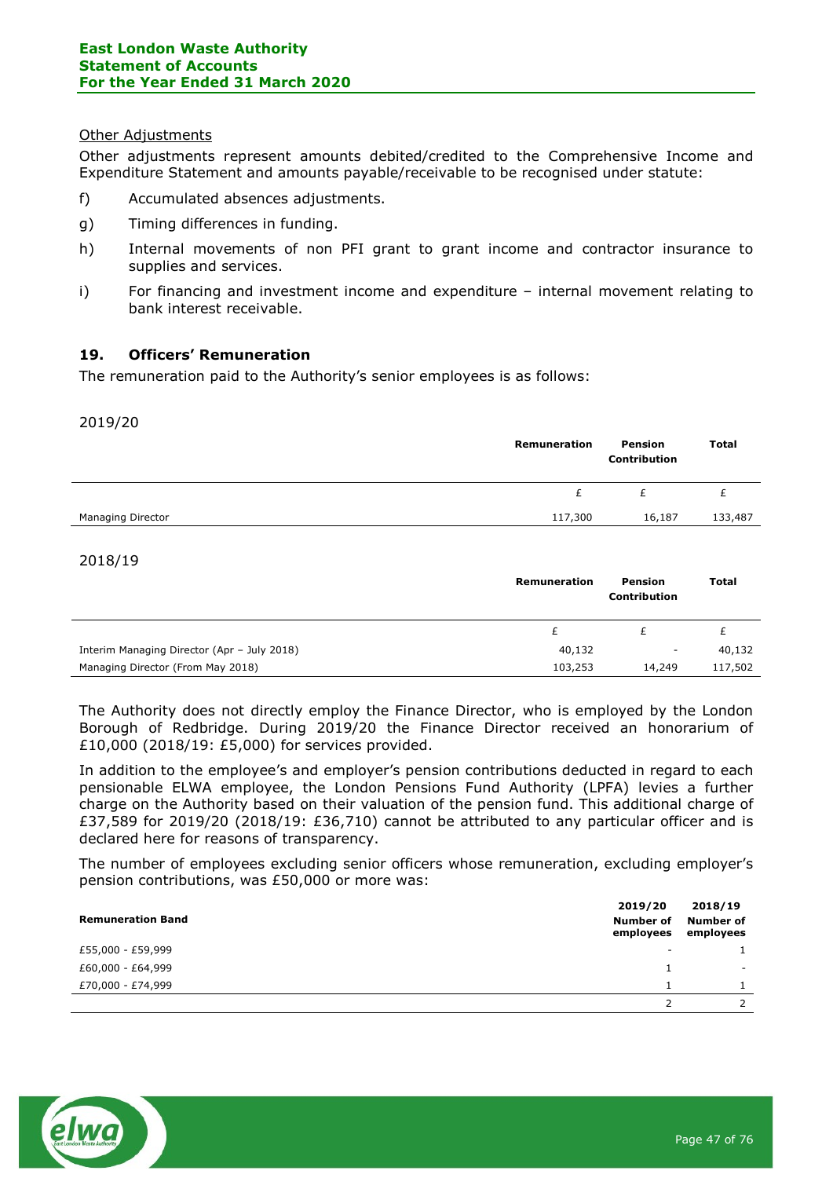Other Adjustments

Other adjustments represent amounts debited/credited to the Comprehensive Income and Expenditure Statement and amounts payable/receivable to be recognised under statute:

f) Accumulated absences adjustments.

g) Timing differences in funding.

h) Internal movements of non PFI grant to grant income and contractor insurance to supplies and services.

i) For financing and investment income and expenditure – internal movement relating to bank interest receivable.

## 19. Officers' Remuneration

The remuneration paid to the Authority's senior employees is as follows:

2019/20

| | Remuneration | Pension Contribution | Total |
|---|---|---|---|
| | £ | £ | £ |
| Managing Director | 117,300 | 16,187 | 133,487 |

2018/19

| | Remuneration | Pension Contribution | Total |
|---|---|---|---|
| | £ | £ | £ |
| Interim Managing Director (Apr – July 2018) | 40,132 | - | 40,132 |
| Managing Director (From May 2018) | 103,253 | 14,249 | 117,502 |

The Authority does not directly employ the Finance Director, who is employed by the London Borough of Redbridge. During 2019/20 the Finance Director received an honorarium of £10,000 (2018/19: £5,000) for services provided.

In addition to the employee's and employer's pension contributions deducted in regard to each pensionable ELWA employee, the London Pensions Fund Authority (LPFA) levies a further charge on the Authority based on their valuation of the pension fund. This additional charge of £37,589 for 2019/20 (2018/19: £36,710) cannot be attributed to any particular officer and is declared here for reasons of transparency.

The number of employees excluding senior officers whose remuneration, excluding employer's pension contributions, was £50,000 or more was:

| Remuneration Band | 2019/20 Number of employees | 2018/19 Number of employees |
|---|---|---|
| £55,000 - £59,999 | - | 1 |
| £60,000 - £64,999 | 1 | - |
| £70,000 - £74,999 | 1 | 1 |
| | 2 | 2 |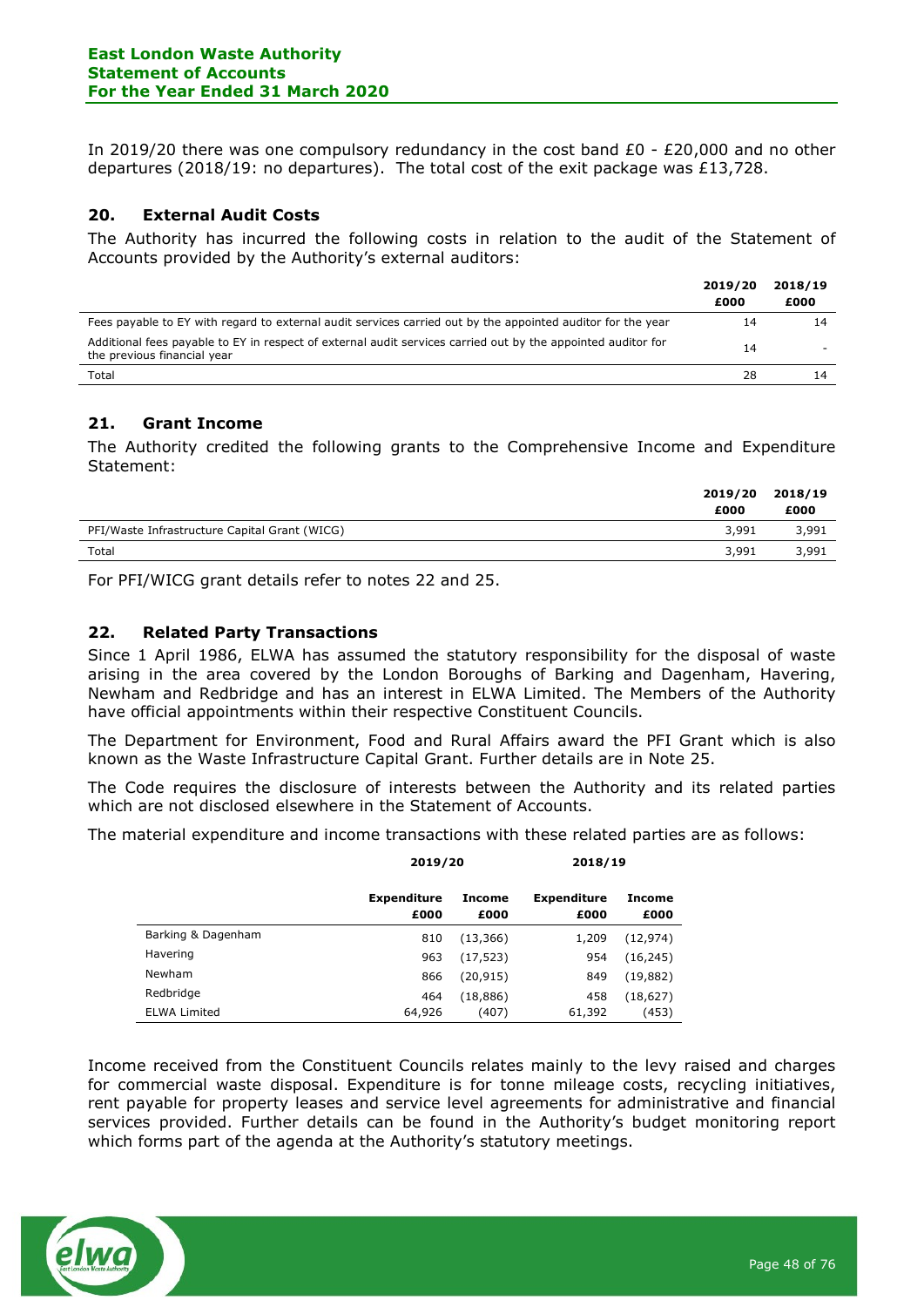In 2019/20 there was one compulsory redundancy in the cost band £0 - £20,000 and no other departures (2018/19: no departures). The total cost of the exit package was £13,728.

## 20. External Audit Costs

The Authority has incurred the following costs in relation to the audit of the Statement of Accounts provided by the Authority's external auditors:

| | 2019/20 £000 | 2018/19 £000 |
|---|---|---|
| Fees payable to EY with regard to external audit services carried out by the appointed auditor for the year | 14 | 14 |
| Additional fees payable to EY in respect of external audit services carried out by the appointed auditor for the previous financial year | 14 | - |
| Total | 28 | 14 |

## 21. Grant Income

The Authority credited the following grants to the Comprehensive Income and Expenditure Statement:

| | 2019/20 £000 | 2018/19 £000 |
|---|---|---|
| PFI/Waste Infrastructure Capital Grant (WICG) | 3,991 | 3,991 |
| Total | 3,991 | 3,991 |

For PFI/WICG grant details refer to notes 22 and 25.

## 22. Related Party Transactions

Since 1 April 1986, ELWA has assumed the statutory responsibility for the disposal of waste arising in the area covered by the London Boroughs of Barking and Dagenham, Havering, Newham and Redbridge and has an interest in ELWA Limited. The Members of the Authority have official appointments within their respective Constituent Councils.

The Department for Environment, Food and Rural Affairs award the PFI Grant which is also known as the Waste Infrastructure Capital Grant. Further details are in Note 25.

The Code requires the disclosure of interests between the Authority and its related parties which are not disclosed elsewhere in the Statement of Accounts.

The material expenditure and income transactions with these related parties are as follows:

| | 2019/20 | | 2018/19 | |
|---|---|---|---|---|
| | Expenditure £000 | Income £000 | Expenditure £000 | Income £000 |
| Barking & Dagenham | 810 | (13,366) | 1,209 | (12,974) |
| Havering | 963 | (17,523) | 954 | (16,245) |
| Newham | 866 | (20,915) | 849 | (19,882) |
| Redbridge | 464 | (18,886) | 458 | (18,627) |
| ELWA Limited | 64,926 | (407) | 61,392 | (453) |

Income received from the Constituent Councils relates mainly to the levy raised and charges for commercial waste disposal. Expenditure is for tonne mileage costs, recycling initiatives, rent payable for property leases and service level agreements for administrative and financial services provided. Further details can be found in the Authority's budget monitoring report which forms part of the agenda at the Authority's statutory meetings.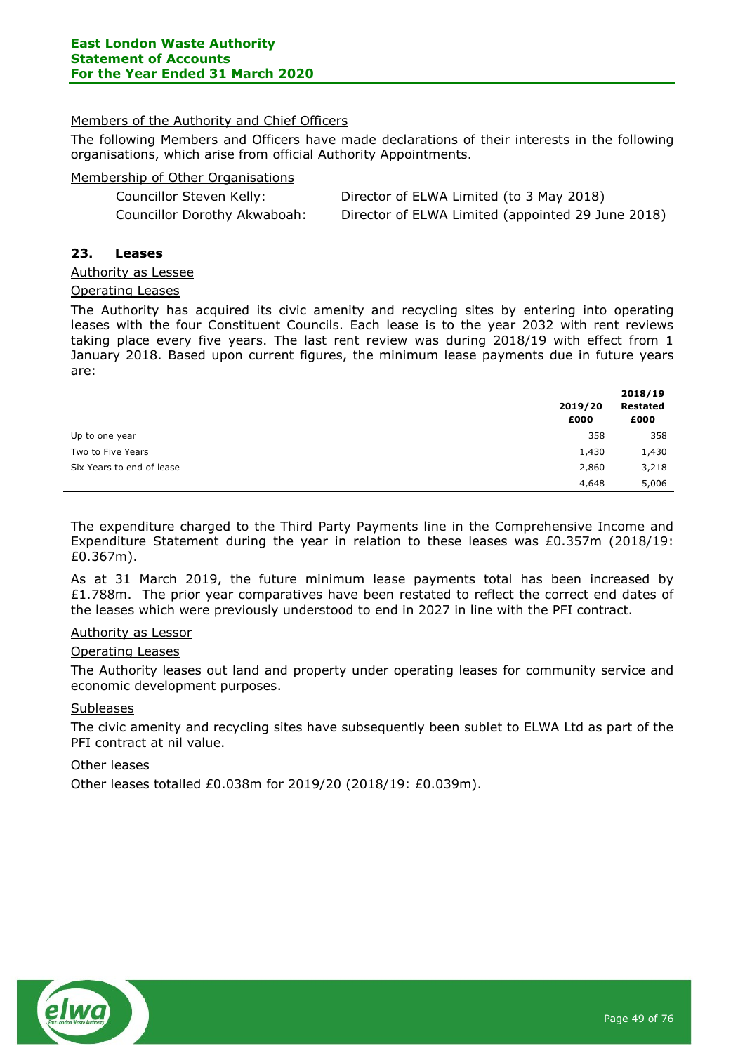Members of the Authority and Chief Officers

The following Members and Officers have made declarations of their interests in the following organisations, which arise from official Authority Appointments.

Membership of Other Organisations

| | |
|---|---|
| Councillor Steven Kelly: | Director of ELWA Limited (to 3 May 2018) |
| Councillor Dorothy Akwaboah: | Director of ELWA Limited (appointed 29 June 2018) |

## 23. Leases

Authority as Lessee

Operating Leases

The Authority has acquired its civic amenity and recycling sites by entering into operating leases with the four Constituent Councils. Each lease is to the year 2032 with rent reviews taking place every five years. The last rent review was during 2018/19 with effect from 1 January 2018. Based upon current figures, the minimum lease payments due in future years are:

| | 2019/20 £000 | 2018/19 Restated £000 |
|---|---|---|
| Up to one year | 358 | 358 |
| Two to Five Years | 1,430 | 1,430 |
| Six Years to end of lease | 2,860 | 3,218 |
| | 4,648 | 5,006 |

The expenditure charged to the Third Party Payments line in the Comprehensive Income and Expenditure Statement during the year in relation to these leases was £0.357m (2018/19: £0.367m).

As at 31 March 2019, the future minimum lease payments total has been increased by £1.788m. The prior year comparatives have been restated to reflect the correct end dates of the leases which were previously understood to end in 2027 in line with the PFI contract.

Authority as Lessor

Operating Leases

The Authority leases out land and property under operating leases for community service and economic development purposes.

Subleases

The civic amenity and recycling sites have subsequently been sublet to ELWA Ltd as part of the PFI contract at nil value.

Other leases

Other leases totalled £0.038m for 2019/20 (2018/19: £0.039m).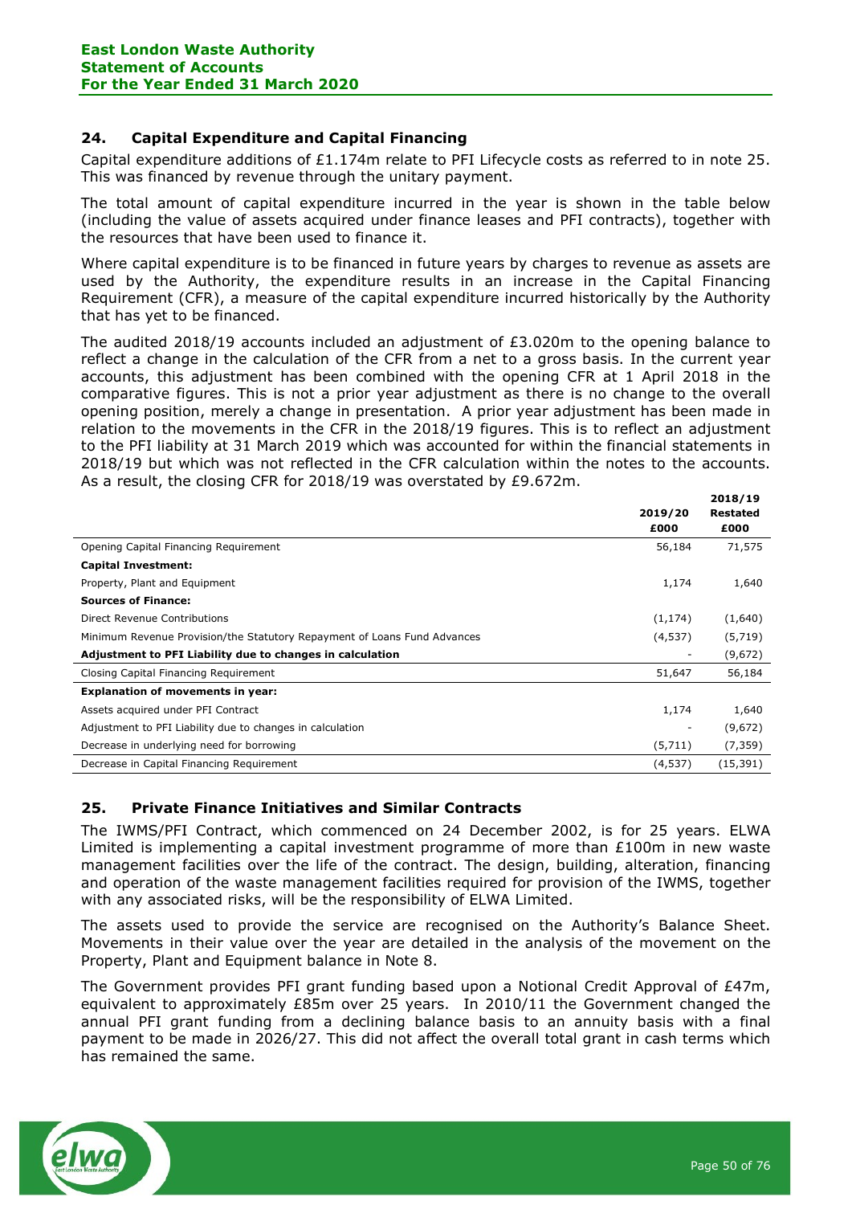## 24. Capital Expenditure and Capital Financing

Capital expenditure additions of £1.174m relate to PFI Lifecycle costs as referred to in note 25. This was financed by revenue through the unitary payment.

The total amount of capital expenditure incurred in the year is shown in the table below (including the value of assets acquired under finance leases and PFI contracts), together with the resources that have been used to finance it.

Where capital expenditure is to be financed in future years by charges to revenue as assets are used by the Authority, the expenditure results in an increase in the Capital Financing Requirement (CFR), a measure of the capital expenditure incurred historically by the Authority that has yet to be financed.

The audited 2018/19 accounts included an adjustment of £3.020m to the opening balance to reflect a change in the calculation of the CFR from a net to a gross basis. In the current year accounts, this adjustment has been combined with the opening CFR at 1 April 2018 in the comparative figures. This is not a prior year adjustment as there is no change to the overall opening position, merely a change in presentation. A prior year adjustment has been made in relation to the movements in the CFR in the 2018/19 figures. This is to reflect an adjustment to the PFI liability at 31 March 2019 which was accounted for within the financial statements in 2018/19 but which was not reflected in the CFR calculation within the notes to the accounts. As a result, the closing CFR for 2018/19 was overstated by £9.672m.

| | 2019/20 £000 | 2018/19 Restated £000 |
|---|---|---|
| Opening Capital Financing Requirement | 56,184 | 71,575 |
| **Capital Investment:** | | |
| Property, Plant and Equipment | 1,174 | 1,640 |
| **Sources of Finance:** | | |
| Direct Revenue Contributions | (1,174) | (1,640) |
| Minimum Revenue Provision/the Statutory Repayment of Loans Fund Advances | (4,537) | (5,719) |
| **Adjustment to PFI Liability due to changes in calculation** | - | (9,672) |
| Closing Capital Financing Requirement | 51,647 | 56,184 |
| **Explanation of movements in year:** | | |
| Assets acquired under PFI Contract | 1,174 | 1,640 |
| Adjustment to PFI Liability due to changes in calculation | - | (9,672) |
| Decrease in underlying need for borrowing | (5,711) | (7,359) |
| Decrease in Capital Financing Requirement | (4,537) | (15,391) |

## 25. Private Finance Initiatives and Similar Contracts

The IWMS/PFI Contract, which commenced on 24 December 2002, is for 25 years. ELWA Limited is implementing a capital investment programme of more than £100m in new waste management facilities over the life of the contract. The design, building, alteration, financing and operation of the waste management facilities required for provision of the IWMS, together with any associated risks, will be the responsibility of ELWA Limited.

The assets used to provide the service are recognised on the Authority's Balance Sheet. Movements in their value over the year are detailed in the analysis of the movement on the Property, Plant and Equipment balance in Note 8.

The Government provides PFI grant funding based upon a Notional Credit Approval of £47m, equivalent to approximately £85m over 25 years. In 2010/11 the Government changed the annual PFI grant funding from a declining balance basis to an annuity basis with a final payment to be made in 2026/27. This did not affect the overall total grant in cash terms which has remained the same.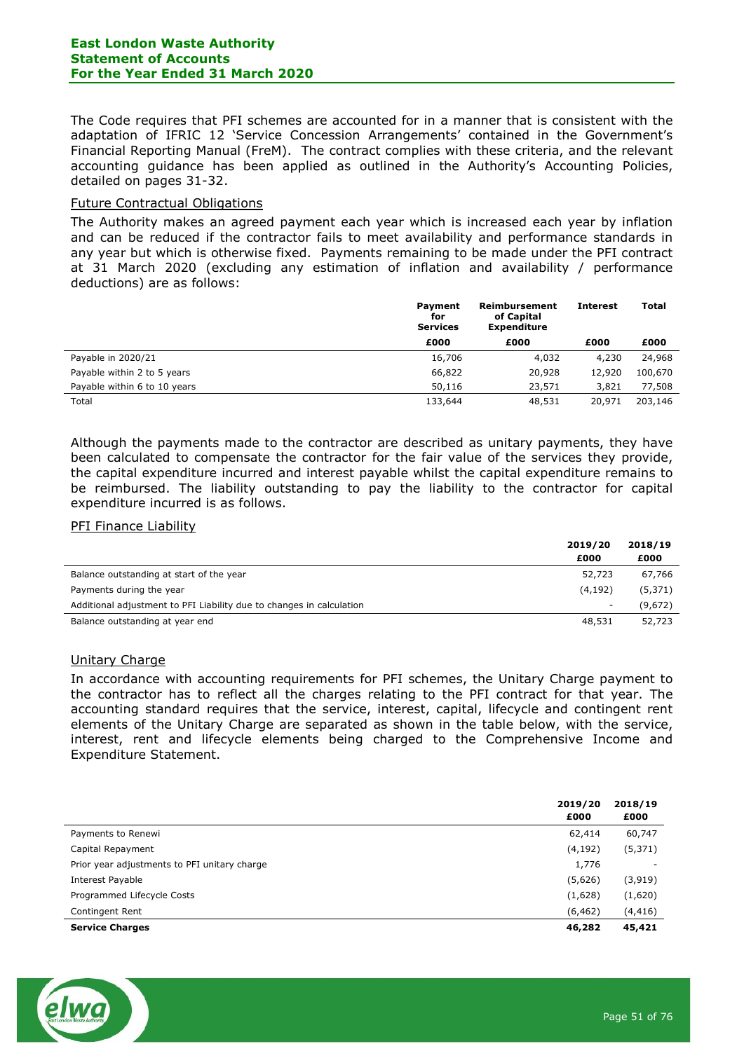The Code requires that PFI schemes are accounted for in a manner that is consistent with the adaptation of IFRIC 12 'Service Concession Arrangements' contained in the Government's Financial Reporting Manual (FreM). The contract complies with these criteria, and the relevant accounting guidance has been applied as outlined in the Authority's Accounting Policies, detailed on pages 31-32.

## Future Contractual Obligations

The Authority makes an agreed payment each year which is increased each year by inflation and can be reduced if the contractor fails to meet availability and performance standards in any year but which is otherwise fixed. Payments remaining to be made under the PFI contract at 31 March 2020 (excluding any estimation of inflation and availability / performance deductions) are as follows:

| | Payment for Services | Reimbursement of Capital Expenditure | Interest | Total |
|---|---|---|---|---|
| | £000 | £000 | £000 | £000 |
| Payable in 2020/21 | 16,706 | 4,032 | 4,230 | 24,968 |
| Payable within 2 to 5 years | 66,822 | 20,928 | 12,920 | 100,670 |
| Payable within 6 to 10 years | 50,116 | 23,571 | 3,821 | 77,508 |
| Total | 133,644 | 48,531 | 20,971 | 203,146 |

Although the payments made to the contractor are described as unitary payments, they have been calculated to compensate the contractor for the fair value of the services they provide, the capital expenditure incurred and interest payable whilst the capital expenditure remains to be reimbursed. The liability outstanding to pay the liability to the contractor for capital expenditure incurred is as follows.

## PFI Finance Liability

| | 2019/20 | 2018/19 |
|---|---|---|
| | £000 | £000 |
| Balance outstanding at start of the year | 52,723 | 67,766 |
| Payments during the year | (4,192) | (5,371) |
| Additional adjustment to PFI Liability due to changes in calculation | - | (9,672) |
| Balance outstanding at year end | 48,531 | 52,723 |

## Unitary Charge

In accordance with accounting requirements for PFI schemes, the Unitary Charge payment to the contractor has to reflect all the charges relating to the PFI contract for that year. The accounting standard requires that the service, interest, capital, lifecycle and contingent rent elements of the Unitary Charge are separated as shown in the table below, with the service, interest, rent and lifecycle elements being charged to the Comprehensive Income and Expenditure Statement.

| | 2019/20 £000 | 2018/19 £000 |
|---|---|---|
| Payments to Renewi | 62,414 | 60,747 |
| Capital Repayment | (4,192) | (5,371) |
| Prior year adjustments to PFI unitary charge | 1,776 | - |
| Interest Payable | (5,626) | (3,919) |
| Programmed Lifecycle Costs | (1,628) | (1,620) |
| Contingent Rent | (6,462) | (4,416) |
| **Service Charges** | **46,282** | **45,421** |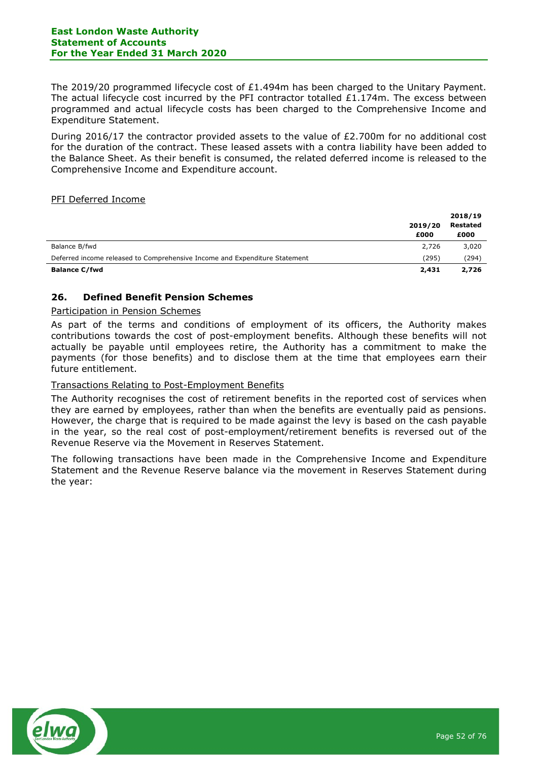The 2019/20 programmed lifecycle cost of £1.494m has been charged to the Unitary Payment. The actual lifecycle cost incurred by the PFI contractor totalled £1.174m. The excess between programmed and actual lifecycle costs has been charged to the Comprehensive Income and Expenditure Statement.

During 2016/17 the contractor provided assets to the value of £2.700m for no additional cost for the duration of the contract. These leased assets with a contra liability have been added to the Balance Sheet. As their benefit is consumed, the related deferred income is released to the Comprehensive Income and Expenditure account.

PFI Deferred Income

| | 2019/20 £000 | 2018/19 Restated £000 |
|---|---|---|
| Balance B/fwd | 2,726 | 3,020 |
| Deferred income released to Comprehensive Income and Expenditure Statement | (295) | (294) |
| **Balance C/fwd** | **2,431** | **2,726** |

## 26. Defined Benefit Pension Schemes

Participation in Pension Schemes

As part of the terms and conditions of employment of its officers, the Authority makes contributions towards the cost of post-employment benefits. Although these benefits will not actually be payable until employees retire, the Authority has a commitment to make the payments (for those benefits) and to disclose them at the time that employees earn their future entitlement.

Transactions Relating to Post-Employment Benefits

The Authority recognises the cost of retirement benefits in the reported cost of services when they are earned by employees, rather than when the benefits are eventually paid as pensions. However, the charge that is required to be made against the levy is based on the cash payable in the year, so the real cost of post-employment/retirement benefits is reversed out of the Revenue Reserve via the Movement in Reserves Statement.

The following transactions have been made in the Comprehensive Income and Expenditure Statement and the Revenue Reserve balance via the movement in Reserves Statement during the year: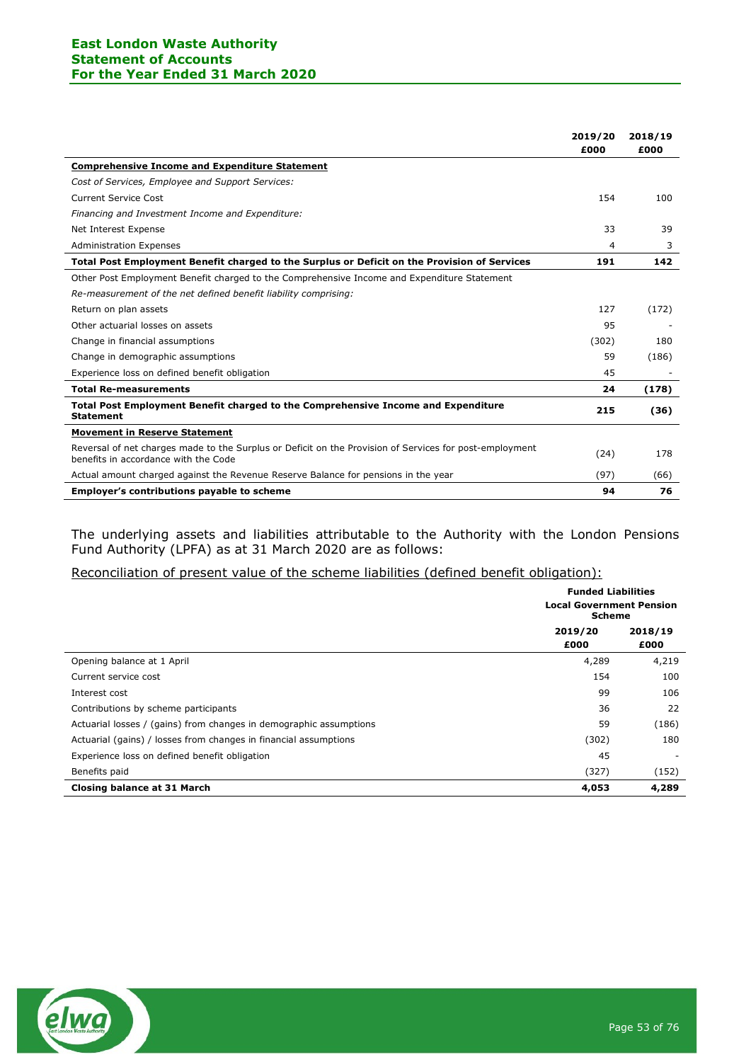| | 2019/20 £000 | 2018/19 £000 |
|---|---|---|
| **Comprehensive Income and Expenditure Statement** | | |
| *Cost of Services, Employee and Support Services:* | | |
| Current Service Cost | 154 | 100 |
| *Financing and Investment Income and Expenditure:* | | |
| Net Interest Expense | 33 | 39 |
| Administration Expenses | 4 | 3 |
| **Total Post Employment Benefit charged to the Surplus or Deficit on the Provision of Services** | **191** | **142** |
| Other Post Employment Benefit charged to the Comprehensive Income and Expenditure Statement | | |
| *Re-measurement of the net defined benefit liability comprising:* | | |
| Return on plan assets | 127 | (172) |
| Other actuarial losses on assets | 95 | - |
| Change in financial assumptions | (302) | 180 |
| Change in demographic assumptions | 59 | (186) |
| Experience loss on defined benefit obligation | 45 | - |
| **Total Re-measurements** | **24** | **(178)** |
| **Total Post Employment Benefit charged to the Comprehensive Income and Expenditure Statement** | **215** | **(36)** |
| **Movement in Reserve Statement** | | |
| Reversal of net charges made to the Surplus or Deficit on the Provision of Services for post-employment benefits in accordance with the Code | (24) | 178 |
| Actual amount charged against the Revenue Reserve Balance for pensions in the year | (97) | (66) |
| **Employer's contributions payable to scheme** | **94** | **76** |

The underlying assets and liabilities attributable to the Authority with the London Pensions Fund Authority (LPFA) as at 31 March 2020 are as follows:

Reconciliation of present value of the scheme liabilities (defined benefit obligation):

| | **Funded Liabilities Local Government Pension Scheme** | |
|---|---|---|
| | **2019/20 £000** | **2018/19 £000** |
| Opening balance at 1 April | 4,289 | 4,219 |
| Current service cost | 154 | 100 |
| Interest cost | 99 | 106 |
| Contributions by scheme participants | 36 | 22 |
| Actuarial losses / (gains) from changes in demographic assumptions | 59 | (186) |
| Actuarial (gains) / losses from changes in financial assumptions | (302) | 180 |
| Experience loss on defined benefit obligation | 45 | - |
| Benefits paid | (327) | (152) |
| **Closing balance at 31 March** | **4,053** | **4,289** |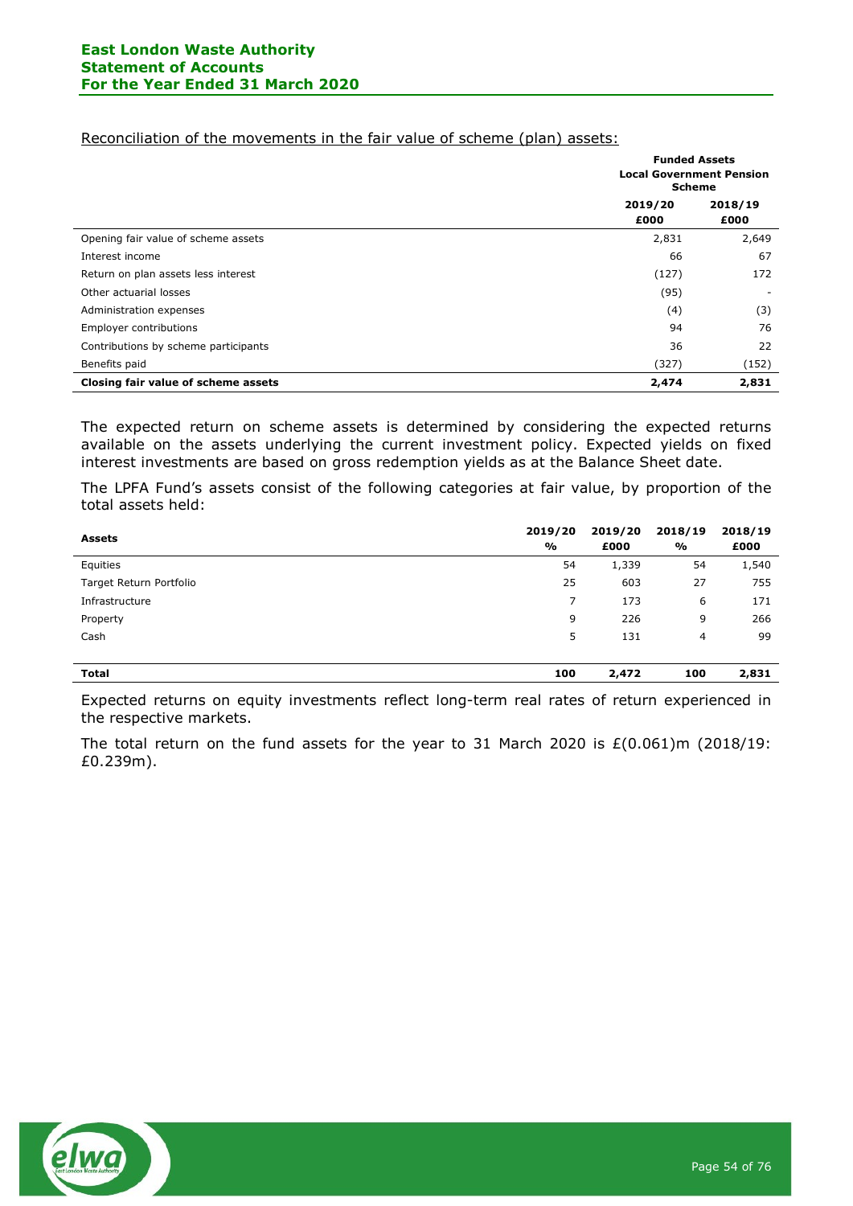Reconciliation of the movements in the fair value of scheme (plan) assets:

| | Funded Assets Local Government Pension Scheme | |
|---|---|---|
| | 2019/20 £000 | 2018/19 £000 |
| Opening fair value of scheme assets | 2,831 | 2,649 |
| Interest income | 66 | 67 |
| Return on plan assets less interest | (127) | 172 |
| Other actuarial losses | (95) | - |
| Administration expenses | (4) | (3) |
| Employer contributions | 94 | 76 |
| Contributions by scheme participants | 36 | 22 |
| Benefits paid | (327) | (152) |
| **Closing fair value of scheme assets** | **2,474** | **2,831** |

The expected return on scheme assets is determined by considering the expected returns available on the assets underlying the current investment policy. Expected yields on fixed interest investments are based on gross redemption yields as at the Balance Sheet date.

The LPFA Fund's assets consist of the following categories at fair value, by proportion of the total assets held:

| Assets | 2019/20 % | 2019/20 £000 | 2018/19 % | 2018/19 £000 |
|---|---|---|---|---|
| Equities | 54 | 1,339 | 54 | 1,540 |
| Target Return Portfolio | 25 | 603 | 27 | 755 |
| Infrastructure | 7 | 173 | 6 | 171 |
| Property | 9 | 226 | 9 | 266 |
| Cash | 5 | 131 | 4 | 99 |
| **Total** | **100** | **2,472** | **100** | **2,831** |

Expected returns on equity investments reflect long-term real rates of return experienced in the respective markets.

The total return on the fund assets for the year to 31 March 2020 is £(0.061)m (2018/19: £0.239m).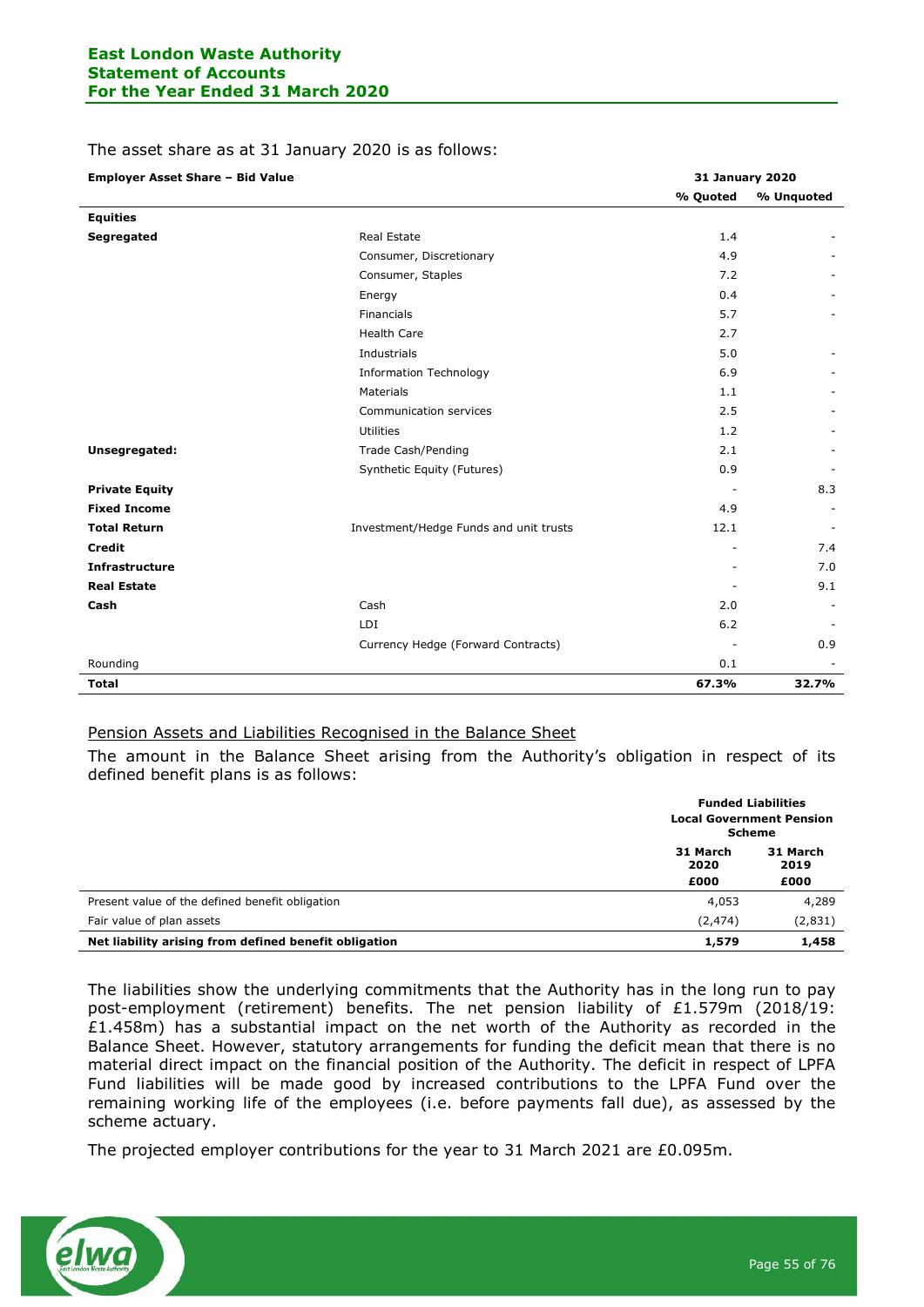The asset share as at 31 January 2020 is as follows:

| **Employer Asset Share – Bid Value** | | **31 January 2020** | |
|---|---|---|---|
| | | **% Quoted** | **% Unquoted** |
| **Equities** | | | |
| **Segregated** | Real Estate | 1.4 | - |
| | Consumer, Discretionary | 4.9 | - |
| | Consumer, Staples | 7.2 | - |
| | Energy | 0.4 | - |
| | Financials | 5.7 | - |
| | Health Care | 2.7 | |
| | Industrials | 5.0 | - |
| | Information Technology | 6.9 | - |
| | Materials | 1.1 | - |
| | Communication services | 2.5 | - |
| | Utilities | 1.2 | - |
| **Unsegregated:** | Trade Cash/Pending | 2.1 | - |
| | Synthetic Equity (Futures) | 0.9 | - |
| **Private Equity** | | - | 8.3 |
| **Fixed Income** | | 4.9 | - |
| **Total Return** | Investment/Hedge Funds and unit trusts | 12.1 | - |
| **Credit** | | - | 7.4 |
| **Infrastructure** | | - | 7.0 |
| **Real Estate** | | - | 9.1 |
| **Cash** | Cash | 2.0 | - |
| | LDI | 6.2 | - |
| | Currency Hedge (Forward Contracts) | - | 0.9 |
| Rounding | | 0.1 | - |
| **Total** | | **67.3%** | **32.7%** |

Pension Assets and Liabilities Recognised in the Balance Sheet

The amount in the Balance Sheet arising from the Authority's obligation in respect of its defined benefit plans is as follows:

| | **Funded Liabilities Local Government Pension Scheme** | |
|---|---|---|
| | **31 March 2020 £000** | **31 March 2019 £000** |
| Present value of the defined benefit obligation | 4,053 | 4,289 |
| Fair value of plan assets | (2,474) | (2,831) |
| **Net liability arising from defined benefit obligation** | **1,579** | **1,458** |

The liabilities show the underlying commitments that the Authority has in the long run to pay post-employment (retirement) benefits. The net pension liability of £1.579m (2018/19: £1.458m) has a substantial impact on the net worth of the Authority as recorded in the Balance Sheet. However, statutory arrangements for funding the deficit mean that there is no material direct impact on the financial position of the Authority. The deficit in respect of LPFA Fund liabilities will be made good by increased contributions to the LPFA Fund over the remaining working life of the employees (i.e. before payments fall due), as assessed by the scheme actuary.

The projected employer contributions for the year to 31 March 2021 are £0.095m.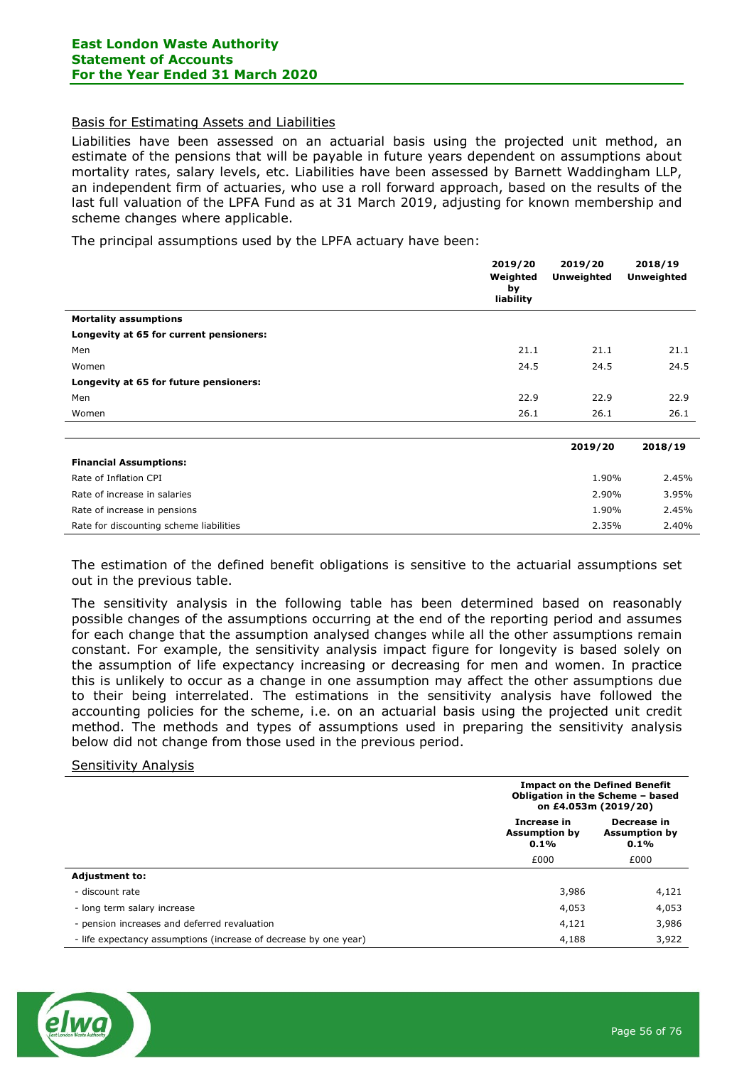Basis for Estimating Assets and Liabilities

Liabilities have been assessed on an actuarial basis using the projected unit method, an estimate of the pensions that will be payable in future years dependent on assumptions about mortality rates, salary levels, etc. Liabilities have been assessed by Barnett Waddingham LLP, an independent firm of actuaries, who use a roll forward approach, based on the results of the last full valuation of the LPFA Fund as at 31 March 2019, adjusting for known membership and scheme changes where applicable.

The principal assumptions used by the LPFA actuary have been:

| | 2019/20 Weighted by liability | 2019/20 Unweighted | 2018/19 Unweighted |
|---|---|---|---|
| **Mortality assumptions** | | | |
| **Longevity at 65 for current pensioners:** | | | |
| Men | 21.1 | 21.1 | 21.1 |
| Women | 24.5 | 24.5 | 24.5 |
| **Longevity at 65 for future pensioners:** | | | |
| Men | 22.9 | 22.9 | 22.9 |
| Women | 26.1 | 26.1 | 26.1 |

| | 2019/20 | 2018/19 |
|---|---|---|
| **Financial Assumptions:** | | |
| Rate of Inflation CPI | 1.90% | 2.45% |
| Rate of increase in salaries | 2.90% | 3.95% |
| Rate of increase in pensions | 1.90% | 2.45% |
| Rate for discounting scheme liabilities | 2.35% | 2.40% |

The estimation of the defined benefit obligations is sensitive to the actuarial assumptions set out in the previous table.

The sensitivity analysis in the following table has been determined based on reasonably possible changes of the assumptions occurring at the end of the reporting period and assumes for each change that the assumption analysed changes while all the other assumptions remain constant. For example, the sensitivity analysis impact figure for longevity is based solely on the assumption of life expectancy increasing or decreasing for men and women. In practice this is unlikely to occur as a change in one assumption may affect the other assumptions due to their being interrelated. The estimations in the sensitivity analysis have followed the accounting policies for the scheme, i.e. on an actuarial basis using the projected unit credit method. The methods and types of assumptions used in preparing the sensitivity analysis below did not change from those used in the previous period.

Sensitivity Analysis

| | Impact on the Defined Benefit Obligation in the Scheme – based on £4.053m (2019/20) | |
|---|---|---|
| | Increase in Assumption by 0.1% | Decrease in Assumption by 0.1% |
| | £000 | £000 |
| **Adjustment to:** | | |
| - discount rate | 3,986 | 4,121 |
| - long term salary increase | 4,053 | 4,053 |
| - pension increases and deferred revaluation | 4,121 | 3,986 |
| - life expectancy assumptions (increase or decrease by one year) | 4,188 | 3,922 |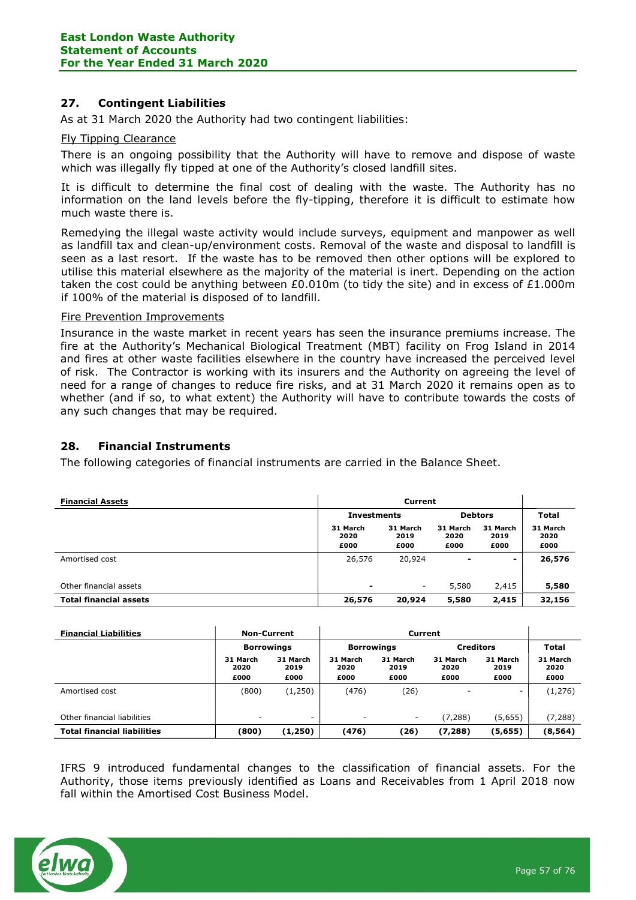## 27. Contingent Liabilities

As at 31 March 2020 the Authority had two contingent liabilities:

Fly Tipping Clearance

There is an ongoing possibility that the Authority will have to remove and dispose of waste which was illegally fly tipped at one of the Authority's closed landfill sites.

It is difficult to determine the final cost of dealing with the waste. The Authority has no information on the land levels before the fly-tipping, therefore it is difficult to estimate how much waste there is.

Remedying the illegal waste activity would include surveys, equipment and manpower as well as landfill tax and clean-up/environment costs. Removal of the waste and disposal to landfill is seen as a last resort. If the waste has to be removed then other options will be explored to utilise this material elsewhere as the majority of the material is inert. Depending on the action taken the cost could be anything between £0.010m (to tidy the site) and in excess of £1.000m if 100% of the material is disposed of to landfill.

Fire Prevention Improvements

Insurance in the waste market in recent years has seen the insurance premiums increase. The fire at the Authority's Mechanical Biological Treatment (MBT) facility on Frog Island in 2014 and fires at other waste facilities elsewhere in the country have increased the perceived level of risk. The Contractor is working with its insurers and the Authority on agreeing the level of need for a range of changes to reduce fire risks, and at 31 March 2020 it remains open as to whether (and if so, to what extent) the Authority will have to contribute towards the costs of any such changes that may be required.

## 28. Financial Instruments

The following categories of financial instruments are carried in the Balance Sheet.

| Financial Assets | Current | | | | |
|---|---|---|---|---|---|
| | Investments | | Debtors | | Total |
| | 31 March 2020 £000 | 31 March 2019 £000 | 31 March 2020 £000 | 31 March 2019 £000 | 31 March 2020 £000 |
| Amortised cost | 26,576 | 20,924 | - | - | **26,576** |
| Other financial assets | - | - | 5,580 | 2,415 | **5,580** |
| **Total financial assets** | **26,576** | **20,924** | **5,580** | **2,415** | **32,156** |

| Financial Liabilities | Non-Current | | Current | | | | |
|---|---|---|---|---|---|---|---|
| | Borrowings | | Borrowings | | Creditors | | Total |
| | 31 March 2020 £000 | 31 March 2019 £000 | 31 March 2020 £000 | 31 March 2019 £000 | 31 March 2020 £000 | 31 March 2019 £000 | 31 March 2020 £000 |
| Amortised cost | (800) | (1,250) | (476) | (26) | - | - | (1,276) |
| Other financial liabilities | - | - | - | - | (7,288) | (5,655) | (7,288) |
| **Total financial liabilities** | **(800)** | **(1,250)** | **(476)** | **(26)** | **(7,288)** | **(5,655)** | **(8,564)** |

IFRS 9 introduced fundamental changes to the classification of financial assets. For the Authority, those items previously identified as Loans and Receivables from 1 April 2018 now fall within the Amortised Cost Business Model.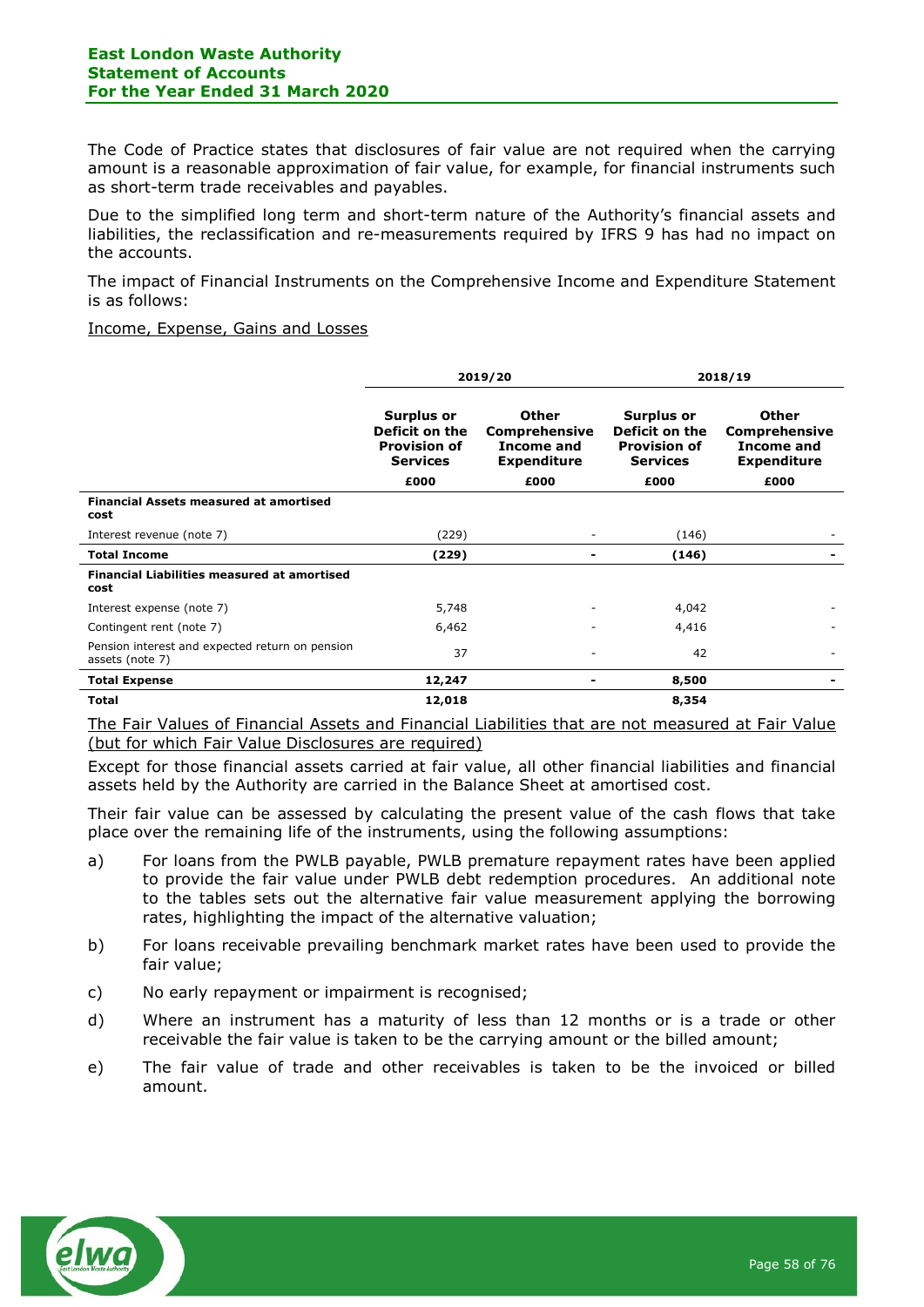The Code of Practice states that disclosures of fair value are not required when the carrying amount is a reasonable approximation of fair value, for example, for financial instruments such as short-term trade receivables and payables.

Due to the simplified long term and short-term nature of the Authority's financial assets and liabilities, the reclassification and re-measurements required by IFRS 9 has had no impact on the accounts.

The impact of Financial Instruments on the Comprehensive Income and Expenditure Statement is as follows:

Income, Expense, Gains and Losses

| | 2019/20 | | 2018/19 | |
|---|---|---|---|---|
| | **Surplus or Deficit on the Provision of Services** | **Other Comprehensive Income and Expenditure** | **Surplus or Deficit on the Provision of Services** | **Other Comprehensive Income and Expenditure** |
| | **£000** | **£000** | **£000** | **£000** |
| **Financial Assets measured at amortised cost** | | | | |
| Interest revenue (note 7) | (229) | - | (146) | - |
| **Total Income** | **(229)** | **-** | **(146)** | **-** |
| **Financial Liabilities measured at amortised cost** | | | | |
| Interest expense (note 7) | 5,748 | - | 4,042 | - |
| Contingent rent (note 7) | 6,462 | - | 4,416 | - |
| Pension interest and expected return on pension assets (note 7) | 37 | - | 42 | - |
| **Total Expense** | **12,247** | **-** | **8,500** | **-** |
| **Total** | **12,018** | | **8,354** | |

The Fair Values of Financial Assets and Financial Liabilities that are not measured at Fair Value (but for which Fair Value Disclosures are required)

Except for those financial assets carried at fair value, all other financial liabilities and financial assets held by the Authority are carried in the Balance Sheet at amortised cost.

Their fair value can be assessed by calculating the present value of the cash flows that take place over the remaining life of the instruments, using the following assumptions:

a) For loans from the PWLB payable, PWLB premature repayment rates have been applied to provide the fair value under PWLB debt redemption procedures. An additional note to the tables sets out the alternative fair value measurement applying the borrowing rates, highlighting the impact of the alternative valuation;

b) For loans receivable prevailing benchmark market rates have been used to provide the fair value;

c) No early repayment or impairment is recognised;

d) Where an instrument has a maturity of less than 12 months or is a trade or other receivable the fair value is taken to be the carrying amount or the billed amount;

e) The fair value of trade and other receivables is taken to be the invoiced or billed amount.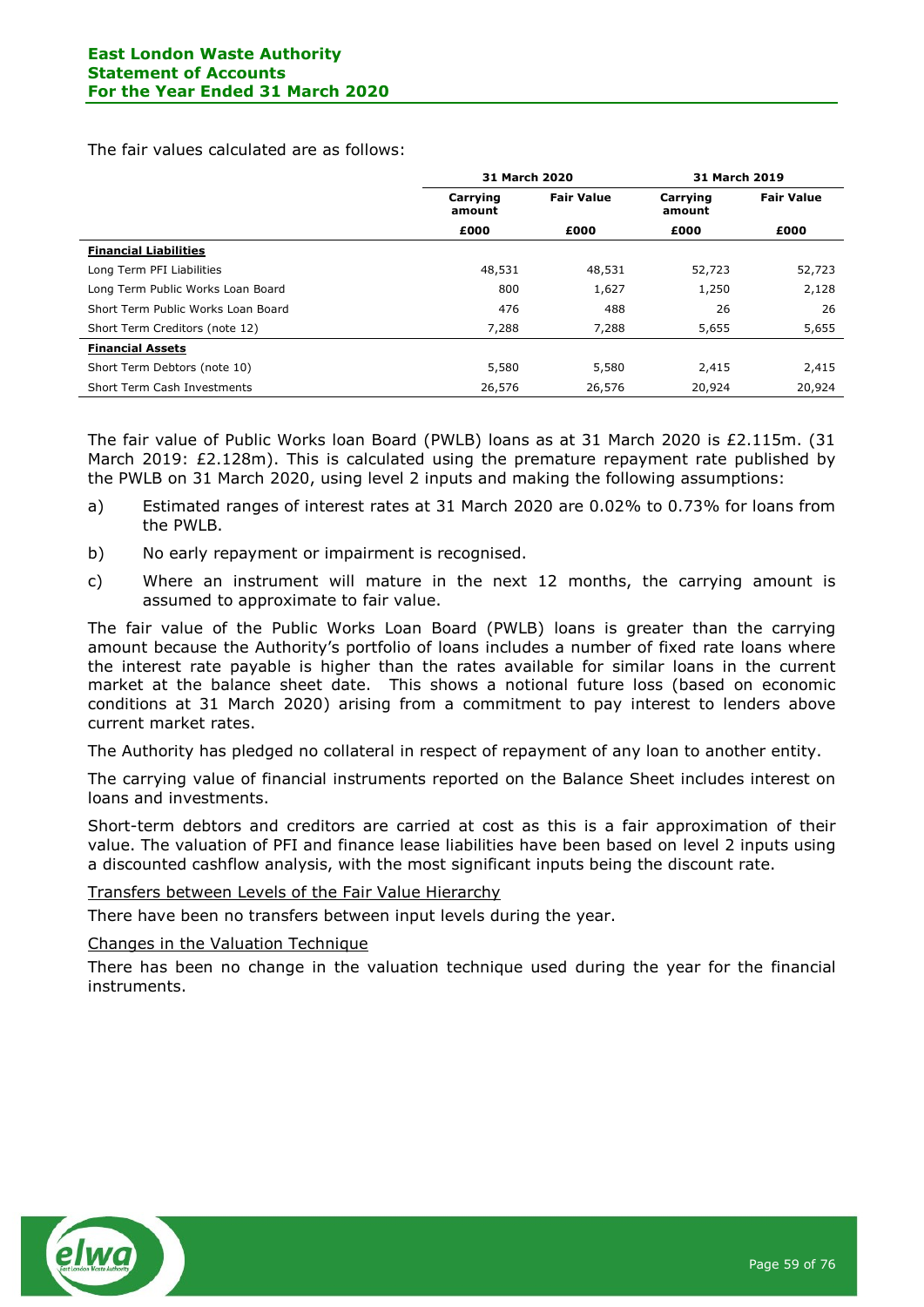The fair values calculated are as follows:

| | 31 March 2020 | | 31 March 2019 | |
|---|---|---|---|---|
| | Carrying amount | Fair Value | Carrying amount | Fair Value |
| | £000 | £000 | £000 | £000 |
| **Financial Liabilities** | | | | |
| Long Term PFI Liabilities | 48,531 | 48,531 | 52,723 | 52,723 |
| Long Term Public Works Loan Board | 800 | 1,627 | 1,250 | 2,128 |
| Short Term Public Works Loan Board | 476 | 488 | 26 | 26 |
| Short Term Creditors (note 12) | 7,288 | 7,288 | 5,655 | 5,655 |
| **Financial Assets** | | | | |
| Short Term Debtors (note 10) | 5,580 | 5,580 | 2,415 | 2,415 |
| Short Term Cash Investments | 26,576 | 26,576 | 20,924 | 20,924 |

The fair value of Public Works loan Board (PWLB) loans as at 31 March 2020 is £2.115m. (31 March 2019: £2.128m). This is calculated using the premature repayment rate published by the PWLB on 31 March 2020, using level 2 inputs and making the following assumptions:

a) Estimated ranges of interest rates at 31 March 2020 are 0.02% to 0.73% for loans from the PWLB.

b) No early repayment or impairment is recognised.

c) Where an instrument will mature in the next 12 months, the carrying amount is assumed to approximate to fair value.

The fair value of the Public Works Loan Board (PWLB) loans is greater than the carrying amount because the Authority's portfolio of loans includes a number of fixed rate loans where the interest rate payable is higher than the rates available for similar loans in the current market at the balance sheet date. This shows a notional future loss (based on economic conditions at 31 March 2020) arising from a commitment to pay interest to lenders above current market rates.

The Authority has pledged no collateral in respect of repayment of any loan to another entity.

The carrying value of financial instruments reported on the Balance Sheet includes interest on loans and investments.

Short-term debtors and creditors are carried at cost as this is a fair approximation of their value. The valuation of PFI and finance lease liabilities have been based on level 2 inputs using a discounted cashflow analysis, with the most significant inputs being the discount rate.

Transfers between Levels of the Fair Value Hierarchy

There have been no transfers between input levels during the year.

Changes in the Valuation Technique

There has been no change in the valuation technique used during the year for the financial instruments.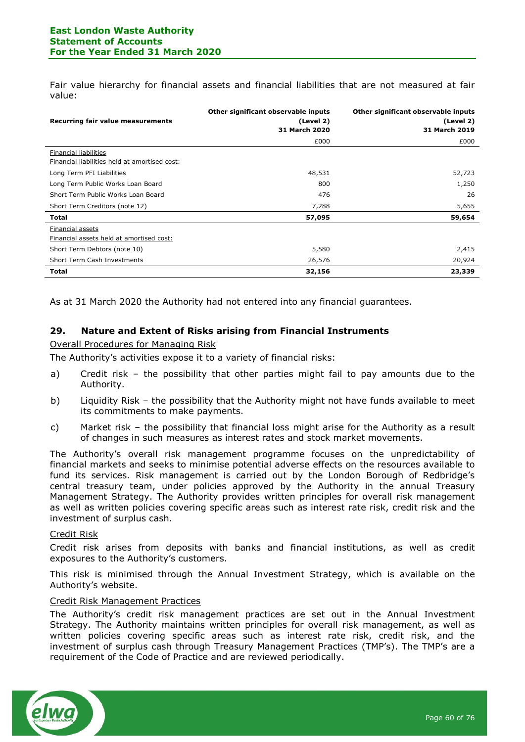Fair value hierarchy for financial assets and financial liabilities that are not measured at fair value:

| Recurring fair value measurements | Other significant observable inputs (Level 2) 31 March 2020 | Other significant observable inputs (Level 2) 31 March 2019 |
|---|---|---|
| | £000 | £000 |
| Financial liabilities | | |
| Financial liabilities held at amortised cost: | | |
| Long Term PFI Liabilities | 48,531 | 52,723 |
| Long Term Public Works Loan Board | 800 | 1,250 |
| Short Term Public Works Loan Board | 476 | 26 |
| Short Term Creditors (note 12) | 7,288 | 5,655 |
| **Total** | **57,095** | **59,654** |
| Financial assets | | |
| Financial assets held at amortised cost: | | |
| Short Term Debtors (note 10) | 5,580 | 2,415 |
| Short Term Cash Investments | 26,576 | 20,924 |
| **Total** | **32,156** | **23,339** |

As at 31 March 2020 the Authority had not entered into any financial guarantees.

## 29. Nature and Extent of Risks arising from Financial Instruments

Overall Procedures for Managing Risk

The Authority's activities expose it to a variety of financial risks:

a) Credit risk – the possibility that other parties might fail to pay amounts due to the Authority.

b) Liquidity Risk – the possibility that the Authority might not have funds available to meet its commitments to make payments.

c) Market risk – the possibility that financial loss might arise for the Authority as a result of changes in such measures as interest rates and stock market movements.

The Authority's overall risk management programme focuses on the unpredictability of financial markets and seeks to minimise potential adverse effects on the resources available to fund its services. Risk management is carried out by the London Borough of Redbridge's central treasury team, under policies approved by the Authority in the annual Treasury Management Strategy. The Authority provides written principles for overall risk management as well as written policies covering specific areas such as interest rate risk, credit risk and the investment of surplus cash.

Credit Risk

Credit risk arises from deposits with banks and financial institutions, as well as credit exposures to the Authority's customers.

This risk is minimised through the Annual Investment Strategy, which is available on the Authority's website.

Credit Risk Management Practices

The Authority's credit risk management practices are set out in the Annual Investment Strategy. The Authority maintains written principles for overall risk management, as well as written policies covering specific areas such as interest rate risk, credit risk, and the investment of surplus cash through Treasury Management Practices (TMP's). The TMP's are a requirement of the Code of Practice and are reviewed periodically.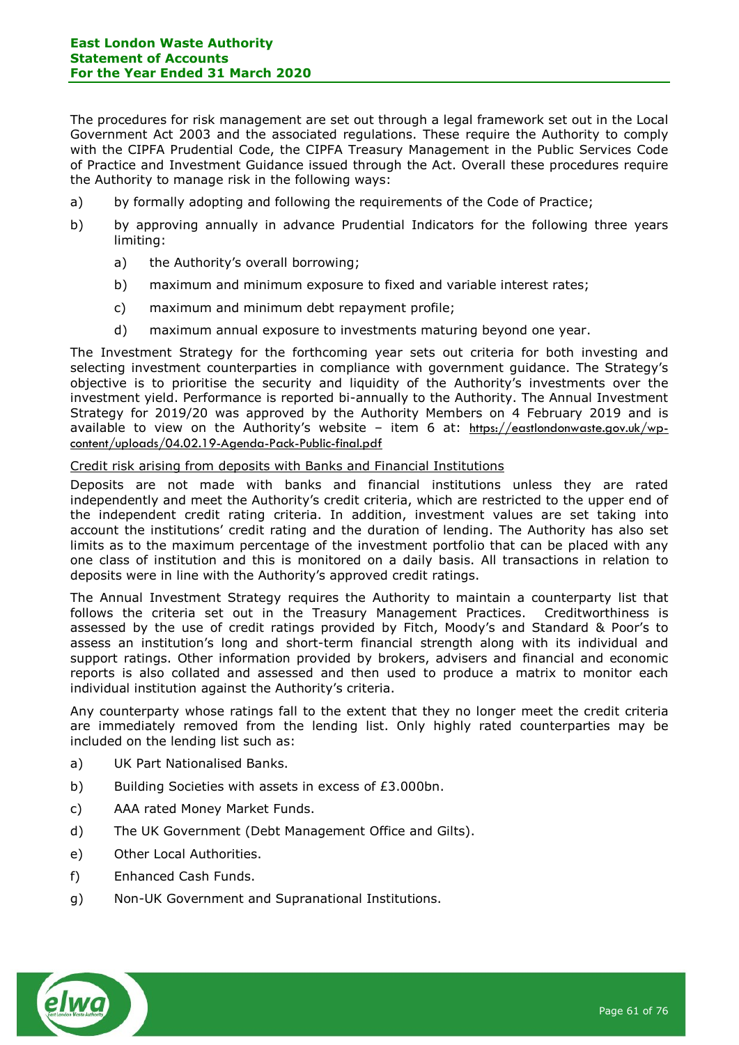The procedures for risk management are set out through a legal framework set out in the Local Government Act 2003 and the associated regulations. These require the Authority to comply with the CIPFA Prudential Code, the CIPFA Treasury Management in the Public Services Code of Practice and Investment Guidance issued through the Act. Overall these procedures require the Authority to manage risk in the following ways:

a) by formally adopting and following the requirements of the Code of Practice;

b) by approving annually in advance Prudential Indicators for the following three years limiting:

   a) the Authority's overall borrowing;

   b) maximum and minimum exposure to fixed and variable interest rates;

   c) maximum and minimum debt repayment profile;

   d) maximum annual exposure to investments maturing beyond one year.

The Investment Strategy for the forthcoming year sets out criteria for both investing and selecting investment counterparties in compliance with government guidance. The Strategy's objective is to prioritise the security and liquidity of the Authority's investments over the investment yield. Performance is reported bi-annually to the Authority. The Annual Investment Strategy for 2019/20 was approved by the Authority Members on 4 February 2019 and is available to view on the Authority's website – item 6 at: https://eastlondonwaste.gov.uk/wp-content/uploads/04.02.19-Agenda-Pack-Public-final.pdf

Credit risk arising from deposits with Banks and Financial Institutions

Deposits are not made with banks and financial institutions unless they are rated independently and meet the Authority's credit criteria, which are restricted to the upper end of the independent credit rating criteria. In addition, investment values are set taking into account the institutions' credit rating and the duration of lending. The Authority has also set limits as to the maximum percentage of the investment portfolio that can be placed with any one class of institution and this is monitored on a daily basis. All transactions in relation to deposits were in line with the Authority's approved credit ratings.

The Annual Investment Strategy requires the Authority to maintain a counterparty list that follows the criteria set out in the Treasury Management Practices. Creditworthiness is assessed by the use of credit ratings provided by Fitch, Moody's and Standard & Poor's to assess an institution's long and short-term financial strength along with its individual and support ratings. Other information provided by brokers, advisers and financial and economic reports is also collated and assessed and then used to produce a matrix to monitor each individual institution against the Authority's criteria.

Any counterparty whose ratings fall to the extent that they no longer meet the credit criteria are immediately removed from the lending list. Only highly rated counterparties may be included on the lending list such as:

a) UK Part Nationalised Banks.

b) Building Societies with assets in excess of £3.000bn.

c) AAA rated Money Market Funds.

d) The UK Government (Debt Management Office and Gilts).

e) Other Local Authorities.

f) Enhanced Cash Funds.

g) Non-UK Government and Supranational Institutions.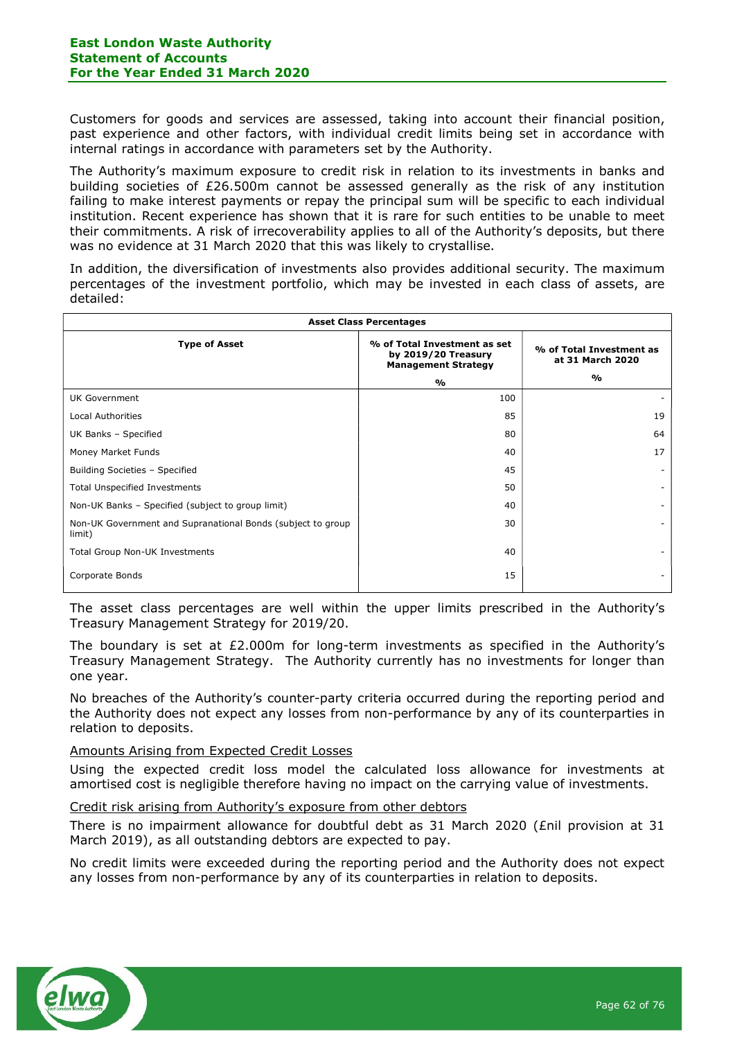Customers for goods and services are assessed, taking into account their financial position, past experience and other factors, with individual credit limits being set in accordance with internal ratings in accordance with parameters set by the Authority.

The Authority's maximum exposure to credit risk in relation to its investments in banks and building societies of £26.500m cannot be assessed generally as the risk of any institution failing to make interest payments or repay the principal sum will be specific to each individual institution. Recent experience has shown that it is rare for such entities to be unable to meet their commitments. A risk of irrecoverability applies to all of the Authority's deposits, but there was no evidence at 31 March 2020 that this was likely to crystallise.

In addition, the diversification of investments also provides additional security. The maximum percentages of the investment portfolio, which may be invested in each class of assets, are detailed:

| Asset Class Percentages | | |
|---|---|---|
| **Type of Asset** | **% of Total Investment as set by 2019/20 Treasury Management Strategy** | **% of Total Investment as at 31 March 2020** |
| | **%** | **%** |
| UK Government | 100 | - |
| Local Authorities | 85 | 19 |
| UK Banks – Specified | 80 | 64 |
| Money Market Funds | 40 | 17 |
| Building Societies – Specified | 45 | - |
| Total Unspecified Investments | 50 | - |
| Non-UK Banks – Specified (subject to group limit) | 40 | - |
| Non-UK Government and Supranational Bonds (subject to group limit) | 30 | - |
| Total Group Non-UK Investments | 40 | - |
| Corporate Bonds | 15 | - |

The asset class percentages are well within the upper limits prescribed in the Authority's Treasury Management Strategy for 2019/20.

The boundary is set at £2.000m for long-term investments as specified in the Authority's Treasury Management Strategy. The Authority currently has no investments for longer than one year.

No breaches of the Authority's counter-party criteria occurred during the reporting period and the Authority does not expect any losses from non-performance by any of its counterparties in relation to deposits.

Amounts Arising from Expected Credit Losses

Using the expected credit loss model the calculated loss allowance for investments at amortised cost is negligible therefore having no impact on the carrying value of investments.

Credit risk arising from Authority's exposure from other debtors

There is no impairment allowance for doubtful debt as 31 March 2020 (£nil provision at 31 March 2019), as all outstanding debtors are expected to pay.

No credit limits were exceeded during the reporting period and the Authority does not expect any losses from non-performance by any of its counterparties in relation to deposits.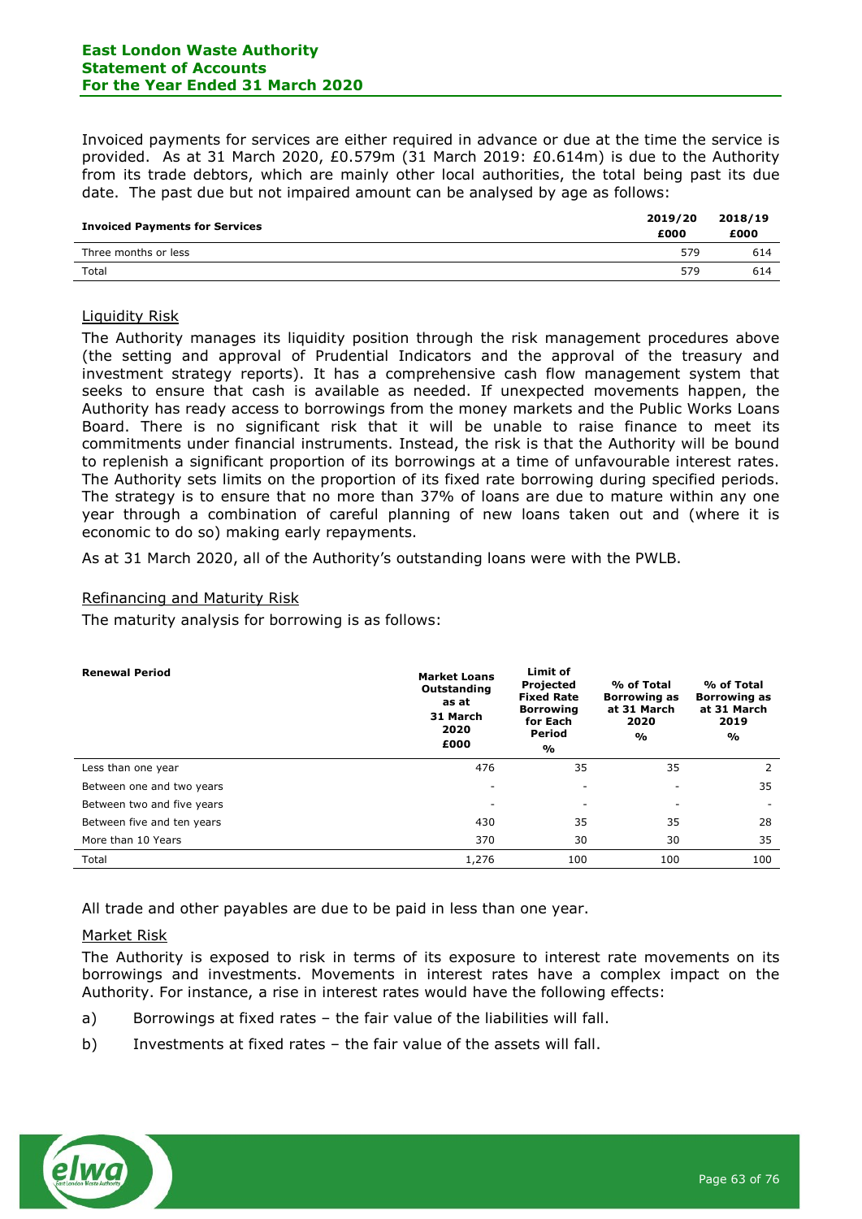Invoiced payments for services are either required in advance or due at the time the service is provided. As at 31 March 2020, £0.579m (31 March 2019: £0.614m) is due to the Authority from its trade debtors, which are mainly other local authorities, the total being past its due date. The past due but not impaired amount can be analysed by age as follows:

| Invoiced Payments for Services | 2019/20 £000 | 2018/19 £000 |
|---|---|---|
| Three months or less | 579 | 614 |
| Total | 579 | 614 |

### Liquidity Risk

The Authority manages its liquidity position through the risk management procedures above (the setting and approval of Prudential Indicators and the approval of the treasury and investment strategy reports). It has a comprehensive cash flow management system that seeks to ensure that cash is available as needed. If unexpected movements happen, the Authority has ready access to borrowings from the money markets and the Public Works Loans Board. There is no significant risk that it will be unable to raise finance to meet its commitments under financial instruments. Instead, the risk is that the Authority will be bound to replenish a significant proportion of its borrowings at a time of unfavourable interest rates. The Authority sets limits on the proportion of its fixed rate borrowing during specified periods. The strategy is to ensure that no more than 37% of loans are due to mature within any one year through a combination of careful planning of new loans taken out and (where it is economic to do so) making early repayments.

As at 31 March 2020, all of the Authority's outstanding loans were with the PWLB.

### Refinancing and Maturity Risk

The maturity analysis for borrowing is as follows:

| Renewal Period | Market Loans Outstanding as at 31 March 2020 £000 | Limit of Projected Fixed Rate Borrowing for Each Period % | % of Total Borrowing as at 31 March 2020 % | % of Total Borrowing as at 31 March 2019 % |
|---|---|---|---|---|
| Less than one year | 476 | 35 | 35 | 2 |
| Between one and two years | - | - | - | 35 |
| Between two and five years | - | - | - | - |
| Between five and ten years | 430 | 35 | 35 | 28 |
| More than 10 Years | 370 | 30 | 30 | 35 |
| Total | 1,276 | 100 | 100 | 100 |

All trade and other payables are due to be paid in less than one year.

### Market Risk

The Authority is exposed to risk in terms of its exposure to interest rate movements on its borrowings and investments. Movements in interest rates have a complex impact on the Authority. For instance, a rise in interest rates would have the following effects:

a) Borrowings at fixed rates – the fair value of the liabilities will fall.

b) Investments at fixed rates – the fair value of the assets will fall.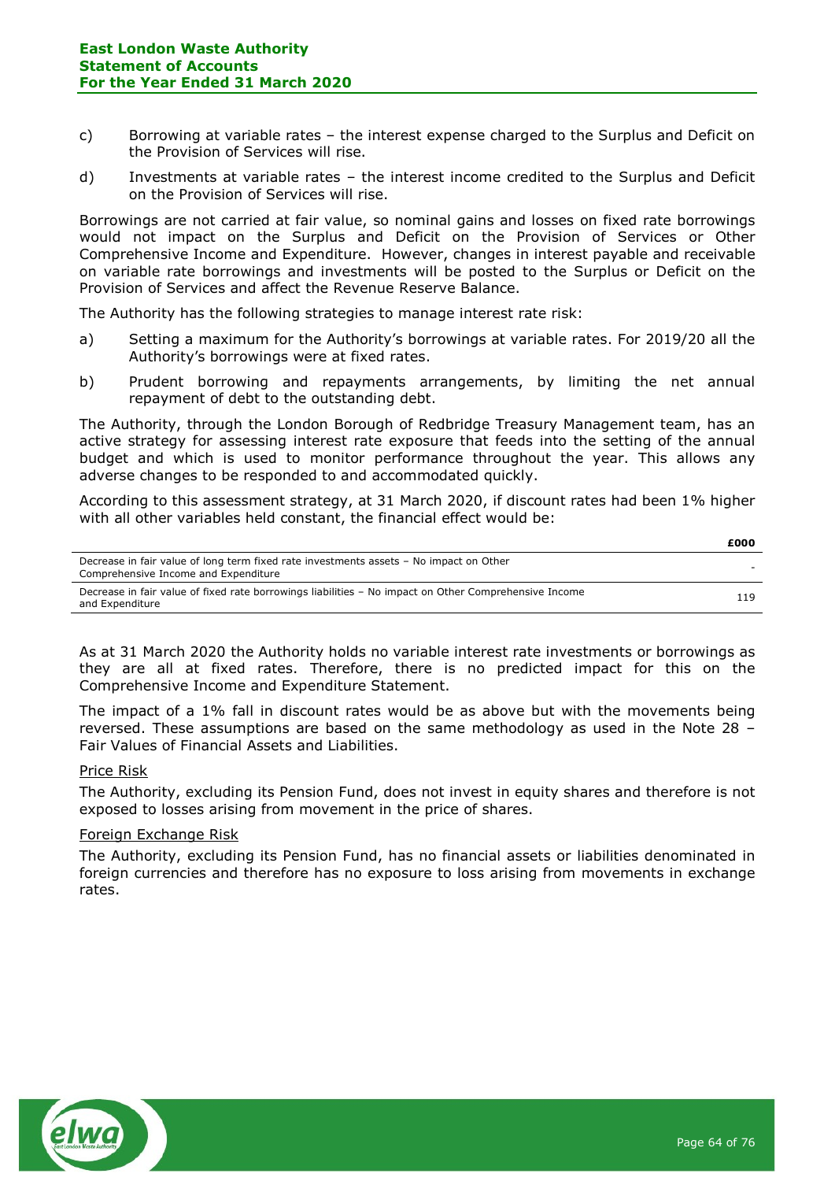c) Borrowing at variable rates – the interest expense charged to the Surplus and Deficit on the Provision of Services will rise.

d) Investments at variable rates – the interest income credited to the Surplus and Deficit on the Provision of Services will rise.

Borrowings are not carried at fair value, so nominal gains and losses on fixed rate borrowings would not impact on the Surplus and Deficit on the Provision of Services or Other Comprehensive Income and Expenditure. However, changes in interest payable and receivable on variable rate borrowings and investments will be posted to the Surplus or Deficit on the Provision of Services and affect the Revenue Reserve Balance.

The Authority has the following strategies to manage interest rate risk:

a) Setting a maximum for the Authority's borrowings at variable rates. For 2019/20 all the Authority's borrowings were at fixed rates.

b) Prudent borrowing and repayments arrangements, by limiting the net annual repayment of debt to the outstanding debt.

The Authority, through the London Borough of Redbridge Treasury Management team, has an active strategy for assessing interest rate exposure that feeds into the setting of the annual budget and which is used to monitor performance throughout the year. This allows any adverse changes to be responded to and accommodated quickly.

According to this assessment strategy, at 31 March 2020, if discount rates had been 1% higher with all other variables held constant, the financial effect would be:

| | £000 |
|---|---|
| Decrease in fair value of long term fixed rate investments assets – No impact on Other Comprehensive Income and Expenditure | - |
| Decrease in fair value of fixed rate borrowings liabilities – No impact on Other Comprehensive Income and Expenditure | 119 |

As at 31 March 2020 the Authority holds no variable interest rate investments or borrowings as they are all at fixed rates. Therefore, there is no predicted impact for this on the Comprehensive Income and Expenditure Statement.

The impact of a 1% fall in discount rates would be as above but with the movements being reversed. These assumptions are based on the same methodology as used in the Note 28 – Fair Values of Financial Assets and Liabilities.

Price Risk

The Authority, excluding its Pension Fund, does not invest in equity shares and therefore is not exposed to losses arising from movement in the price of shares.

Foreign Exchange Risk

The Authority, excluding its Pension Fund, has no financial assets or liabilities denominated in foreign currencies and therefore has no exposure to loss arising from movements in exchange rates.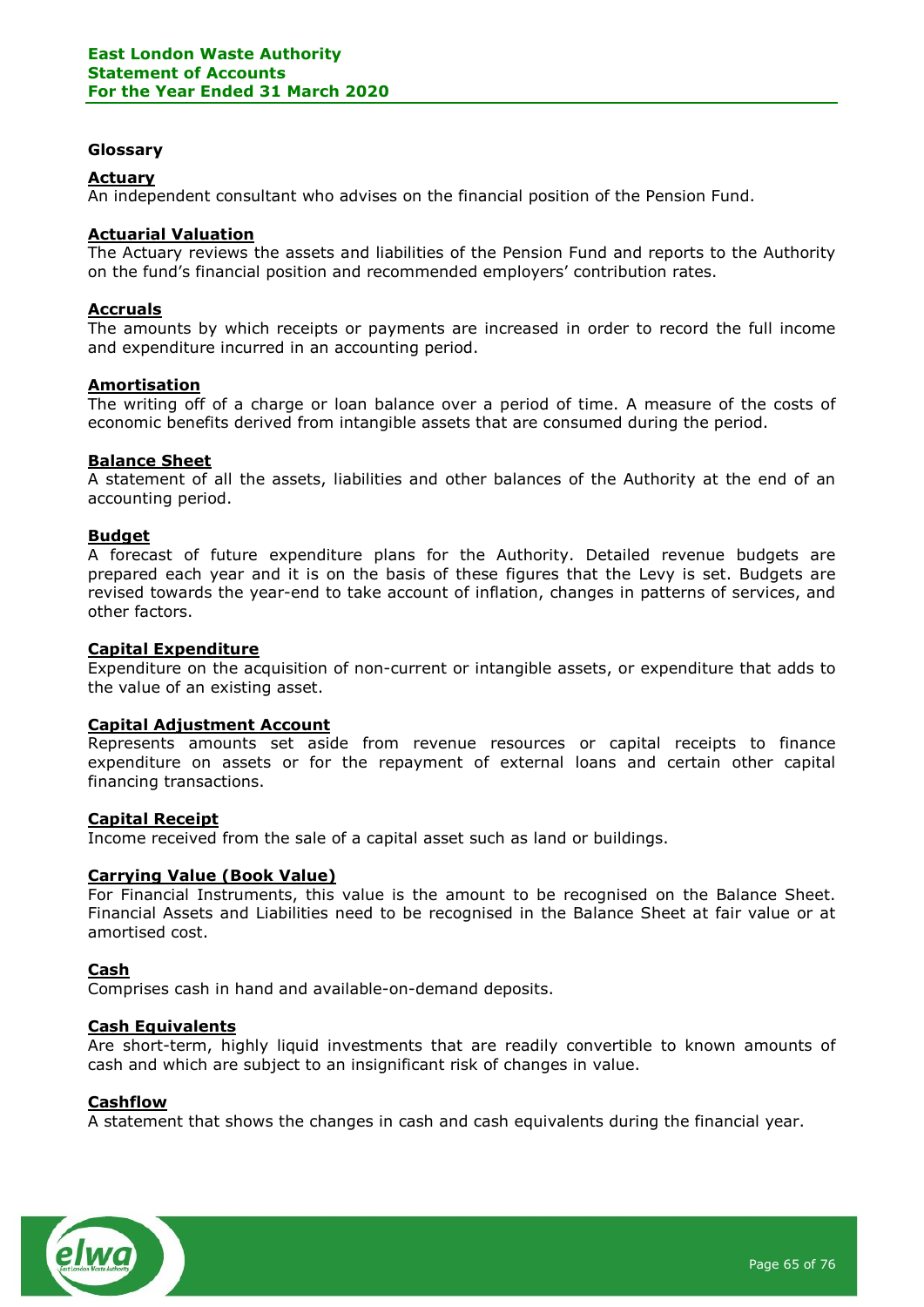## Glossary

**Actuary**

An independent consultant who advises on the financial position of the Pension Fund.

**Actuarial Valuation**

The Actuary reviews the assets and liabilities of the Pension Fund and reports to the Authority on the fund's financial position and recommended employers' contribution rates.

**Accruals**

The amounts by which receipts or payments are increased in order to record the full income and expenditure incurred in an accounting period.

**Amortisation**

The writing off of a charge or loan balance over a period of time. A measure of the costs of economic benefits derived from intangible assets that are consumed during the period.

**Balance Sheet**

A statement of all the assets, liabilities and other balances of the Authority at the end of an accounting period.

**Budget**

A forecast of future expenditure plans for the Authority. Detailed revenue budgets are prepared each year and it is on the basis of these figures that the Levy is set. Budgets are revised towards the year-end to take account of inflation, changes in patterns of services, and other factors.

**Capital Expenditure**

Expenditure on the acquisition of non-current or intangible assets, or expenditure that adds to the value of an existing asset.

**Capital Adjustment Account**

Represents amounts set aside from revenue resources or capital receipts to finance expenditure on assets or for the repayment of external loans and certain other capital financing transactions.

**Capital Receipt**

Income received from the sale of a capital asset such as land or buildings.

**Carrying Value (Book Value)**

For Financial Instruments, this value is the amount to be recognised on the Balance Sheet. Financial Assets and Liabilities need to be recognised in the Balance Sheet at fair value or at amortised cost.

**Cash**

Comprises cash in hand and available-on-demand deposits.

**Cash Equivalents**

Are short-term, highly liquid investments that are readily convertible to known amounts of cash and which are subject to an insignificant risk of changes in value.

**Cashflow**

A statement that shows the changes in cash and cash equivalents during the financial year.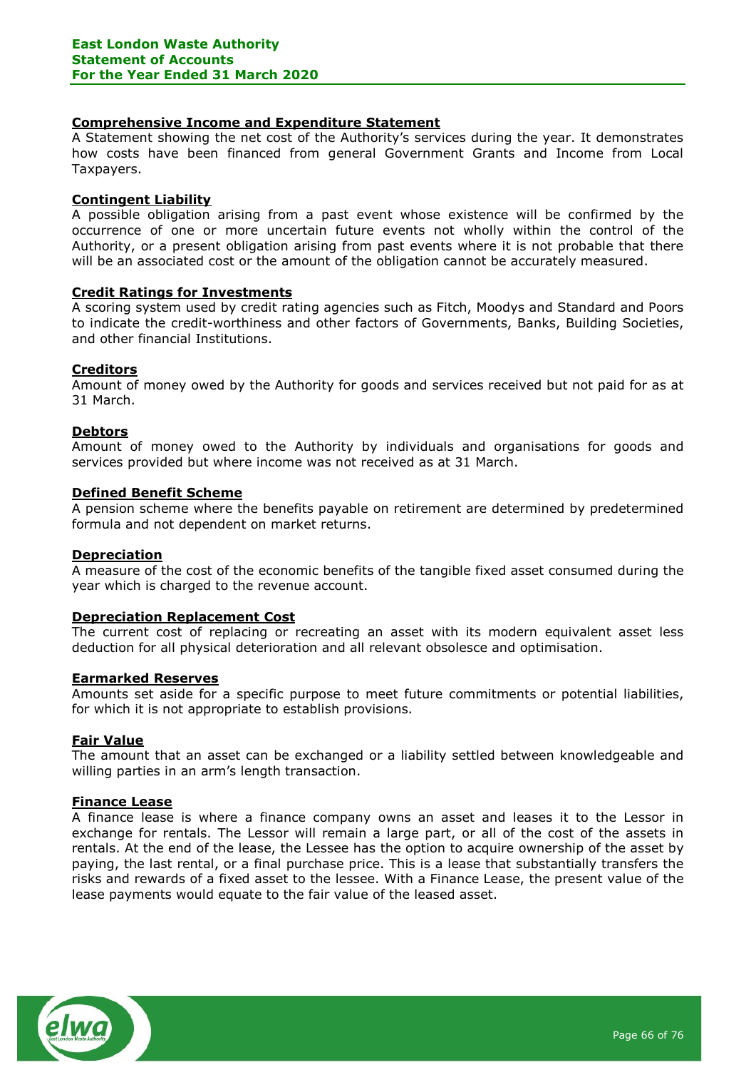**Comprehensive Income and Expenditure Statement**
A Statement showing the net cost of the Authority's services during the year. It demonstrates how costs have been financed from general Government Grants and Income from Local Taxpayers.

**Contingent Liability**
A possible obligation arising from a past event whose existence will be confirmed by the occurrence of one or more uncertain future events not wholly within the control of the Authority, or a present obligation arising from past events where it is not probable that there will be an associated cost or the amount of the obligation cannot be accurately measured.

**Credit Ratings for Investments**
A scoring system used by credit rating agencies such as Fitch, Moodys and Standard and Poors to indicate the credit-worthiness and other factors of Governments, Banks, Building Societies, and other financial Institutions.

**Creditors**
Amount of money owed by the Authority for goods and services received but not paid for as at 31 March.

**Debtors**
Amount of money owed to the Authority by individuals and organisations for goods and services provided but where income was not received as at 31 March.

**Defined Benefit Scheme**
A pension scheme where the benefits payable on retirement are determined by predetermined formula and not dependent on market returns.

**Depreciation**
A measure of the cost of the economic benefits of the tangible fixed asset consumed during the year which is charged to the revenue account.

**Depreciation Replacement Cost**
The current cost of replacing or recreating an asset with its modern equivalent asset less deduction for all physical deterioration and all relevant obsolesce and optimisation.

**Earmarked Reserves**
Amounts set aside for a specific purpose to meet future commitments or potential liabilities, for which it is not appropriate to establish provisions.

**Fair Value**
The amount that an asset can be exchanged or a liability settled between knowledgeable and willing parties in an arm's length transaction.

**Finance Lease**
A finance lease is where a finance company owns an asset and leases it to the Lessor in exchange for rentals. The Lessor will remain a large part, or all of the cost of the assets in rentals. At the end of the lease, the Lessee has the option to acquire ownership of the asset by paying, the last rental, or a final purchase price. This is a lease that substantially transfers the risks and rewards of a fixed asset to the lessee. With a Finance Lease, the present value of the lease payments would equate to the fair value of the leased asset.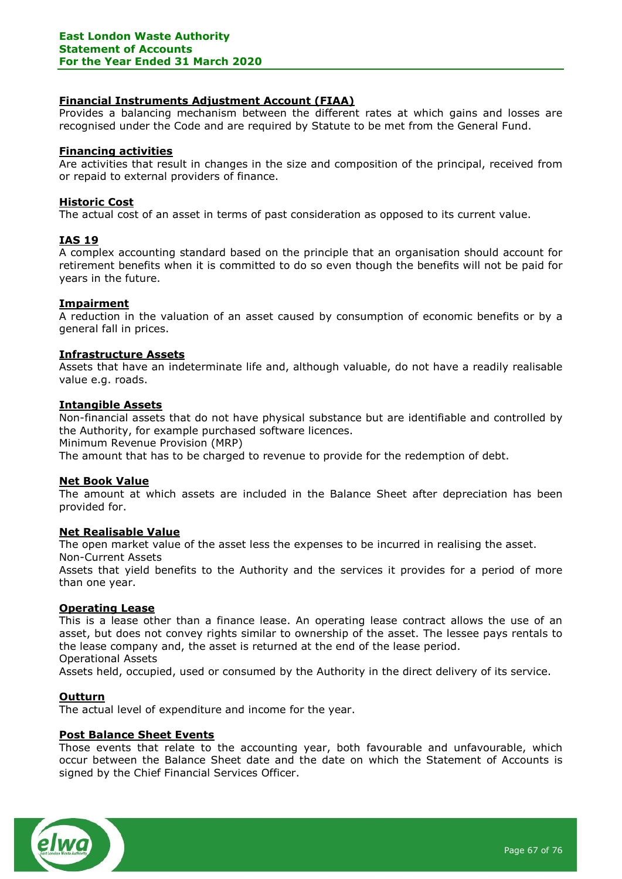**Financial Instruments Adjustment Account (FIAA)**
Provides a balancing mechanism between the different rates at which gains and losses are recognised under the Code and are required by Statute to be met from the General Fund.

**Financing activities**
Are activities that result in changes in the size and composition of the principal, received from or repaid to external providers of finance.

**Historic Cost**
The actual cost of an asset in terms of past consideration as opposed to its current value.

**IAS 19**
A complex accounting standard based on the principle that an organisation should account for retirement benefits when it is committed to do so even though the benefits will not be paid for years in the future.

**Impairment**
A reduction in the valuation of an asset caused by consumption of economic benefits or by a general fall in prices.

**Infrastructure Assets**
Assets that have an indeterminate life and, although valuable, do not have a readily realisable value e.g. roads.

**Intangible Assets**
Non-financial assets that do not have physical substance but are identifiable and controlled by the Authority, for example purchased software licences.
Minimum Revenue Provision (MRP)
The amount that has to be charged to revenue to provide for the redemption of debt.

**Net Book Value**
The amount at which assets are included in the Balance Sheet after depreciation has been provided for.

**Net Realisable Value**
The open market value of the asset less the expenses to be incurred in realising the asset.
Non-Current Assets
Assets that yield benefits to the Authority and the services it provides for a period of more than one year.

**Operating Lease**
This is a lease other than a finance lease. An operating lease contract allows the use of an asset, but does not convey rights similar to ownership of the asset. The lessee pays rentals to the lease company and, the asset is returned at the end of the lease period.
Operational Assets
Assets held, occupied, used or consumed by the Authority in the direct delivery of its service.

**Outturn**
The actual level of expenditure and income for the year.

**Post Balance Sheet Events**
Those events that relate to the accounting year, both favourable and unfavourable, which occur between the Balance Sheet date and the date on which the Statement of Accounts is signed by the Chief Financial Services Officer.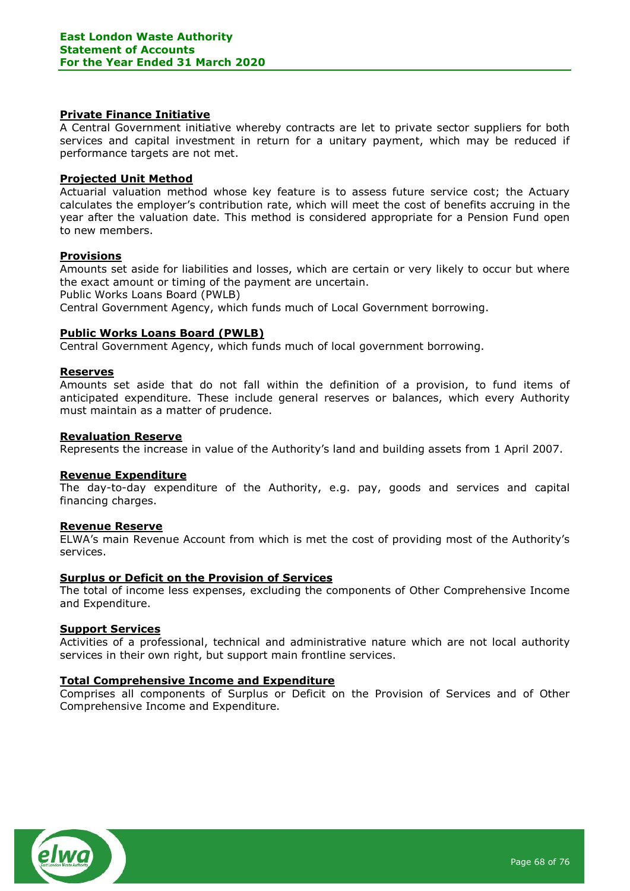**Private Finance Initiative**
A Central Government initiative whereby contracts are let to private sector suppliers for both services and capital investment in return for a unitary payment, which may be reduced if performance targets are not met.

**Projected Unit Method**
Actuarial valuation method whose key feature is to assess future service cost; the Actuary calculates the employer's contribution rate, which will meet the cost of benefits accruing in the year after the valuation date. This method is considered appropriate for a Pension Fund open to new members.

**Provisions**
Amounts set aside for liabilities and losses, which are certain or very likely to occur but where the exact amount or timing of the payment are uncertain.
Public Works Loans Board (PWLB)
Central Government Agency, which funds much of Local Government borrowing.

**Public Works Loans Board (PWLB)**
Central Government Agency, which funds much of local government borrowing.

**Reserves**
Amounts set aside that do not fall within the definition of a provision, to fund items of anticipated expenditure. These include general reserves or balances, which every Authority must maintain as a matter of prudence.

**Revaluation Reserve**
Represents the increase in value of the Authority's land and building assets from 1 April 2007.

**Revenue Expenditure**
The day-to-day expenditure of the Authority, e.g. pay, goods and services and capital financing charges.

**Revenue Reserve**
ELWA's main Revenue Account from which is met the cost of providing most of the Authority's services.

**Surplus or Deficit on the Provision of Services**
The total of income less expenses, excluding the components of Other Comprehensive Income and Expenditure.

**Support Services**
Activities of a professional, technical and administrative nature which are not local authority services in their own right, but support main frontline services.

**Total Comprehensive Income and Expenditure**
Comprises all components of Surplus or Deficit on the Provision of Services and of Other Comprehensive Income and Expenditure.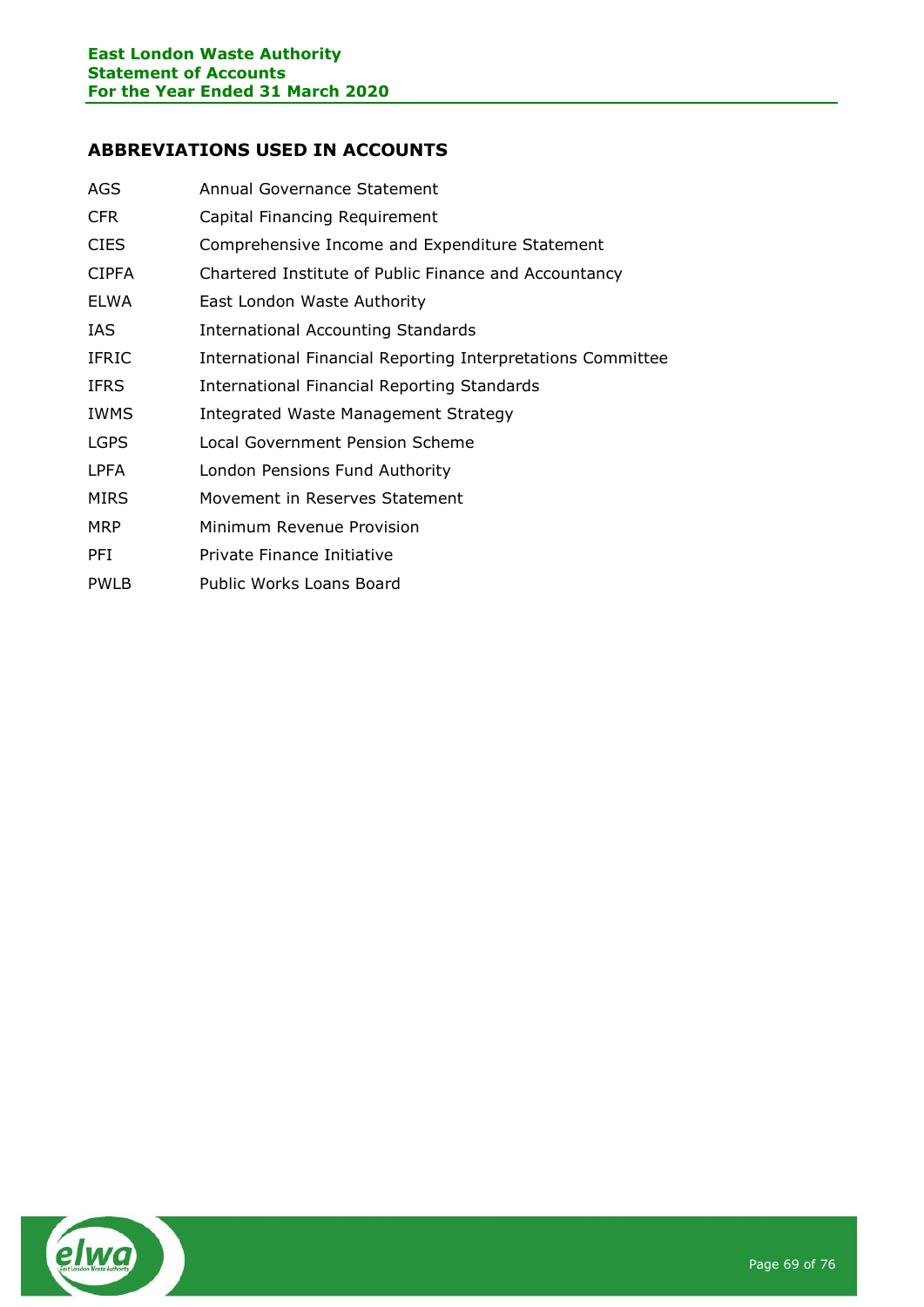## ABBREVIATIONS USED IN ACCOUNTS

| | |
|---|---|
| AGS | Annual Governance Statement |
| CFR | Capital Financing Requirement |
| CIES | Comprehensive Income and Expenditure Statement |
| CIPFA | Chartered Institute of Public Finance and Accountancy |
| ELWA | East London Waste Authority |
| IAS | International Accounting Standards |
| IFRIC | International Financial Reporting Interpretations Committee |
| IFRS | International Financial Reporting Standards |
| IWMS | Integrated Waste Management Strategy |
| LGPS | Local Government Pension Scheme |
| LPFA | London Pensions Fund Authority |
| MIRS | Movement in Reserves Statement |
| MRP | Minimum Revenue Provision |
| PFI | Private Finance Initiative |
| PWLB | Public Works Loans Board |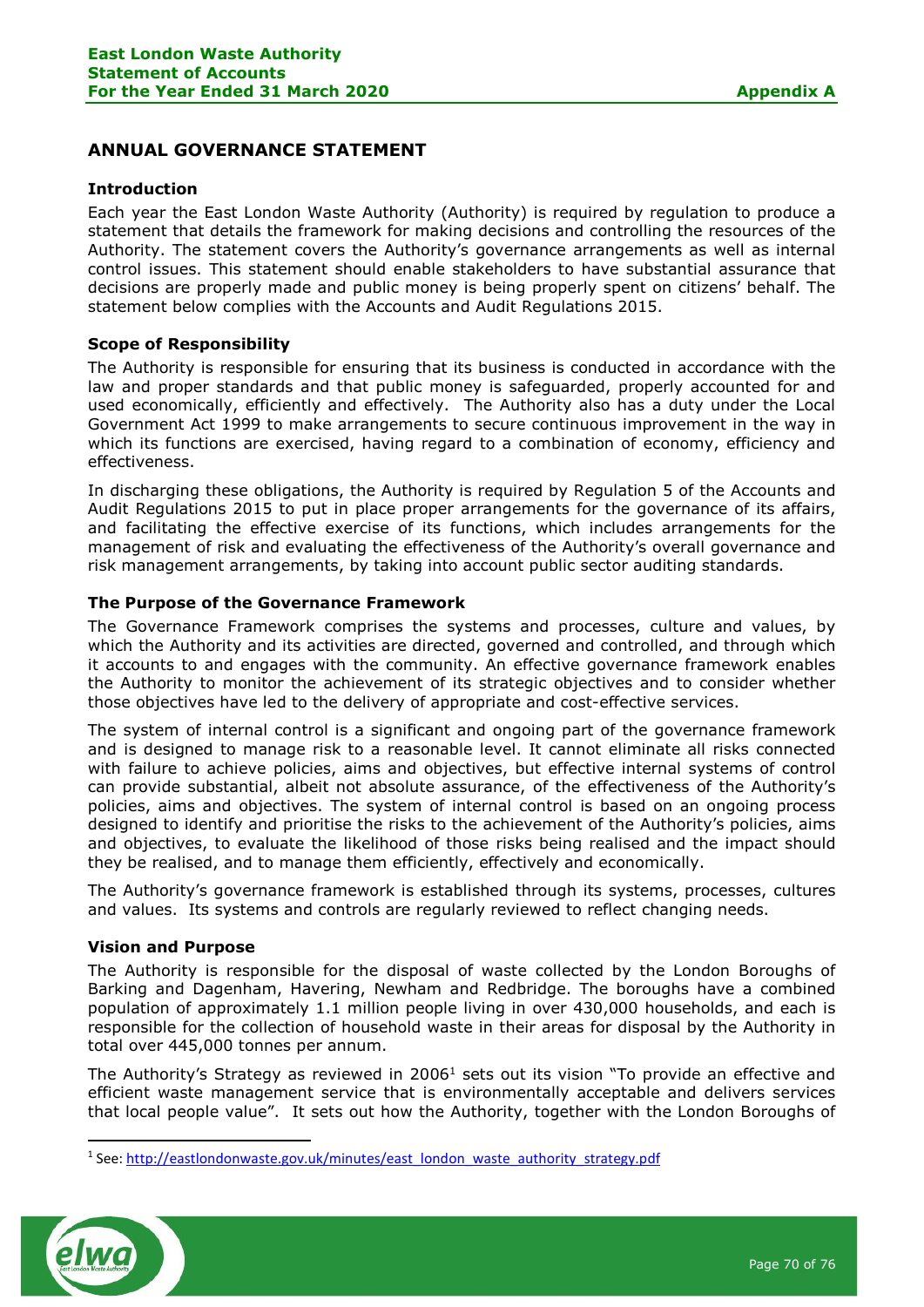## ANNUAL GOVERNANCE STATEMENT

### Introduction

Each year the East London Waste Authority (Authority) is required by regulation to produce a statement that details the framework for making decisions and controlling the resources of the Authority. The statement covers the Authority's governance arrangements as well as internal control issues. This statement should enable stakeholders to have substantial assurance that decisions are properly made and public money is being properly spent on citizens' behalf. The statement below complies with the Accounts and Audit Regulations 2015.

### Scope of Responsibility

The Authority is responsible for ensuring that its business is conducted in accordance with the law and proper standards and that public money is safeguarded, properly accounted for and used economically, efficiently and effectively. The Authority also has a duty under the Local Government Act 1999 to make arrangements to secure continuous improvement in the way in which its functions are exercised, having regard to a combination of economy, efficiency and effectiveness.

In discharging these obligations, the Authority is required by Regulation 5 of the Accounts and Audit Regulations 2015 to put in place proper arrangements for the governance of its affairs, and facilitating the effective exercise of its functions, which includes arrangements for the management of risk and evaluating the effectiveness of the Authority's overall governance and risk management arrangements, by taking into account public sector auditing standards.

### The Purpose of the Governance Framework

The Governance Framework comprises the systems and processes, culture and values, by which the Authority and its activities are directed, governed and controlled, and through which it accounts to and engages with the community. An effective governance framework enables the Authority to monitor the achievement of its strategic objectives and to consider whether those objectives have led to the delivery of appropriate and cost-effective services.

The system of internal control is a significant and ongoing part of the governance framework and is designed to manage risk to a reasonable level. It cannot eliminate all risks connected with failure to achieve policies, aims and objectives, but effective internal systems of control can provide substantial, albeit not absolute assurance, of the effectiveness of the Authority's policies, aims and objectives. The system of internal control is based on an ongoing process designed to identify and prioritise the risks to the achievement of the Authority's policies, aims and objectives, to evaluate the likelihood of those risks being realised and the impact should they be realised, and to manage them efficiently, effectively and economically.

The Authority's governance framework is established through its systems, processes, cultures and values. Its systems and controls are regularly reviewed to reflect changing needs.

### Vision and Purpose

The Authority is responsible for the disposal of waste collected by the London Boroughs of Barking and Dagenham, Havering, Newham and Redbridge. The boroughs have a combined population of approximately 1.1 million people living in over 430,000 households, and each is responsible for the collection of household waste in their areas for disposal by the Authority in total over 445,000 tonnes per annum.

The Authority's Strategy as reviewed in 2006[1] sets out its vision "To provide an effective and efficient waste management service that is environmentally acceptable and delivers services that local people value". It sets out how the Authority, together with the London Boroughs of

[1] See: http://eastlondonwaste.gov.uk/minutes/east_london_waste_authority_strategy.pdf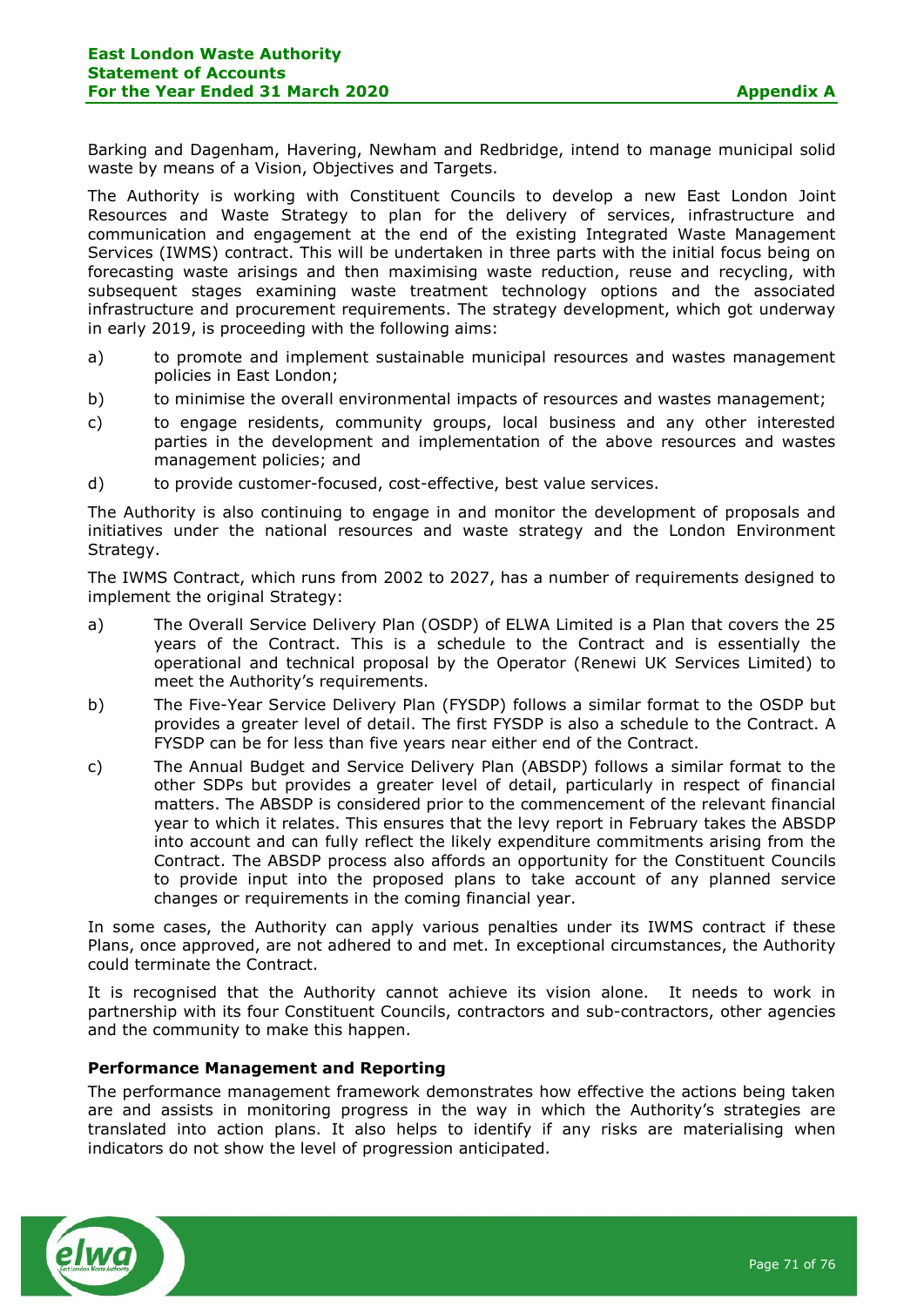Barking and Dagenham, Havering, Newham and Redbridge, intend to manage municipal solid waste by means of a Vision, Objectives and Targets.

The Authority is working with Constituent Councils to develop a new East London Joint Resources and Waste Strategy to plan for the delivery of services, infrastructure and communication and engagement at the end of the existing Integrated Waste Management Services (IWMS) contract. This will be undertaken in three parts with the initial focus being on forecasting waste arisings and then maximising waste reduction, reuse and recycling, with subsequent stages examining waste treatment technology options and the associated infrastructure and procurement requirements. The strategy development, which got underway in early 2019, is proceeding with the following aims:

a) to promote and implement sustainable municipal resources and wastes management policies in East London;

b) to minimise the overall environmental impacts of resources and wastes management;

c) to engage residents, community groups, local business and any other interested parties in the development and implementation of the above resources and wastes management policies; and

d) to provide customer-focused, cost-effective, best value services.

The Authority is also continuing to engage in and monitor the development of proposals and initiatives under the national resources and waste strategy and the London Environment Strategy.

The IWMS Contract, which runs from 2002 to 2027, has a number of requirements designed to implement the original Strategy:

a) The Overall Service Delivery Plan (OSDP) of ELWA Limited is a Plan that covers the 25 years of the Contract. This is a schedule to the Contract and is essentially the operational and technical proposal by the Operator (Renewi UK Services Limited) to meet the Authority's requirements.

b) The Five-Year Service Delivery Plan (FYSDP) follows a similar format to the OSDP but provides a greater level of detail. The first FYSDP is also a schedule to the Contract. A FYSDP can be for less than five years near either end of the Contract.

c) The Annual Budget and Service Delivery Plan (ABSDP) follows a similar format to the other SDPs but provides a greater level of detail, particularly in respect of financial matters. The ABSDP is considered prior to the commencement of the relevant financial year to which it relates. This ensures that the levy report in February takes the ABSDP into account and can fully reflect the likely expenditure commitments arising from the Contract. The ABSDP process also affords an opportunity for the Constituent Councils to provide input into the proposed plans to take account of any planned service changes or requirements in the coming financial year.

In some cases, the Authority can apply various penalties under its IWMS contract if these Plans, once approved, are not adhered to and met. In exceptional circumstances, the Authority could terminate the Contract.

It is recognised that the Authority cannot achieve its vision alone. It needs to work in partnership with its four Constituent Councils, contractors and sub-contractors, other agencies and the community to make this happen.

**Performance Management and Reporting**

The performance management framework demonstrates how effective the actions being taken are and assists in monitoring progress in the way in which the Authority's strategies are translated into action plans. It also helps to identify if any risks are materialising when indicators do not show the level of progression anticipated.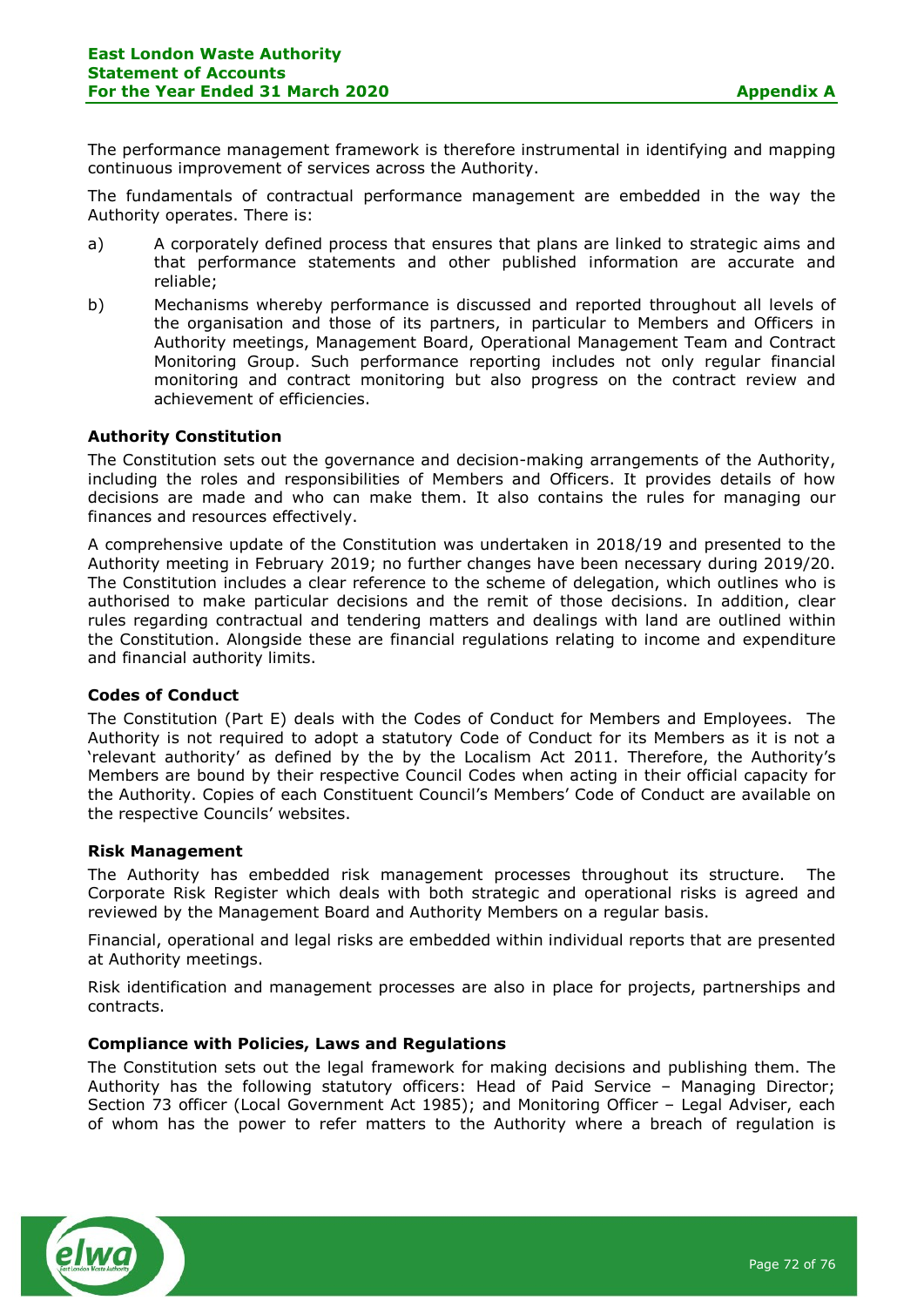The performance management framework is therefore instrumental in identifying and mapping continuous improvement of services across the Authority.

The fundamentals of contractual performance management are embedded in the way the Authority operates. There is:

a) A corporately defined process that ensures that plans are linked to strategic aims and that performance statements and other published information are accurate and reliable;

b) Mechanisms whereby performance is discussed and reported throughout all levels of the organisation and those of its partners, in particular to Members and Officers in Authority meetings, Management Board, Operational Management Team and Contract Monitoring Group. Such performance reporting includes not only regular financial monitoring and contract monitoring but also progress on the contract review and achievement of efficiencies.

**Authority Constitution**

The Constitution sets out the governance and decision-making arrangements of the Authority, including the roles and responsibilities of Members and Officers. It provides details of how decisions are made and who can make them. It also contains the rules for managing our finances and resources effectively.

A comprehensive update of the Constitution was undertaken in 2018/19 and presented to the Authority meeting in February 2019; no further changes have been necessary during 2019/20. The Constitution includes a clear reference to the scheme of delegation, which outlines who is authorised to make particular decisions and the remit of those decisions. In addition, clear rules regarding contractual and tendering matters and dealings with land are outlined within the Constitution. Alongside these are financial regulations relating to income and expenditure and financial authority limits.

**Codes of Conduct**

The Constitution (Part E) deals with the Codes of Conduct for Members and Employees. The Authority is not required to adopt a statutory Code of Conduct for its Members as it is not a 'relevant authority' as defined by the by the Localism Act 2011. Therefore, the Authority's Members are bound by their respective Council Codes when acting in their official capacity for the Authority. Copies of each Constituent Council's Members' Code of Conduct are available on the respective Councils' websites.

**Risk Management**

The Authority has embedded risk management processes throughout its structure. The Corporate Risk Register which deals with both strategic and operational risks is agreed and reviewed by the Management Board and Authority Members on a regular basis.

Financial, operational and legal risks are embedded within individual reports that are presented at Authority meetings.

Risk identification and management processes are also in place for projects, partnerships and contracts.

**Compliance with Policies, Laws and Regulations**

The Constitution sets out the legal framework for making decisions and publishing them. The Authority has the following statutory officers: Head of Paid Service – Managing Director; Section 73 officer (Local Government Act 1985); and Monitoring Officer – Legal Adviser, each of whom has the power to refer matters to the Authority where a breach of regulation is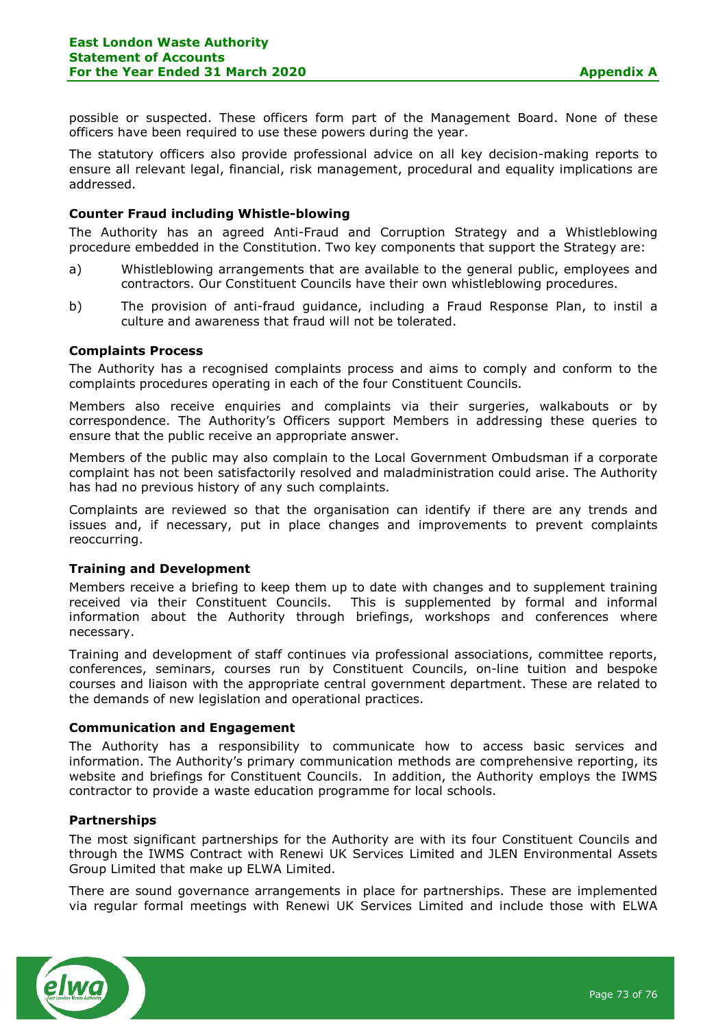possible or suspected. These officers form part of the Management Board. None of these officers have been required to use these powers during the year.

The statutory officers also provide professional advice on all key decision-making reports to ensure all relevant legal, financial, risk management, procedural and equality implications are addressed.

**Counter Fraud including Whistle-blowing**

The Authority has an agreed Anti-Fraud and Corruption Strategy and a Whistleblowing procedure embedded in the Constitution. Two key components that support the Strategy are:

a) Whistleblowing arrangements that are available to the general public, employees and contractors. Our Constituent Councils have their own whistleblowing procedures.

b) The provision of anti-fraud guidance, including a Fraud Response Plan, to instil a culture and awareness that fraud will not be tolerated.

**Complaints Process**

The Authority has a recognised complaints process and aims to comply and conform to the complaints procedures operating in each of the four Constituent Councils.

Members also receive enquiries and complaints via their surgeries, walkabouts or by correspondence. The Authority's Officers support Members in addressing these queries to ensure that the public receive an appropriate answer.

Members of the public may also complain to the Local Government Ombudsman if a corporate complaint has not been satisfactorily resolved and maladministration could arise. The Authority has had no previous history of any such complaints.

Complaints are reviewed so that the organisation can identify if there are any trends and issues and, if necessary, put in place changes and improvements to prevent complaints reoccurring.

**Training and Development**

Members receive a briefing to keep them up to date with changes and to supplement training received via their Constituent Councils. This is supplemented by formal and informal information about the Authority through briefings, workshops and conferences where necessary.

Training and development of staff continues via professional associations, committee reports, conferences, seminars, courses run by Constituent Councils, on-line tuition and bespoke courses and liaison with the appropriate central government department. These are related to the demands of new legislation and operational practices.

**Communication and Engagement**

The Authority has a responsibility to communicate how to access basic services and information. The Authority's primary communication methods are comprehensive reporting, its website and briefings for Constituent Councils. In addition, the Authority employs the IWMS contractor to provide a waste education programme for local schools.

**Partnerships**

The most significant partnerships for the Authority are with its four Constituent Councils and through the IWMS Contract with Renewi UK Services Limited and JLEN Environmental Assets Group Limited that make up ELWA Limited.

There are sound governance arrangements in place for partnerships. These are implemented via regular formal meetings with Renewi UK Services Limited and include those with ELWA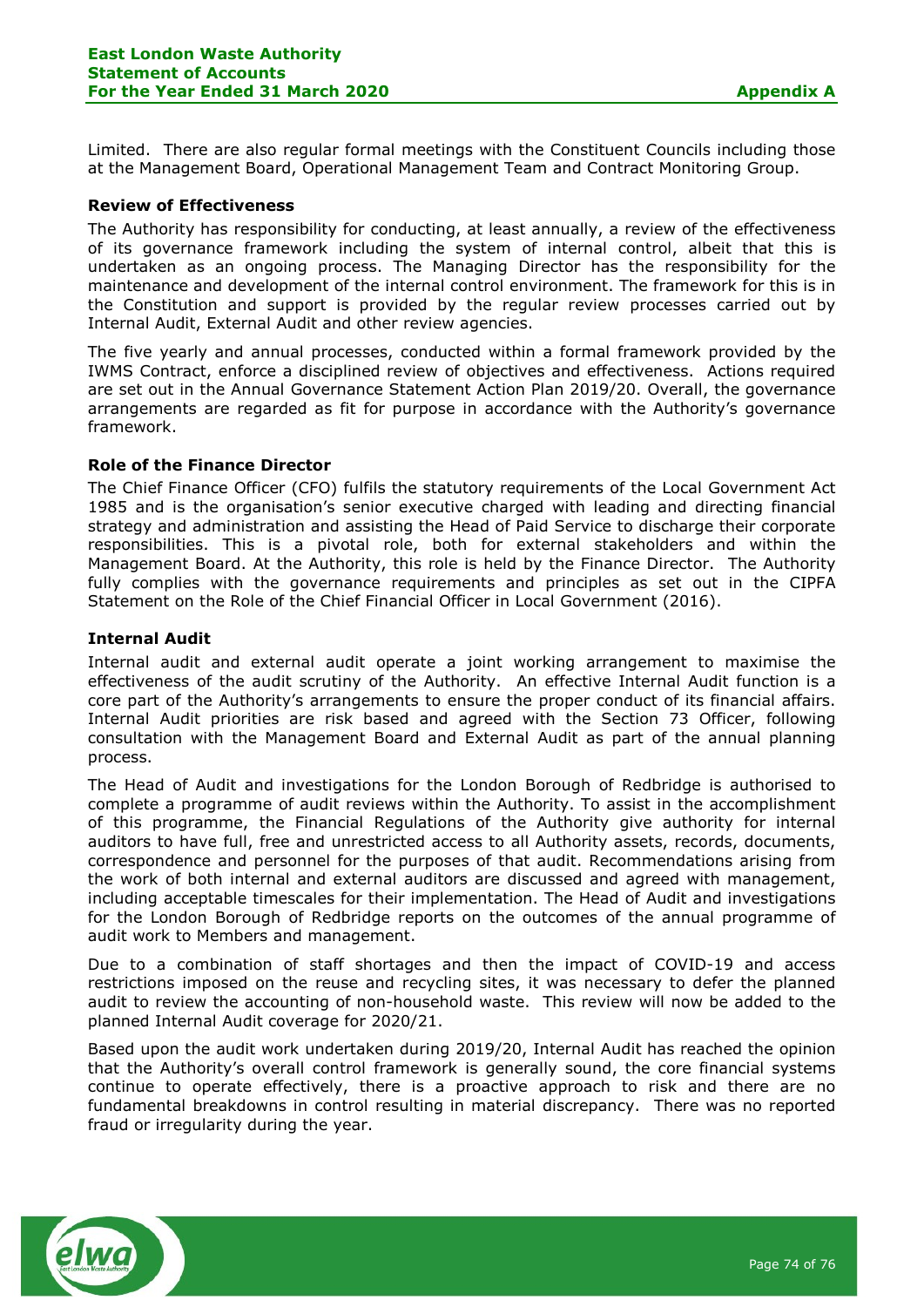Limited. There are also regular formal meetings with the Constituent Councils including those at the Management Board, Operational Management Team and Contract Monitoring Group.

**Review of Effectiveness**

The Authority has responsibility for conducting, at least annually, a review of the effectiveness of its governance framework including the system of internal control, albeit that this is undertaken as an ongoing process. The Managing Director has the responsibility for the maintenance and development of the internal control environment. The framework for this is in the Constitution and support is provided by the regular review processes carried out by Internal Audit, External Audit and other review agencies.

The five yearly and annual processes, conducted within a formal framework provided by the IWMS Contract, enforce a disciplined review of objectives and effectiveness. Actions required are set out in the Annual Governance Statement Action Plan 2019/20. Overall, the governance arrangements are regarded as fit for purpose in accordance with the Authority's governance framework.

**Role of the Finance Director**

The Chief Finance Officer (CFO) fulfils the statutory requirements of the Local Government Act 1985 and is the organisation's senior executive charged with leading and directing financial strategy and administration and assisting the Head of Paid Service to discharge their corporate responsibilities. This is a pivotal role, both for external stakeholders and within the Management Board. At the Authority, this role is held by the Finance Director. The Authority fully complies with the governance requirements and principles as set out in the CIPFA Statement on the Role of the Chief Financial Officer in Local Government (2016).

**Internal Audit**

Internal audit and external audit operate a joint working arrangement to maximise the effectiveness of the audit scrutiny of the Authority. An effective Internal Audit function is a core part of the Authority's arrangements to ensure the proper conduct of its financial affairs. Internal Audit priorities are risk based and agreed with the Section 73 Officer, following consultation with the Management Board and External Audit as part of the annual planning process.

The Head of Audit and investigations for the London Borough of Redbridge is authorised to complete a programme of audit reviews within the Authority. To assist in the accomplishment of this programme, the Financial Regulations of the Authority give authority for internal auditors to have full, free and unrestricted access to all Authority assets, records, documents, correspondence and personnel for the purposes of that audit. Recommendations arising from the work of both internal and external auditors are discussed and agreed with management, including acceptable timescales for their implementation. The Head of Audit and investigations for the London Borough of Redbridge reports on the outcomes of the annual programme of audit work to Members and management.

Due to a combination of staff shortages and then the impact of COVID-19 and access restrictions imposed on the reuse and recycling sites, it was necessary to defer the planned audit to review the accounting of non-household waste. This review will now be added to the planned Internal Audit coverage for 2020/21.

Based upon the audit work undertaken during 2019/20, Internal Audit has reached the opinion that the Authority's overall control framework is generally sound, the core financial systems continue to operate effectively, there is a proactive approach to risk and there are no fundamental breakdowns in control resulting in material discrepancy. There was no reported fraud or irregularity during the year.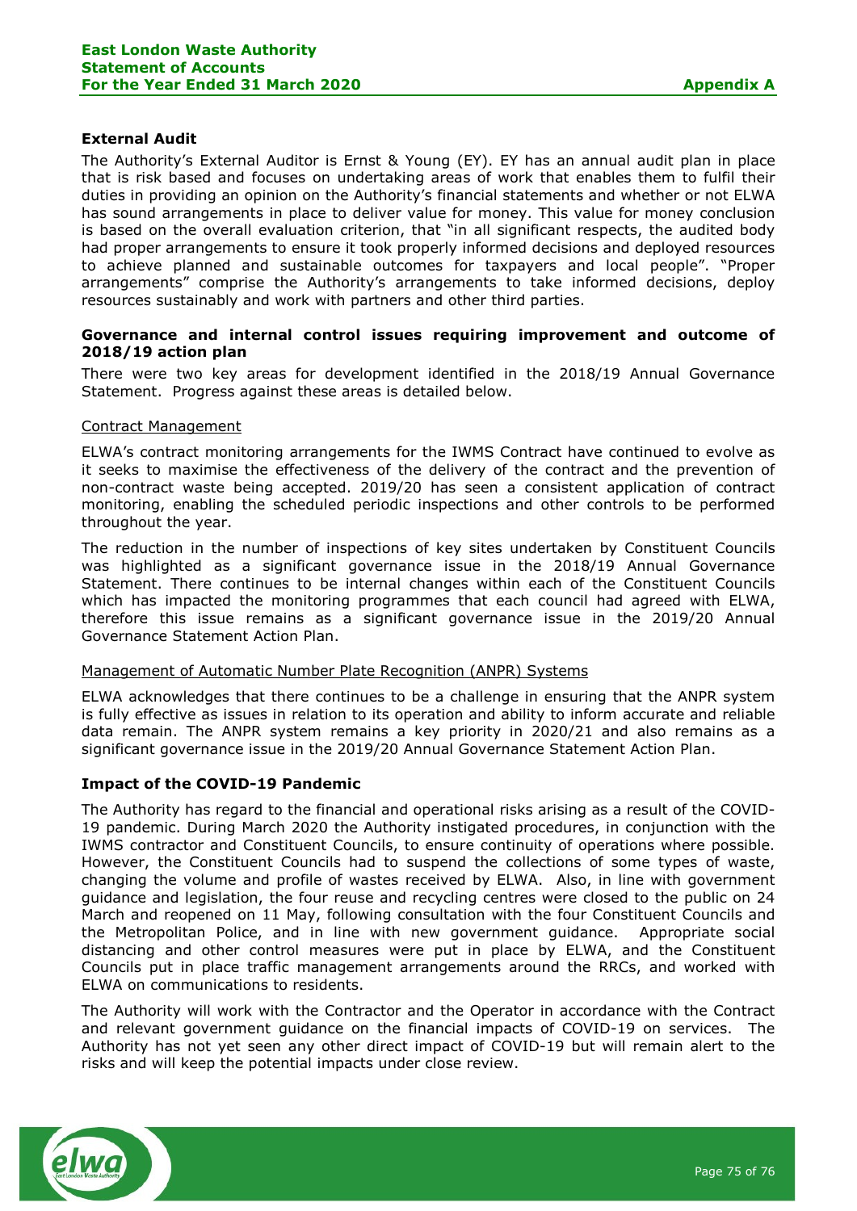## External Audit

The Authority's External Auditor is Ernst & Young (EY). EY has an annual audit plan in place that is risk based and focuses on undertaking areas of work that enables them to fulfil their duties in providing an opinion on the Authority's financial statements and whether or not ELWA has sound arrangements in place to deliver value for money. This value for money conclusion is based on the overall evaluation criterion, that "in all significant respects, the audited body had proper arrangements to ensure it took properly informed decisions and deployed resources to achieve planned and sustainable outcomes for taxpayers and local people". "Proper arrangements" comprise the Authority's arrangements to take informed decisions, deploy resources sustainably and work with partners and other third parties.

## Governance and internal control issues requiring improvement and outcome of 2018/19 action plan

There were two key areas for development identified in the 2018/19 Annual Governance Statement. Progress against these areas is detailed below.

### Contract Management

ELWA's contract monitoring arrangements for the IWMS Contract have continued to evolve as it seeks to maximise the effectiveness of the delivery of the contract and the prevention of non-contract waste being accepted. 2019/20 has seen a consistent application of contract monitoring, enabling the scheduled periodic inspections and other controls to be performed throughout the year.

The reduction in the number of inspections of key sites undertaken by Constituent Councils was highlighted as a significant governance issue in the 2018/19 Annual Governance Statement. There continues to be internal changes within each of the Constituent Councils which has impacted the monitoring programmes that each council had agreed with ELWA, therefore this issue remains as a significant governance issue in the 2019/20 Annual Governance Statement Action Plan.

### Management of Automatic Number Plate Recognition (ANPR) Systems

ELWA acknowledges that there continues to be a challenge in ensuring that the ANPR system is fully effective as issues in relation to its operation and ability to inform accurate and reliable data remain. The ANPR system remains a key priority in 2020/21 and also remains as a significant governance issue in the 2019/20 Annual Governance Statement Action Plan.

## Impact of the COVID-19 Pandemic

The Authority has regard to the financial and operational risks arising as a result of the COVID-19 pandemic. During March 2020 the Authority instigated procedures, in conjunction with the IWMS contractor and Constituent Councils, to ensure continuity of operations where possible. However, the Constituent Councils had to suspend the collections of some types of waste, changing the volume and profile of wastes received by ELWA. Also, in line with government guidance and legislation, the four reuse and recycling centres were closed to the public on 24 March and reopened on 11 May, following consultation with the four Constituent Councils and the Metropolitan Police, and in line with new government guidance. Appropriate social distancing and other control measures were put in place by ELWA, and the Constituent Councils put in place traffic management arrangements around the RRCs, and worked with ELWA on communications to residents.

The Authority will work with the Contractor and the Operator in accordance with the Contract and relevant government guidance on the financial impacts of COVID-19 on services. The Authority has not yet seen any other direct impact of COVID-19 but will remain alert to the risks and will keep the potential impacts under close review.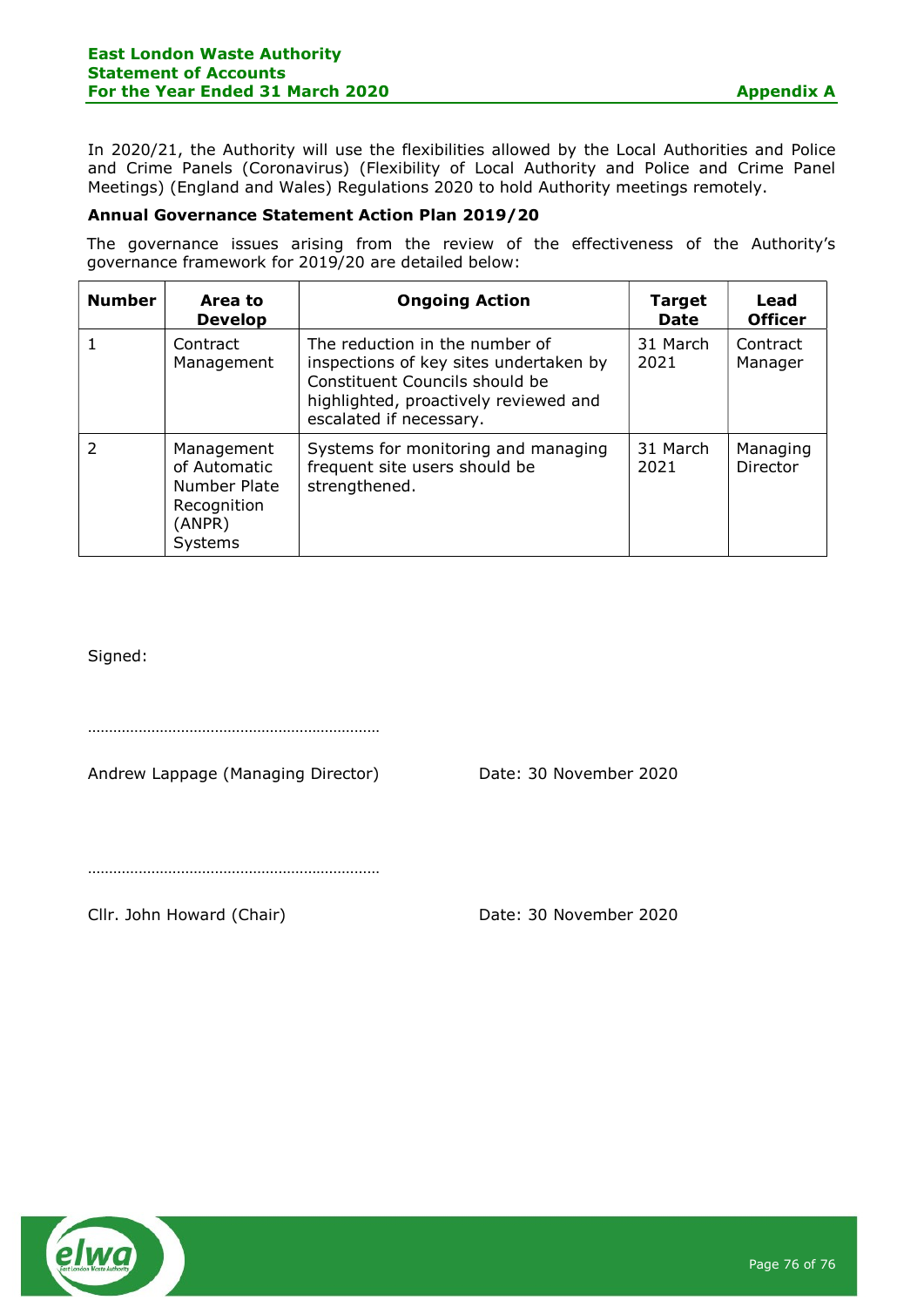In 2020/21, the Authority will use the flexibilities allowed by the Local Authorities and Police and Crime Panels (Coronavirus) (Flexibility of Local Authority and Police and Crime Panel Meetings) (England and Wales) Regulations 2020 to hold Authority meetings remotely.

**Annual Governance Statement Action Plan 2019/20**

The governance issues arising from the review of the effectiveness of the Authority's governance framework for 2019/20 are detailed below:

| Number | Area to Develop | Ongoing Action | Target Date | Lead Officer |
|---|---|---|---|---|
| 1 | Contract Management | The reduction in the number of inspections of key sites undertaken by Constituent Councils should be highlighted, proactively reviewed and escalated if necessary. | 31 March 2021 | Contract Manager |
| 2 | Management of Automatic Number Plate Recognition (ANPR) Systems | Systems for monitoring and managing frequent site users should be strengthened. | 31 March 2021 | Managing Director |

Signed:

……………………………………………………………

Andrew Lappage (Managing Director) Date: 30 November 2020

……………………………………………………………

Cllr. John Howard (Chair) Date: 30 November 2020